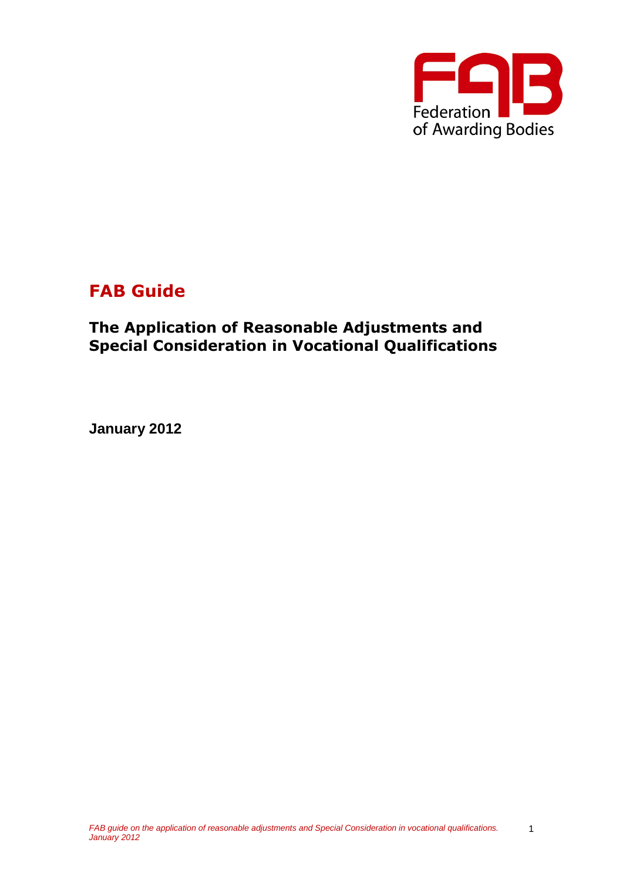Federation of Awarding Bodies

# FAB Guide

## The Application of Reasonable Adjustments and Special Consideration in Vocational Qualifications

**January 2012**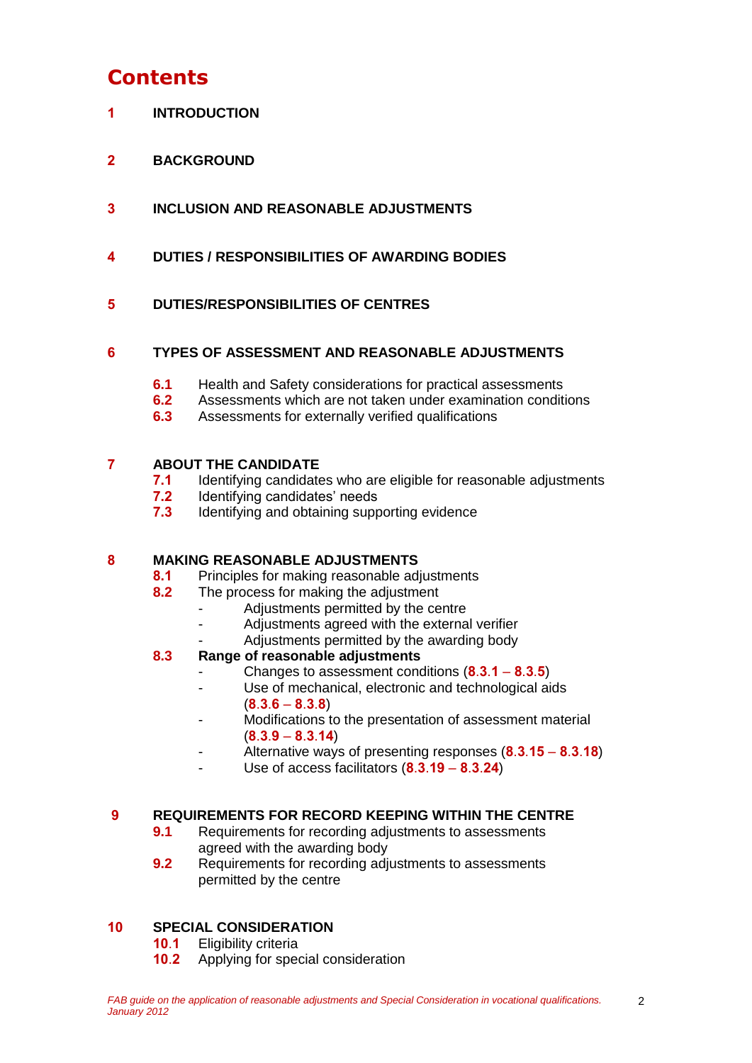# Contents

**1** **INTRODUCTION**

**2** **BACKGROUND**

**3** **INCLUSION AND REASONABLE ADJUSTMENTS**

**4** **DUTIES / RESPONSIBILITIES OF AWARDING BODIES**

**5** **DUTIES/RESPONSIBILITIES OF CENTRES**

**6** **TYPES OF ASSESSMENT AND REASONABLE ADJUSTMENTS**

- **6.1** Health and Safety considerations for practical assessments
- **6.2** Assessments which are not taken under examination conditions
- **6.3** Assessments for externally verified qualifications

**7** **ABOUT THE CANDIDATE**

- **7.1** Identifying candidates who are eligible for reasonable adjustments
- **7.2** Identifying candidates' needs
- **7.3** Identifying and obtaining supporting evidence

**8** **MAKING REASONABLE ADJUSTMENTS**

- **8.1** Principles for making reasonable adjustments
- **8.2** The process for making the adjustment
  - Adjustments permitted by the centre
  - Adjustments agreed with the external verifier
  - Adjustments permitted by the awarding body
- **8.3** **Range of reasonable adjustments**
  - Changes to assessment conditions (**8.3.1** – **8.3.5**)
  - Use of mechanical, electronic and technological aids (**8.3.6** – **8.3.8**)
  - Modifications to the presentation of assessment material (**8.3.9** – **8.3.14**)
  - Alternative ways of presenting responses (**8.3.15** – **8.3.18**)
  - Use of access facilitators (**8.3.19** – **8.3.24**)

**9** **REQUIREMENTS FOR RECORD KEEPING WITHIN THE CENTRE**

- **9.1** Requirements for recording adjustments to assessments agreed with the awarding body
- **9.2** Requirements for recording adjustments to assessments permitted by the centre

**10** **SPECIAL CONSIDERATION**

- **10.1** Eligibility criteria
- **10.2** Applying for special consideration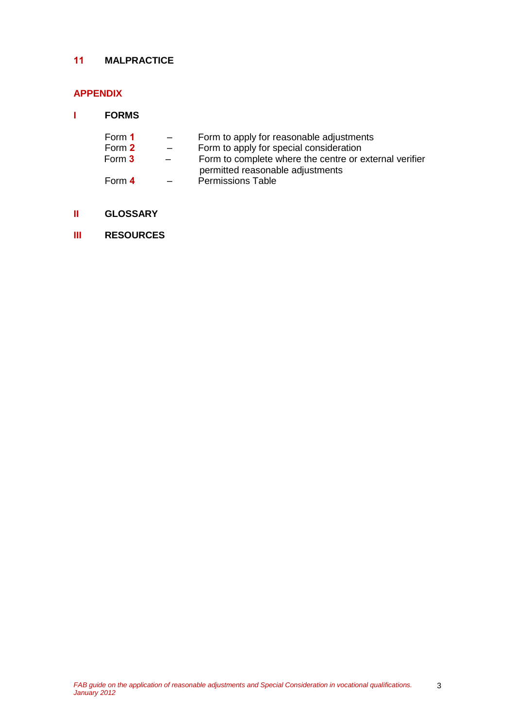**11 MALPRACTICE**

## APPENDIX

**I FORMS**

| | | |
|---|---|---|
| Form **1** | – | Form to apply for reasonable adjustments |
| Form **2** | – | Form to apply for special consideration |
| Form **3** | – | Form to complete where the centre or external verifier permitted reasonable adjustments |
| Form **4** | – | Permissions Table |

**II GLOSSARY**

**III RESOURCES**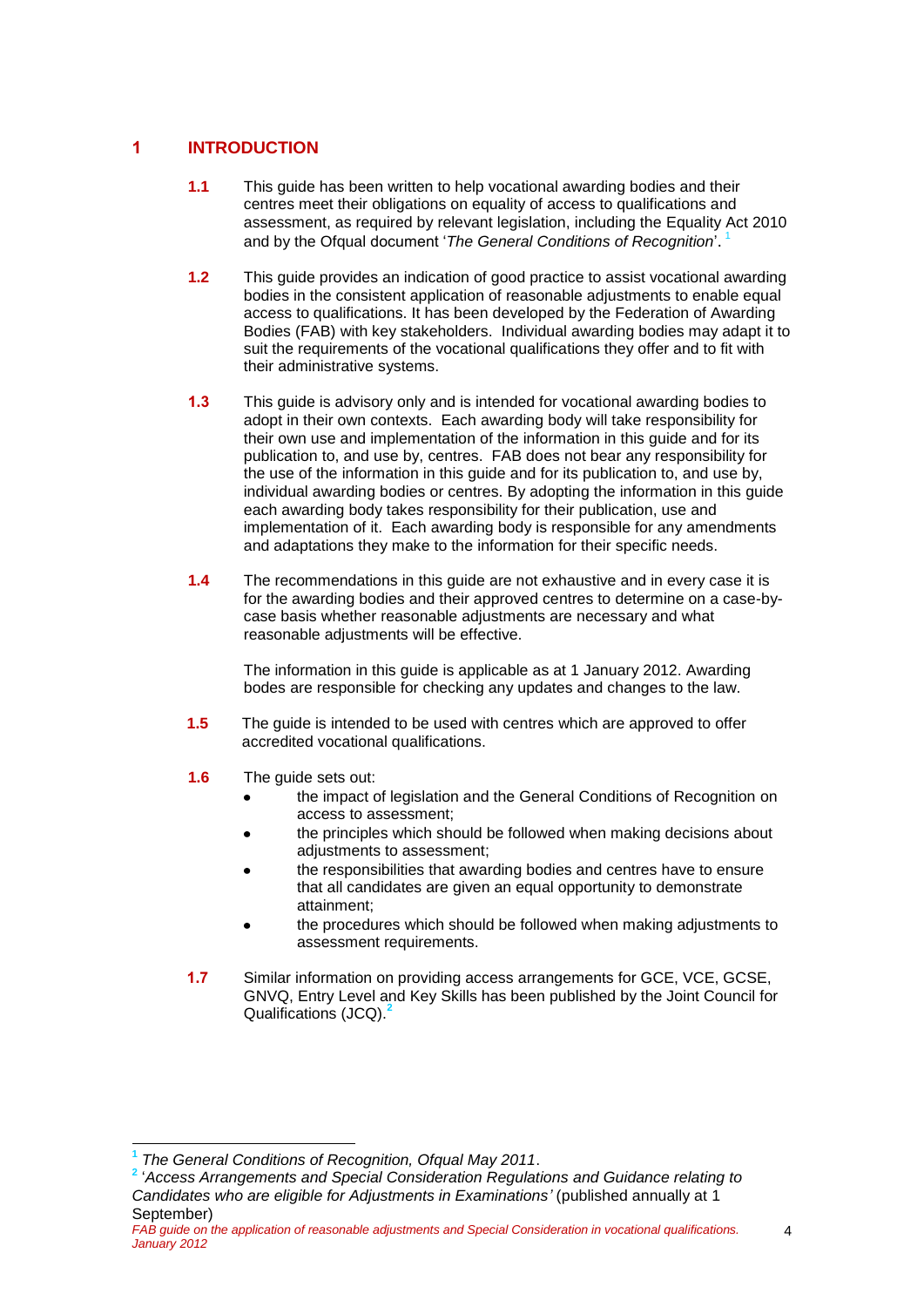# 1 INTRODUCTION

**1.1** This guide has been written to help vocational awarding bodies and their centres meet their obligations on equality of access to qualifications and assessment, as required by relevant legislation, including the Equality Act 2010 and by the Ofqual document '*The General Conditions of Recognition*'. [1]

**1.2** This guide provides an indication of good practice to assist vocational awarding bodies in the consistent application of reasonable adjustments to enable equal access to qualifications. It has been developed by the Federation of Awarding Bodies (FAB) with key stakeholders. Individual awarding bodies may adapt it to suit the requirements of the vocational qualifications they offer and to fit with their administrative systems.

**1.3** This guide is advisory only and is intended for vocational awarding bodies to adopt in their own contexts. Each awarding body will take responsibility for their own use and implementation of the information in this guide and for its publication to, and use by, centres. FAB does not bear any responsibility for the use of the information in this guide and for its publication to, and use by, individual awarding bodies or centres. By adopting the information in this guide each awarding body takes responsibility for their publication, use and implementation of it. Each awarding body is responsible for any amendments and adaptations they make to the information for their specific needs.

**1.4** The recommendations in this guide are not exhaustive and in every case it is for the awarding bodies and their approved centres to determine on a case-by-case basis whether reasonable adjustments are necessary and what reasonable adjustments will be effective.

The information in this guide is applicable as at 1 January 2012. Awarding bodes are responsible for checking any updates and changes to the law.

**1.5** The guide is intended to be used with centres which are approved to offer accredited vocational qualifications.

**1.6** The guide sets out:

- the impact of legislation and the General Conditions of Recognition on access to assessment;
- the principles which should be followed when making decisions about adjustments to assessment;
- the responsibilities that awarding bodies and centres have to ensure that all candidates are given an equal opportunity to demonstrate attainment;
- the procedures which should be followed when making adjustments to assessment requirements.

**1.7** Similar information on providing access arrangements for GCE, VCE, GCSE, GNVQ, Entry Level and Key Skills has been published by the Joint Council for Qualifications (JCQ). [2]

---

[1] *The General Conditions of Recognition, Ofqual May 2011*.

[2] '*Access Arrangements and Special Consideration Regulations and Guidance relating to Candidates who are eligible for Adjustments in Examinations'* (published annually at 1 September)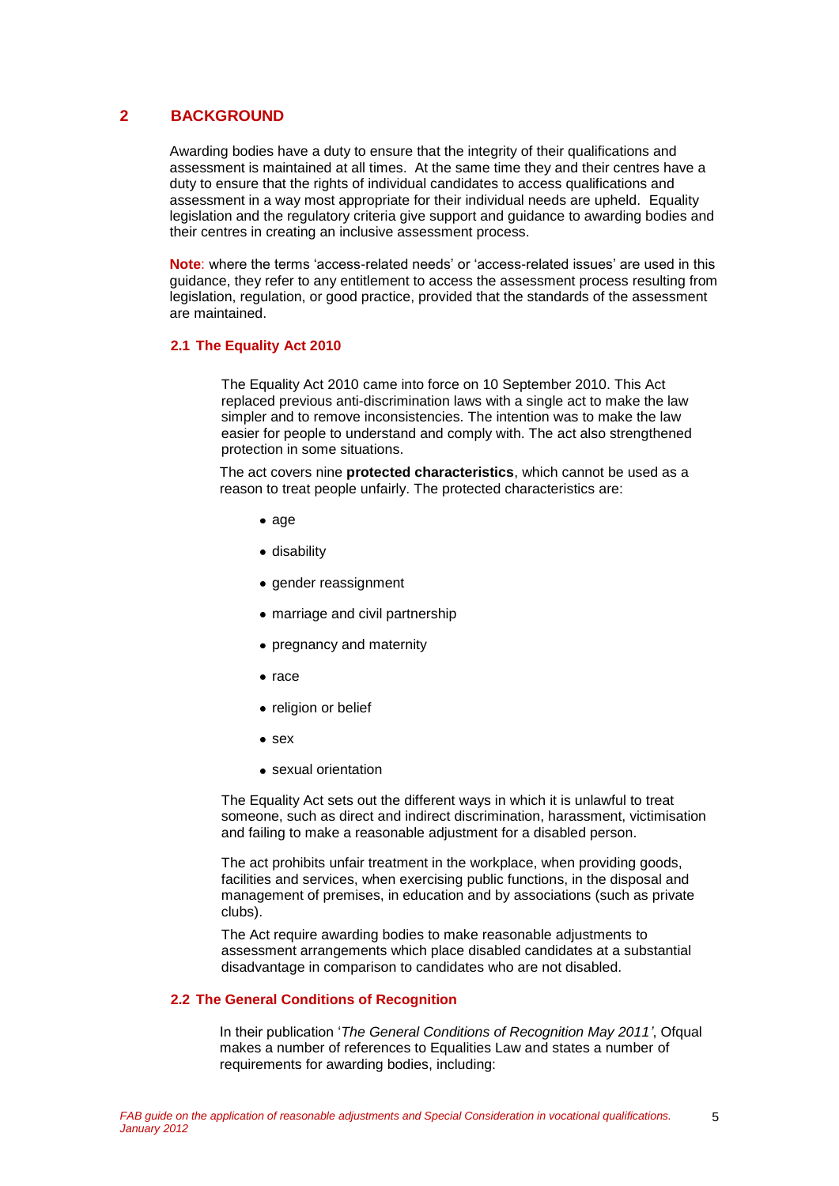## 2 BACKGROUND

Awarding bodies have a duty to ensure that the integrity of their qualifications and assessment is maintained at all times. At the same time they and their centres have a duty to ensure that the rights of individual candidates to access qualifications and assessment in a way most appropriate for their individual needs are upheld. Equality legislation and the regulatory criteria give support and guidance to awarding bodies and their centres in creating an inclusive assessment process.

**Note**: where the terms 'access-related needs' or 'access-related issues' are used in this guidance, they refer to any entitlement to access the assessment process resulting from legislation, regulation, or good practice, provided that the standards of the assessment are maintained.

### 2.1 The Equality Act 2010

The Equality Act 2010 came into force on 10 September 2010. This Act replaced previous anti-discrimination laws with a single act to make the law simpler and to remove inconsistencies. The intention was to make the law easier for people to understand and comply with. The act also strengthened protection in some situations.

The act covers nine **protected characteristics**, which cannot be used as a reason to treat people unfairly. The protected characteristics are:

- age
- disability
- gender reassignment
- marriage and civil partnership
- pregnancy and maternity
- race
- religion or belief
- sex
- sexual orientation

The Equality Act sets out the different ways in which it is unlawful to treat someone, such as direct and indirect discrimination, harassment, victimisation and failing to make a reasonable adjustment for a disabled person.

The act prohibits unfair treatment in the workplace, when providing goods, facilities and services, when exercising public functions, in the disposal and management of premises, in education and by associations (such as private clubs).

The Act require awarding bodies to make reasonable adjustments to assessment arrangements which place disabled candidates at a substantial disadvantage in comparison to candidates who are not disabled.

### 2.2 The General Conditions of Recognition

In their publication '*The General Conditions of Recognition May 2011'*, Ofqual makes a number of references to Equalities Law and states a number of requirements for awarding bodies, including: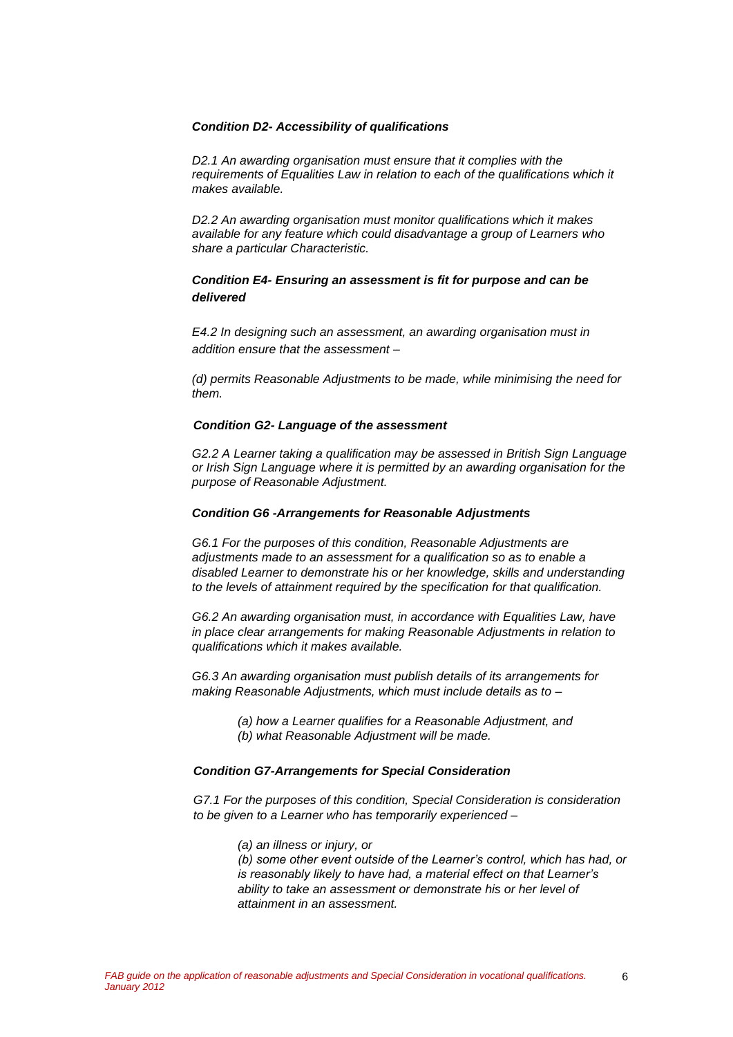### *Condition D2- Accessibility of qualifications*

*D2.1 An awarding organisation must ensure that it complies with the requirements of Equalities Law in relation to each of the qualifications which it makes available.*

*D2.2 An awarding organisation must monitor qualifications which it makes available for any feature which could disadvantage a group of Learners who share a particular Characteristic.*

### *Condition E4- Ensuring an assessment is fit for purpose and can be delivered*

*E4.2 In designing such an assessment, an awarding organisation must in addition ensure that the assessment –*

*(d) permits Reasonable Adjustments to be made, while minimising the need for them.*

### *Condition G2- Language of the assessment*

*G2.2 A Learner taking a qualification may be assessed in British Sign Language or Irish Sign Language where it is permitted by an awarding organisation for the purpose of Reasonable Adjustment.*

### *Condition G6 -Arrangements for Reasonable Adjustments*

*G6.1 For the purposes of this condition, Reasonable Adjustments are adjustments made to an assessment for a qualification so as to enable a disabled Learner to demonstrate his or her knowledge, skills and understanding to the levels of attainment required by the specification for that qualification.*

*G6.2 An awarding organisation must, in accordance with Equalities Law, have in place clear arrangements for making Reasonable Adjustments in relation to qualifications which it makes available.*

*G6.3 An awarding organisation must publish details of its arrangements for making Reasonable Adjustments, which must include details as to –*

> *(a) how a Learner qualifies for a Reasonable Adjustment, and*
> *(b) what Reasonable Adjustment will be made.*

### *Condition G7-Arrangements for Special Consideration*

*G7.1 For the purposes of this condition, Special Consideration is consideration to be given to a Learner who has temporarily experienced –*

> *(a) an illness or injury, or*
> *(b) some other event outside of the Learner's control, which has had, or is reasonably likely to have had, a material effect on that Learner's ability to take an assessment or demonstrate his or her level of attainment in an assessment.*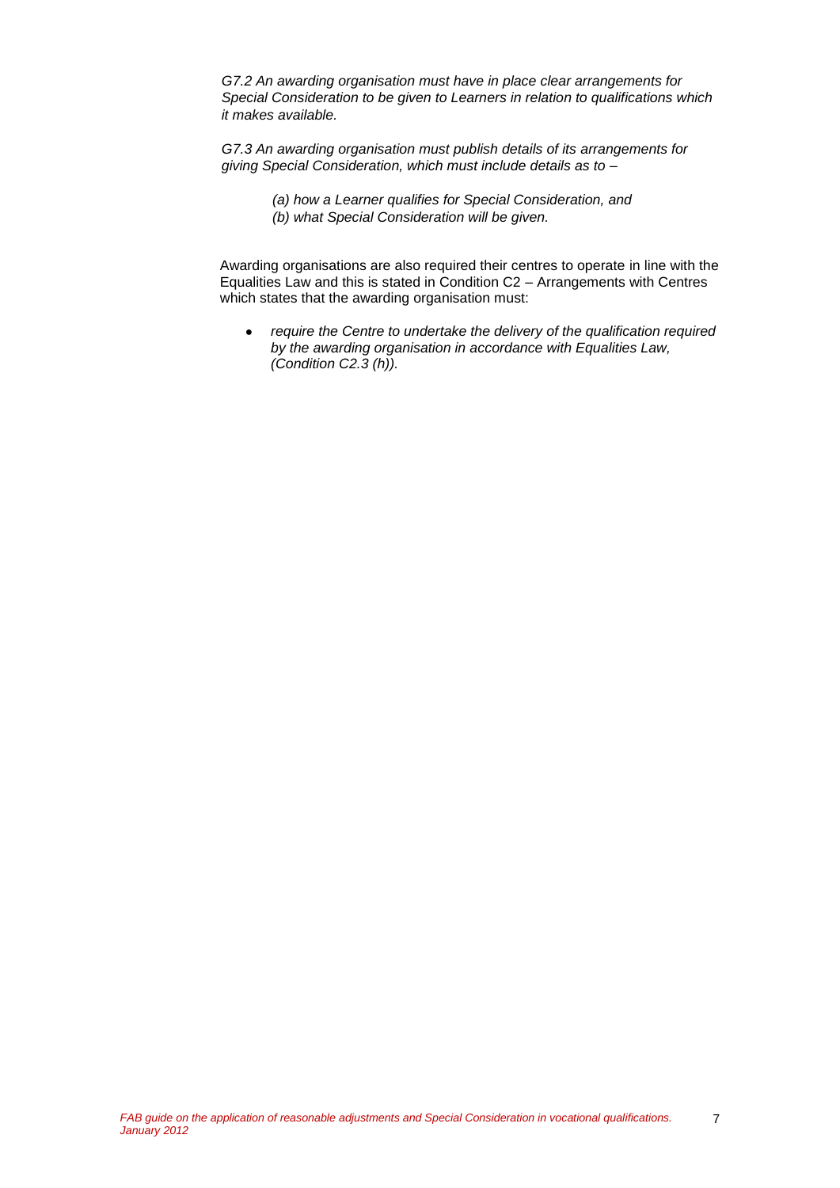*G7.2 An awarding organisation must have in place clear arrangements for Special Consideration to be given to Learners in relation to qualifications which it makes available.*

*G7.3 An awarding organisation must publish details of its arrangements for giving Special Consideration, which must include details as to –*

> *(a) how a Learner qualifies for Special Consideration, and*
> *(b) what Special Consideration will be given.*

Awarding organisations are also required their centres to operate in line with the Equalities Law and this is stated in Condition C2 – Arrangements with Centres which states that the awarding organisation must:

- *require the Centre to undertake the delivery of the qualification required by the awarding organisation in accordance with Equalities Law, (Condition C2.3 (h)).*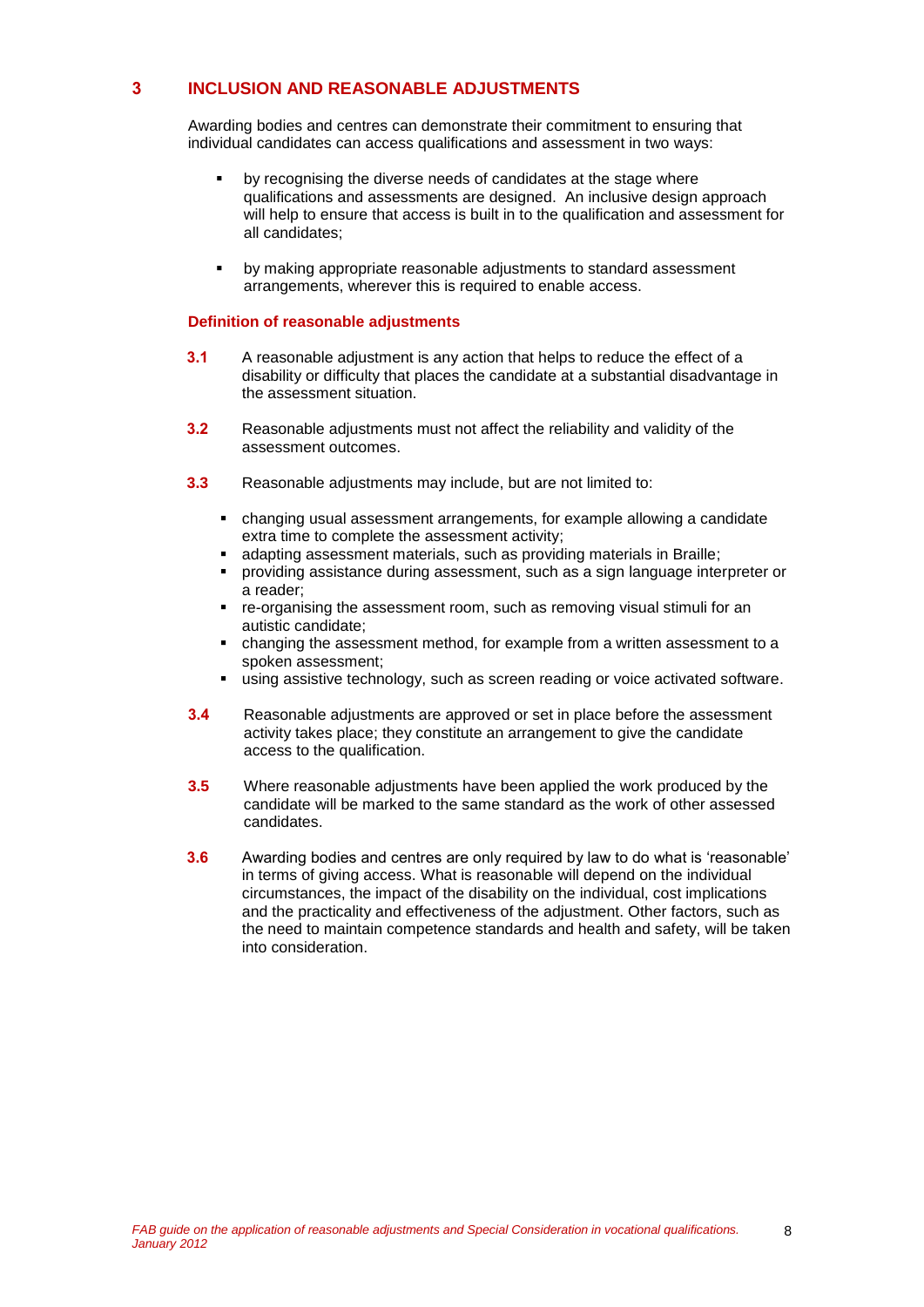## 3 INCLUSION AND REASONABLE ADJUSTMENTS

Awarding bodies and centres can demonstrate their commitment to ensuring that individual candidates can access qualifications and assessment in two ways:

- by recognising the diverse needs of candidates at the stage where qualifications and assessments are designed. An inclusive design approach will help to ensure that access is built in to the qualification and assessment for all candidates;
- by making appropriate reasonable adjustments to standard assessment arrangements, wherever this is required to enable access.

### Definition of reasonable adjustments

**3.1** A reasonable adjustment is any action that helps to reduce the effect of a disability or difficulty that places the candidate at a substantial disadvantage in the assessment situation.

**3.2** Reasonable adjustments must not affect the reliability and validity of the assessment outcomes.

**3.3** Reasonable adjustments may include, but are not limited to:

- changing usual assessment arrangements, for example allowing a candidate extra time to complete the assessment activity;
- adapting assessment materials, such as providing materials in Braille;
- providing assistance during assessment, such as a sign language interpreter or a reader;
- re-organising the assessment room, such as removing visual stimuli for an autistic candidate;
- changing the assessment method, for example from a written assessment to a spoken assessment;
- using assistive technology, such as screen reading or voice activated software.

**3.4** Reasonable adjustments are approved or set in place before the assessment activity takes place; they constitute an arrangement to give the candidate access to the qualification.

**3.5** Where reasonable adjustments have been applied the work produced by the candidate will be marked to the same standard as the work of other assessed candidates.

**3.6** Awarding bodies and centres are only required by law to do what is 'reasonable' in terms of giving access. What is reasonable will depend on the individual circumstances, the impact of the disability on the individual, cost implications and the practicality and effectiveness of the adjustment. Other factors, such as the need to maintain competence standards and health and safety, will be taken into consideration.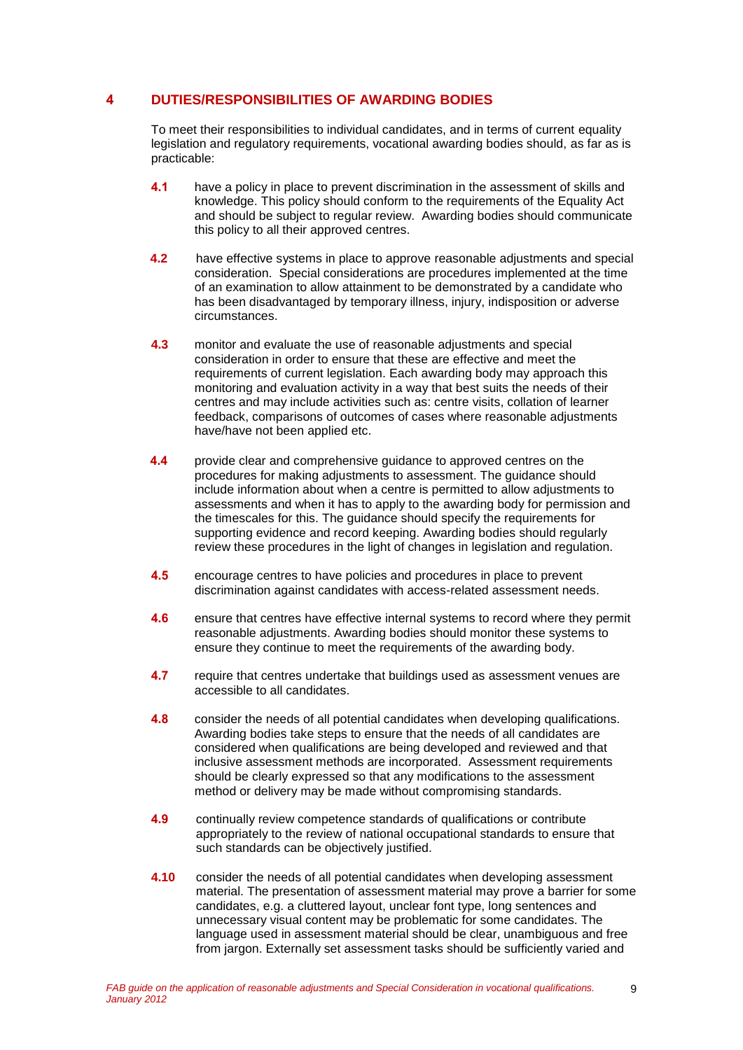## 4 DUTIES/RESPONSIBILITIES OF AWARDING BODIES

To meet their responsibilities to individual candidates, and in terms of current equality legislation and regulatory requirements, vocational awarding bodies should, as far as is practicable:

**4.1** have a policy in place to prevent discrimination in the assessment of skills and knowledge. This policy should conform to the requirements of the Equality Act and should be subject to regular review. Awarding bodies should communicate this policy to all their approved centres.

**4.2** have effective systems in place to approve reasonable adjustments and special consideration. Special considerations are procedures implemented at the time of an examination to allow attainment to be demonstrated by a candidate who has been disadvantaged by temporary illness, injury, indisposition or adverse circumstances.

**4.3** monitor and evaluate the use of reasonable adjustments and special consideration in order to ensure that these are effective and meet the requirements of current legislation. Each awarding body may approach this monitoring and evaluation activity in a way that best suits the needs of their centres and may include activities such as: centre visits, collation of learner feedback, comparisons of outcomes of cases where reasonable adjustments have/have not been applied etc.

**4.4** provide clear and comprehensive guidance to approved centres on the procedures for making adjustments to assessment. The guidance should include information about when a centre is permitted to allow adjustments to assessments and when it has to apply to the awarding body for permission and the timescales for this. The guidance should specify the requirements for supporting evidence and record keeping. Awarding bodies should regularly review these procedures in the light of changes in legislation and regulation.

**4.5** encourage centres to have policies and procedures in place to prevent discrimination against candidates with access-related assessment needs.

**4.6** ensure that centres have effective internal systems to record where they permit reasonable adjustments. Awarding bodies should monitor these systems to ensure they continue to meet the requirements of the awarding body.

**4.7** require that centres undertake that buildings used as assessment venues are accessible to all candidates.

**4.8** consider the needs of all potential candidates when developing qualifications. Awarding bodies take steps to ensure that the needs of all candidates are considered when qualifications are being developed and reviewed and that inclusive assessment methods are incorporated. Assessment requirements should be clearly expressed so that any modifications to the assessment method or delivery may be made without compromising standards.

**4.9** continually review competence standards of qualifications or contribute appropriately to the review of national occupational standards to ensure that such standards can be objectively justified.

**4.10** consider the needs of all potential candidates when developing assessment material. The presentation of assessment material may prove a barrier for some candidates, e.g. a cluttered layout, unclear font type, long sentences and unnecessary visual content may be problematic for some candidates. The language used in assessment material should be clear, unambiguous and free from jargon. Externally set assessment tasks should be sufficiently varied and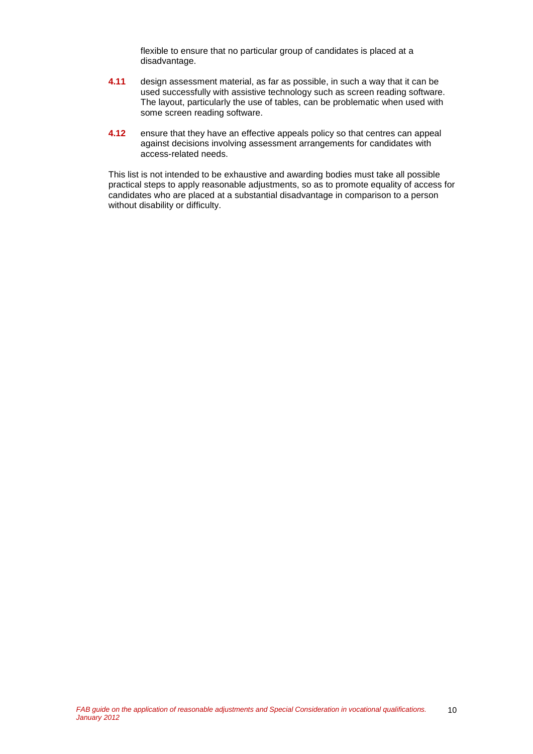flexible to ensure that no particular group of candidates is placed at a disadvantage.

**4.11** design assessment material, as far as possible, in such a way that it can be used successfully with assistive technology such as screen reading software. The layout, particularly the use of tables, can be problematic when used with some screen reading software.

**4.12** ensure that they have an effective appeals policy so that centres can appeal against decisions involving assessment arrangements for candidates with access-related needs.

This list is not intended to be exhaustive and awarding bodies must take all possible practical steps to apply reasonable adjustments, so as to promote equality of access for candidates who are placed at a substantial disadvantage in comparison to a person without disability or difficulty.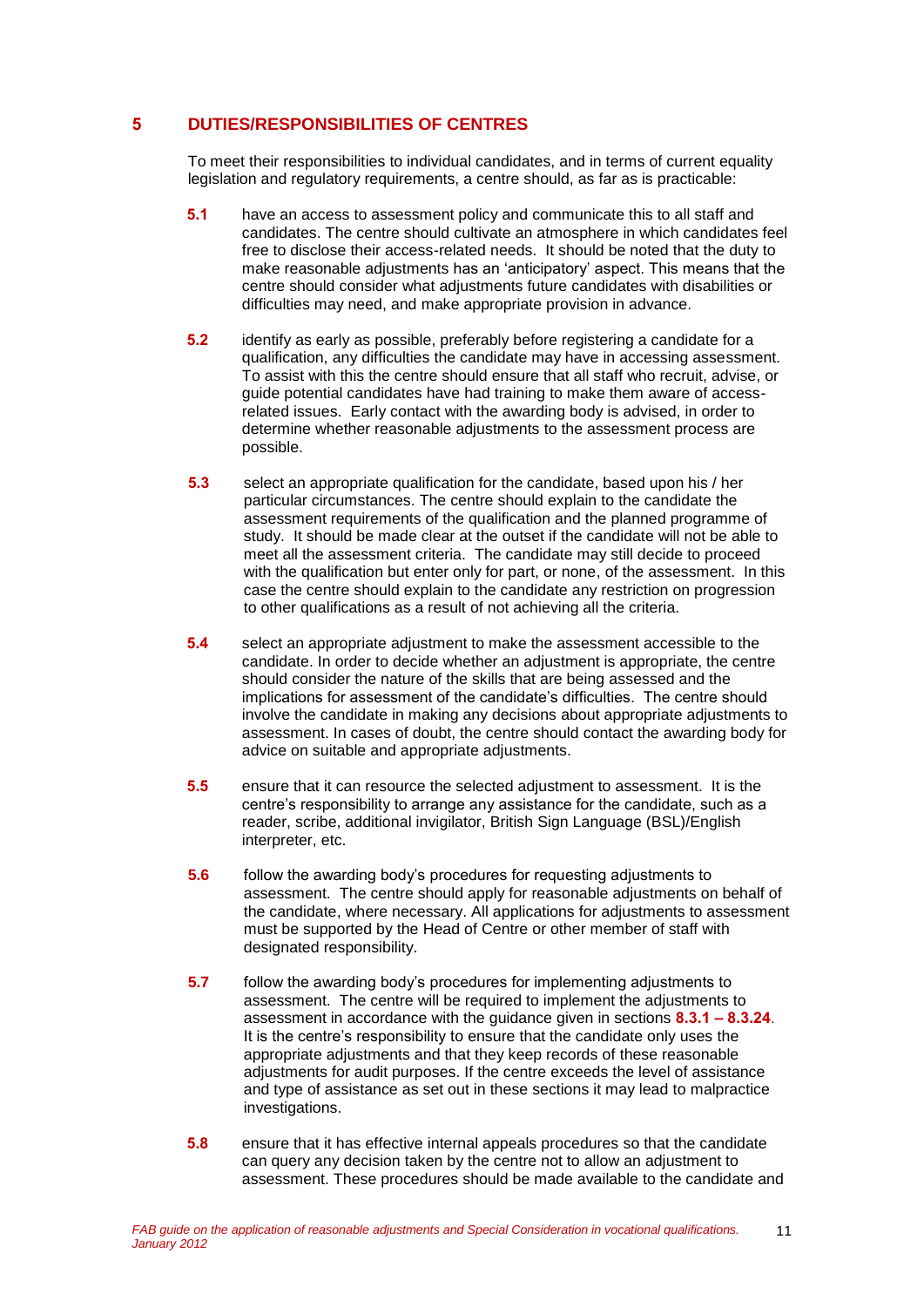## 5 DUTIES/RESPONSIBILITIES OF CENTRES

To meet their responsibilities to individual candidates, and in terms of current equality legislation and regulatory requirements, a centre should, as far as is practicable:

**5.1** have an access to assessment policy and communicate this to all staff and candidates. The centre should cultivate an atmosphere in which candidates feel free to disclose their access-related needs. It should be noted that the duty to make reasonable adjustments has an 'anticipatory' aspect. This means that the centre should consider what adjustments future candidates with disabilities or difficulties may need, and make appropriate provision in advance.

**5.2** identify as early as possible, preferably before registering a candidate for a qualification, any difficulties the candidate may have in accessing assessment. To assist with this the centre should ensure that all staff who recruit, advise, or guide potential candidates have had training to make them aware of access-related issues. Early contact with the awarding body is advised, in order to determine whether reasonable adjustments to the assessment process are possible.

**5.3** select an appropriate qualification for the candidate, based upon his / her particular circumstances. The centre should explain to the candidate the assessment requirements of the qualification and the planned programme of study. It should be made clear at the outset if the candidate will not be able to meet all the assessment criteria. The candidate may still decide to proceed with the qualification but enter only for part, or none, of the assessment. In this case the centre should explain to the candidate any restriction on progression to other qualifications as a result of not achieving all the criteria.

**5.4** select an appropriate adjustment to make the assessment accessible to the candidate. In order to decide whether an adjustment is appropriate, the centre should consider the nature of the skills that are being assessed and the implications for assessment of the candidate's difficulties. The centre should involve the candidate in making any decisions about appropriate adjustments to assessment. In cases of doubt, the centre should contact the awarding body for advice on suitable and appropriate adjustments.

**5.5** ensure that it can resource the selected adjustment to assessment. It is the centre's responsibility to arrange any assistance for the candidate, such as a reader, scribe, additional invigilator, British Sign Language (BSL)/English interpreter, etc.

**5.6** follow the awarding body's procedures for requesting adjustments to assessment. The centre should apply for reasonable adjustments on behalf of the candidate, where necessary. All applications for adjustments to assessment must be supported by the Head of Centre or other member of staff with designated responsibility.

**5.7** follow the awarding body's procedures for implementing adjustments to assessment. The centre will be required to implement the adjustments to assessment in accordance with the guidance given in sections **8.3.1 – 8.3.24**. It is the centre's responsibility to ensure that the candidate only uses the appropriate adjustments and that they keep records of these reasonable adjustments for audit purposes. If the centre exceeds the level of assistance and type of assistance as set out in these sections it may lead to malpractice investigations.

**5.8** ensure that it has effective internal appeals procedures so that the candidate can query any decision taken by the centre not to allow an adjustment to assessment. These procedures should be made available to the candidate and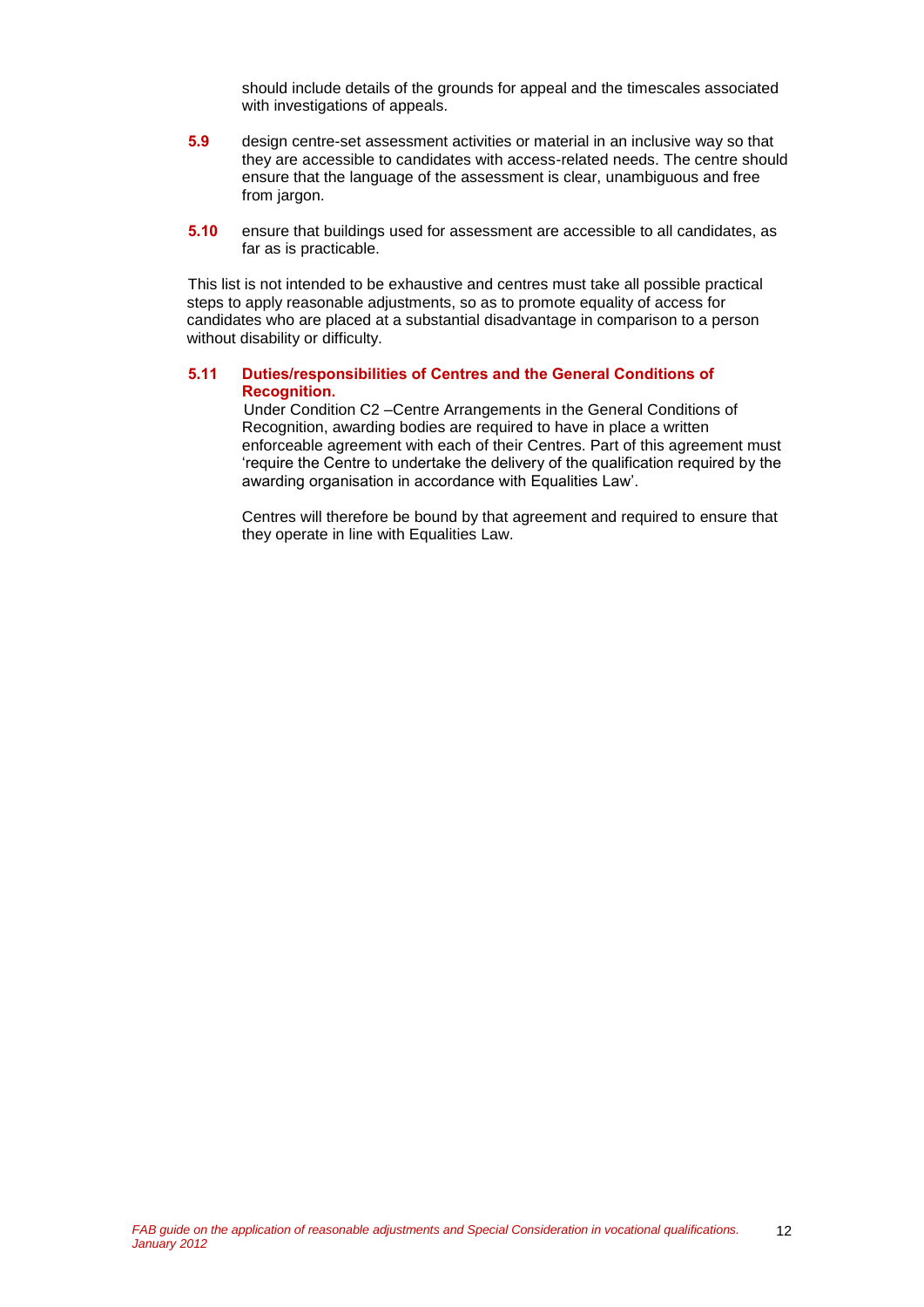should include details of the grounds for appeal and the timescales associated with investigations of appeals.

**5.9** design centre-set assessment activities or material in an inclusive way so that they are accessible to candidates with access-related needs. The centre should ensure that the language of the assessment is clear, unambiguous and free from jargon.

**5.10** ensure that buildings used for assessment are accessible to all candidates, as far as is practicable.

This list is not intended to be exhaustive and centres must take all possible practical steps to apply reasonable adjustments, so as to promote equality of access for candidates who are placed at a substantial disadvantage in comparison to a person without disability or difficulty.

### 5.11 Duties/responsibilities of Centres and the General Conditions of Recognition.

Under Condition C2 –Centre Arrangements in the General Conditions of Recognition, awarding bodies are required to have in place a written enforceable agreement with each of their Centres. Part of this agreement must 'require the Centre to undertake the delivery of the qualification required by the awarding organisation in accordance with Equalities Law'.

Centres will therefore be bound by that agreement and required to ensure that they operate in line with Equalities Law.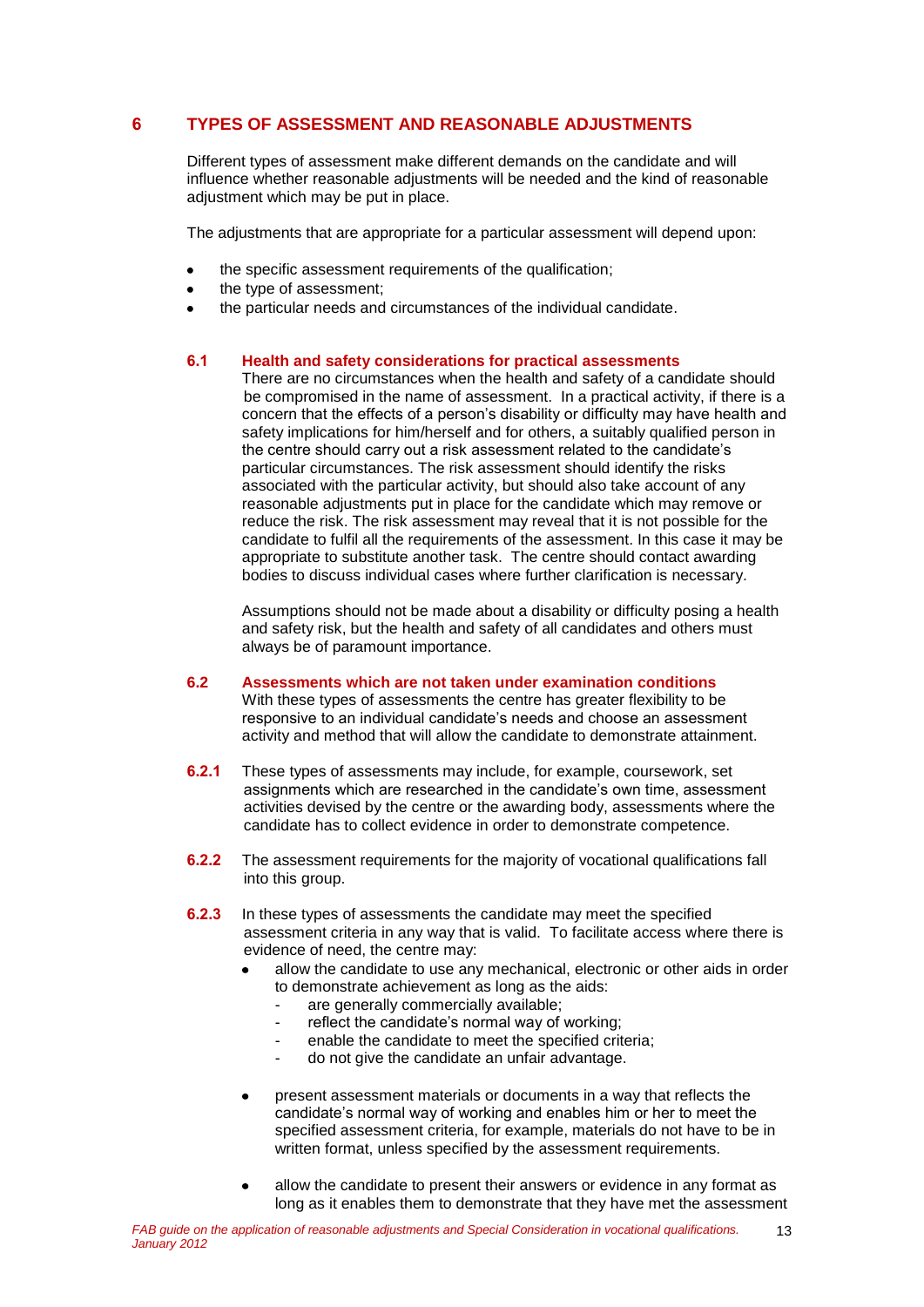## 6 TYPES OF ASSESSMENT AND REASONABLE ADJUSTMENTS

Different types of assessment make different demands on the candidate and will influence whether reasonable adjustments will be needed and the kind of reasonable adjustment which may be put in place.

The adjustments that are appropriate for a particular assessment will depend upon:

- the specific assessment requirements of the qualification;
- the type of assessment;
- the particular needs and circumstances of the individual candidate.

### 6.1 Health and safety considerations for practical assessments

There are no circumstances when the health and safety of a candidate should be compromised in the name of assessment. In a practical activity, if there is a concern that the effects of a person's disability or difficulty may have health and safety implications for him/herself and for others, a suitably qualified person in the centre should carry out a risk assessment related to the candidate's particular circumstances. The risk assessment should identify the risks associated with the particular activity, but should also take account of any reasonable adjustments put in place for the candidate which may remove or reduce the risk. The risk assessment may reveal that it is not possible for the candidate to fulfil all the requirements of the assessment. In this case it may be appropriate to substitute another task. The centre should contact awarding bodies to discuss individual cases where further clarification is necessary.

Assumptions should not be made about a disability or difficulty posing a health and safety risk, but the health and safety of all candidates and others must always be of paramount importance.

### 6.2 Assessments which are not taken under examination conditions

With these types of assessments the centre has greater flexibility to be responsive to an individual candidate's needs and choose an assessment activity and method that will allow the candidate to demonstrate attainment.

**6.2.1** These types of assessments may include, for example, coursework, set assignments which are researched in the candidate's own time, assessment activities devised by the centre or the awarding body, assessments where the candidate has to collect evidence in order to demonstrate competence.

**6.2.2** The assessment requirements for the majority of vocational qualifications fall into this group.

**6.2.3** In these types of assessments the candidate may meet the specified assessment criteria in any way that is valid. To facilitate access where there is evidence of need, the centre may:

- allow the candidate to use any mechanical, electronic or other aids in order to demonstrate achievement as long as the aids:
  - are generally commercially available;
  - reflect the candidate's normal way of working;
  - enable the candidate to meet the specified criteria;
  - do not give the candidate an unfair advantage.

- present assessment materials or documents in a way that reflects the candidate's normal way of working and enables him or her to meet the specified assessment criteria, for example, materials do not have to be in written format, unless specified by the assessment requirements.

- allow the candidate to present their answers or evidence in any format as long as it enables them to demonstrate that they have met the assessment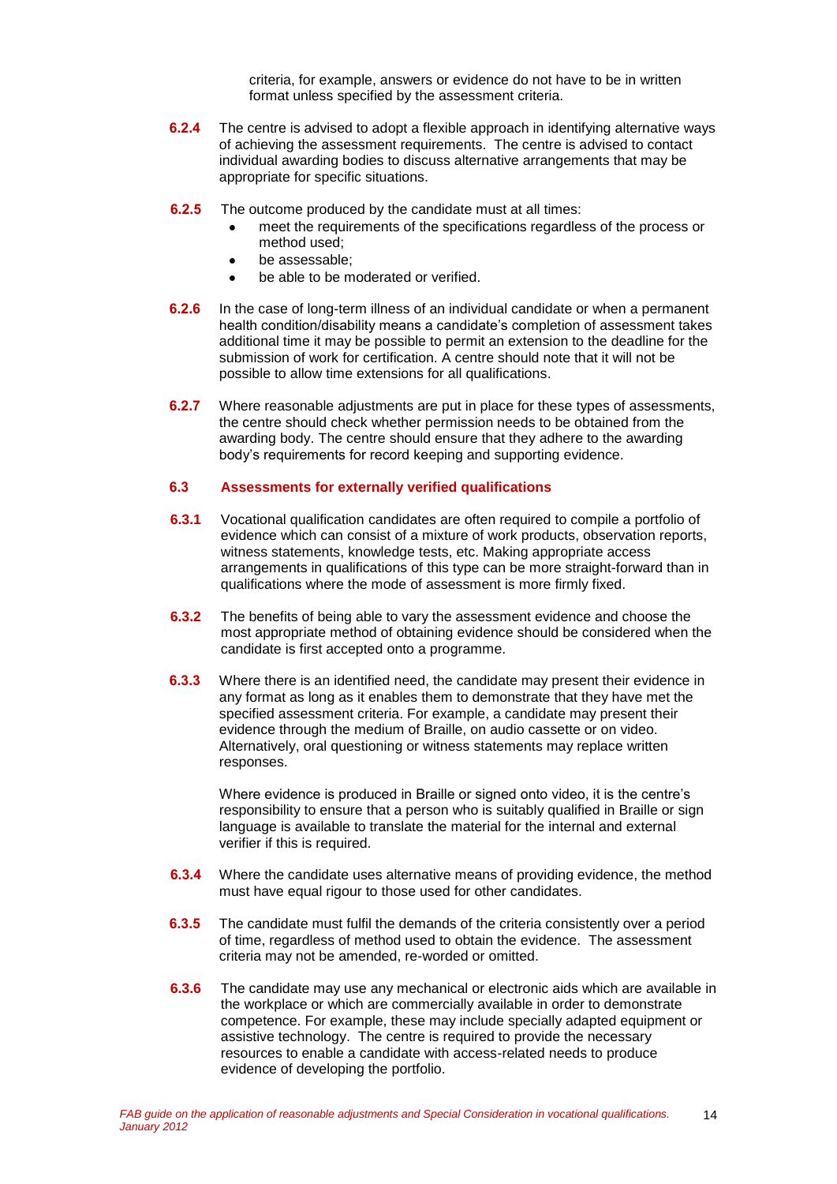criteria, for example, answers or evidence do not have to be in written format unless specified by the assessment criteria.

**6.2.4** The centre is advised to adopt a flexible approach in identifying alternative ways of achieving the assessment requirements. The centre is advised to contact individual awarding bodies to discuss alternative arrangements that may be appropriate for specific situations.

**6.2.5** The outcome produced by the candidate must at all times:

- meet the requirements of the specifications regardless of the process or method used;
- be assessable;
- be able to be moderated or verified.

**6.2.6** In the case of long-term illness of an individual candidate or when a permanent health condition/disability means a candidate's completion of assessment takes additional time it may be possible to permit an extension to the deadline for the submission of work for certification. A centre should note that it will not be possible to allow time extensions for all qualifications.

**6.2.7** Where reasonable adjustments are put in place for these types of assessments, the centre should check whether permission needs to be obtained from the awarding body. The centre should ensure that they adhere to the awarding body's requirements for record keeping and supporting evidence.

### 6.3 Assessments for externally verified qualifications

**6.3.1** Vocational qualification candidates are often required to compile a portfolio of evidence which can consist of a mixture of work products, observation reports, witness statements, knowledge tests, etc. Making appropriate access arrangements in qualifications of this type can be more straight-forward than in qualifications where the mode of assessment is more firmly fixed.

**6.3.2** The benefits of being able to vary the assessment evidence and choose the most appropriate method of obtaining evidence should be considered when the candidate is first accepted onto a programme.

**6.3.3** Where there is an identified need, the candidate may present their evidence in any format as long as it enables them to demonstrate that they have met the specified assessment criteria. For example, a candidate may present their evidence through the medium of Braille, on audio cassette or on video. Alternatively, oral questioning or witness statements may replace written responses.

Where evidence is produced in Braille or signed onto video, it is the centre's responsibility to ensure that a person who is suitably qualified in Braille or sign language is available to translate the material for the internal and external verifier if this is required.

**6.3.4** Where the candidate uses alternative means of providing evidence, the method must have equal rigour to those used for other candidates.

**6.3.5** The candidate must fulfil the demands of the criteria consistently over a period of time, regardless of method used to obtain the evidence. The assessment criteria may not be amended, re-worded or omitted.

**6.3.6** The candidate may use any mechanical or electronic aids which are available in the workplace or which are commercially available in order to demonstrate competence. For example, these may include specially adapted equipment or assistive technology. The centre is required to provide the necessary resources to enable a candidate with access-related needs to produce evidence of developing the portfolio.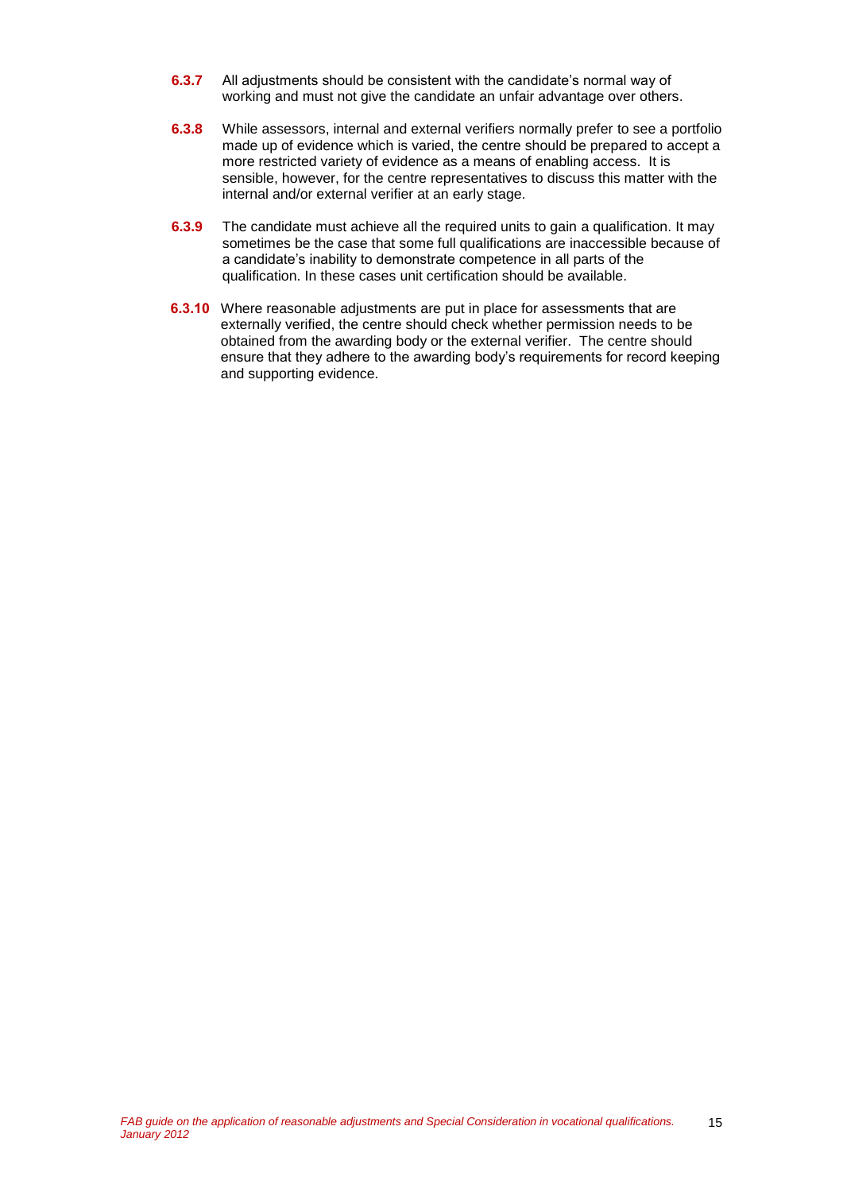**6.3.7** All adjustments should be consistent with the candidate's normal way of working and must not give the candidate an unfair advantage over others.

**6.3.8** While assessors, internal and external verifiers normally prefer to see a portfolio made up of evidence which is varied, the centre should be prepared to accept a more restricted variety of evidence as a means of enabling access. It is sensible, however, for the centre representatives to discuss this matter with the internal and/or external verifier at an early stage.

**6.3.9** The candidate must achieve all the required units to gain a qualification. It may sometimes be the case that some full qualifications are inaccessible because of a candidate's inability to demonstrate competence in all parts of the qualification. In these cases unit certification should be available.

**6.3.10** Where reasonable adjustments are put in place for assessments that are externally verified, the centre should check whether permission needs to be obtained from the awarding body or the external verifier. The centre should ensure that they adhere to the awarding body's requirements for record keeping and supporting evidence.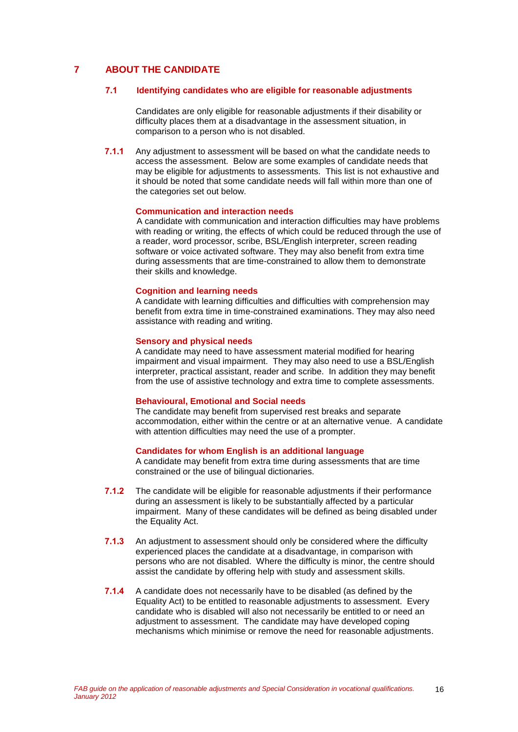# 7 ABOUT THE CANDIDATE

## 7.1 Identifying candidates who are eligible for reasonable adjustments

Candidates are only eligible for reasonable adjustments if their disability or difficulty places them at a disadvantage in the assessment situation, in comparison to a person who is not disabled.

**7.1.1** Any adjustment to assessment will be based on what the candidate needs to access the assessment. Below are some examples of candidate needs that may be eligible for adjustments to assessments. This list is not exhaustive and it should be noted that some candidate needs will fall within more than one of the categories set out below.

**Communication and interaction needs**
A candidate with communication and interaction difficulties may have problems with reading or writing, the effects of which could be reduced through the use of a reader, word processor, scribe, BSL/English interpreter, screen reading software or voice activated software. They may also benefit from extra time during assessments that are time-constrained to allow them to demonstrate their skills and knowledge.

**Cognition and learning needs**
A candidate with learning difficulties and difficulties with comprehension may benefit from extra time in time-constrained examinations. They may also need assistance with reading and writing.

**Sensory and physical needs**
A candidate may need to have assessment material modified for hearing impairment and visual impairment. They may also need to use a BSL/English interpreter, practical assistant, reader and scribe. In addition they may benefit from the use of assistive technology and extra time to complete assessments.

**Behavioural, Emotional and Social needs**
The candidate may benefit from supervised rest breaks and separate accommodation, either within the centre or at an alternative venue. A candidate with attention difficulties may need the use of a prompter.

**Candidates for whom English is an additional language**
A candidate may benefit from extra time during assessments that are time constrained or the use of bilingual dictionaries.

**7.1.2** The candidate will be eligible for reasonable adjustments if their performance during an assessment is likely to be substantially affected by a particular impairment. Many of these candidates will be defined as being disabled under the Equality Act.

**7.1.3** An adjustment to assessment should only be considered where the difficulty experienced places the candidate at a disadvantage, in comparison with persons who are not disabled. Where the difficulty is minor, the centre should assist the candidate by offering help with study and assessment skills.

**7.1.4** A candidate does not necessarily have to be disabled (as defined by the Equality Act) to be entitled to reasonable adjustments to assessment. Every candidate who is disabled will also not necessarily be entitled to or need an adjustment to assessment. The candidate may have developed coping mechanisms which minimise or remove the need for reasonable adjustments.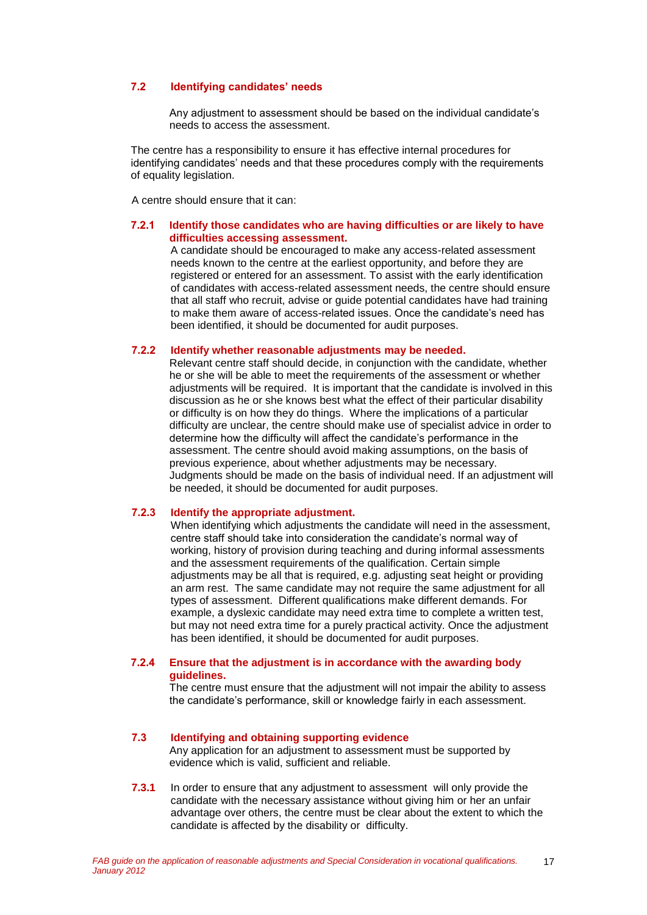### 7.2 Identifying candidates' needs

Any adjustment to assessment should be based on the individual candidate's needs to access the assessment.

The centre has a responsibility to ensure it has effective internal procedures for identifying candidates' needs and that these procedures comply with the requirements of equality legislation.

A centre should ensure that it can:

#### 7.2.1 Identify those candidates who are having difficulties or are likely to have difficulties accessing assessment.

A candidate should be encouraged to make any access-related assessment needs known to the centre at the earliest opportunity, and before they are registered or entered for an assessment. To assist with the early identification of candidates with access-related assessment needs, the centre should ensure that all staff who recruit, advise or guide potential candidates have had training to make them aware of access-related issues. Once the candidate's need has been identified, it should be documented for audit purposes.

#### 7.2.2 Identify whether reasonable adjustments may be needed.

Relevant centre staff should decide, in conjunction with the candidate, whether he or she will be able to meet the requirements of the assessment or whether adjustments will be required. It is important that the candidate is involved in this discussion as he or she knows best what the effect of their particular disability or difficulty is on how they do things. Where the implications of a particular difficulty are unclear, the centre should make use of specialist advice in order to determine how the difficulty will affect the candidate's performance in the assessment. The centre should avoid making assumptions, on the basis of previous experience, about whether adjustments may be necessary. Judgments should be made on the basis of individual need. If an adjustment will be needed, it should be documented for audit purposes.

#### 7.2.3 Identify the appropriate adjustment.

When identifying which adjustments the candidate will need in the assessment, centre staff should take into consideration the candidate's normal way of working, history of provision during teaching and during informal assessments and the assessment requirements of the qualification. Certain simple adjustments may be all that is required, e.g. adjusting seat height or providing an arm rest. The same candidate may not require the same adjustment for all types of assessment. Different qualifications make different demands. For example, a dyslexic candidate may need extra time to complete a written test, but may not need extra time for a purely practical activity. Once the adjustment has been identified, it should be documented for audit purposes.

#### 7.2.4 Ensure that the adjustment is in accordance with the awarding body guidelines.

The centre must ensure that the adjustment will not impair the ability to assess the candidate's performance, skill or knowledge fairly in each assessment.

### 7.3 Identifying and obtaining supporting evidence

Any application for an adjustment to assessment must be supported by evidence which is valid, sufficient and reliable.

**7.3.1** In order to ensure that any adjustment to assessment will only provide the candidate with the necessary assistance without giving him or her an unfair advantage over others, the centre must be clear about the extent to which the candidate is affected by the disability or difficulty.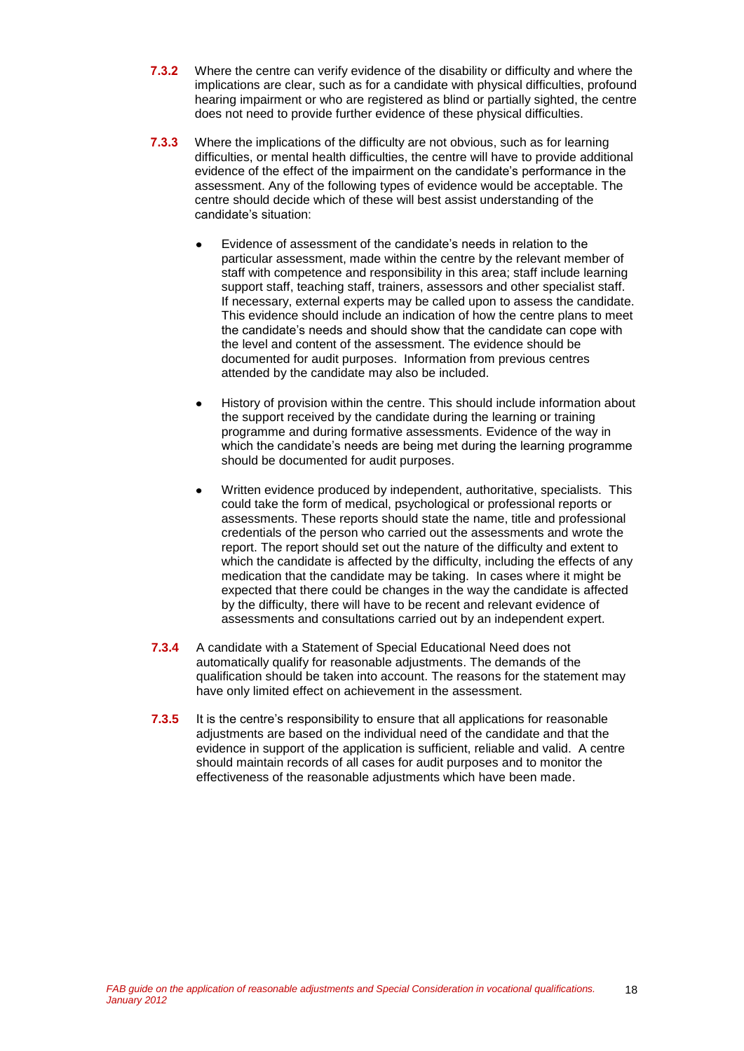**7.3.2** Where the centre can verify evidence of the disability or difficulty and where the implications are clear, such as for a candidate with physical difficulties, profound hearing impairment or who are registered as blind or partially sighted, the centre does not need to provide further evidence of these physical difficulties.

**7.3.3** Where the implications of the difficulty are not obvious, such as for learning difficulties, or mental health difficulties, the centre will have to provide additional evidence of the effect of the impairment on the candidate's performance in the assessment. Any of the following types of evidence would be acceptable. The centre should decide which of these will best assist understanding of the candidate's situation:

- Evidence of assessment of the candidate's needs in relation to the particular assessment, made within the centre by the relevant member of staff with competence and responsibility in this area; staff include learning support staff, teaching staff, trainers, assessors and other specialist staff. If necessary, external experts may be called upon to assess the candidate. This evidence should include an indication of how the centre plans to meet the candidate's needs and should show that the candidate can cope with the level and content of the assessment. The evidence should be documented for audit purposes. Information from previous centres attended by the candidate may also be included.

- History of provision within the centre. This should include information about the support received by the candidate during the learning or training programme and during formative assessments. Evidence of the way in which the candidate's needs are being met during the learning programme should be documented for audit purposes.

- Written evidence produced by independent, authoritative, specialists. This could take the form of medical, psychological or professional reports or assessments. These reports should state the name, title and professional credentials of the person who carried out the assessments and wrote the report. The report should set out the nature of the difficulty and extent to which the candidate is affected by the difficulty, including the effects of any medication that the candidate may be taking. In cases where it might be expected that there could be changes in the way the candidate is affected by the difficulty, there will have to be recent and relevant evidence of assessments and consultations carried out by an independent expert.

**7.3.4** A candidate with a Statement of Special Educational Need does not automatically qualify for reasonable adjustments. The demands of the qualification should be taken into account. The reasons for the statement may have only limited effect on achievement in the assessment.

**7.3.5** It is the centre's responsibility to ensure that all applications for reasonable adjustments are based on the individual need of the candidate and that the evidence in support of the application is sufficient, reliable and valid. A centre should maintain records of all cases for audit purposes and to monitor the effectiveness of the reasonable adjustments which have been made.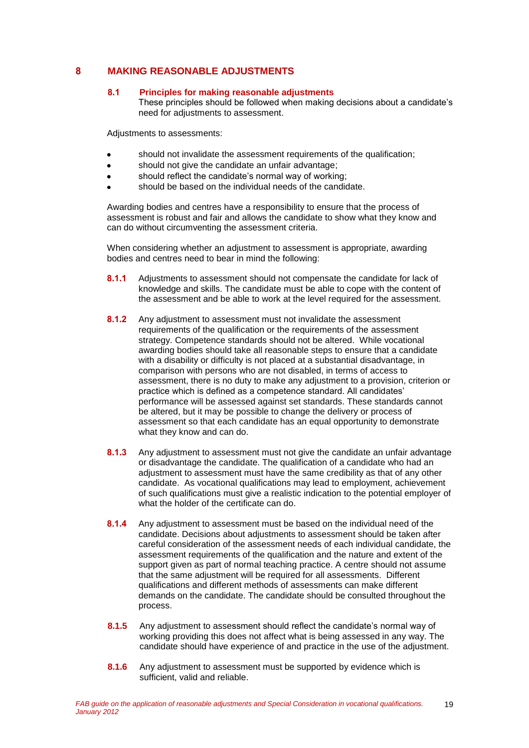# 8 MAKING REASONABLE ADJUSTMENTS

## 8.1 Principles for making reasonable adjustments

These principles should be followed when making decisions about a candidate's need for adjustments to assessment.

Adjustments to assessments:

- should not invalidate the assessment requirements of the qualification;
- should not give the candidate an unfair advantage;
- should reflect the candidate's normal way of working;
- should be based on the individual needs of the candidate.

Awarding bodies and centres have a responsibility to ensure that the process of assessment is robust and fair and allows the candidate to show what they know and can do without circumventing the assessment criteria.

When considering whether an adjustment to assessment is appropriate, awarding bodies and centres need to bear in mind the following:

**8.1.1** Adjustments to assessment should not compensate the candidate for lack of knowledge and skills. The candidate must be able to cope with the content of the assessment and be able to work at the level required for the assessment.

**8.1.2** Any adjustment to assessment must not invalidate the assessment requirements of the qualification or the requirements of the assessment strategy. Competence standards should not be altered. While vocational awarding bodies should take all reasonable steps to ensure that a candidate with a disability or difficulty is not placed at a substantial disadvantage, in comparison with persons who are not disabled, in terms of access to assessment, there is no duty to make any adjustment to a provision, criterion or practice which is defined as a competence standard. All candidates' performance will be assessed against set standards. These standards cannot be altered, but it may be possible to change the delivery or process of assessment so that each candidate has an equal opportunity to demonstrate what they know and can do.

**8.1.3** Any adjustment to assessment must not give the candidate an unfair advantage or disadvantage the candidate. The qualification of a candidate who had an adjustment to assessment must have the same credibility as that of any other candidate. As vocational qualifications may lead to employment, achievement of such qualifications must give a realistic indication to the potential employer of what the holder of the certificate can do.

**8.1.4** Any adjustment to assessment must be based on the individual need of the candidate. Decisions about adjustments to assessment should be taken after careful consideration of the assessment needs of each individual candidate, the assessment requirements of the qualification and the nature and extent of the support given as part of normal teaching practice. A centre should not assume that the same adjustment will be required for all assessments. Different qualifications and different methods of assessments can make different demands on the candidate. The candidate should be consulted throughout the process.

**8.1.5** Any adjustment to assessment should reflect the candidate's normal way of working providing this does not affect what is being assessed in any way. The candidate should have experience of and practice in the use of the adjustment.

**8.1.6** Any adjustment to assessment must be supported by evidence which is sufficient, valid and reliable.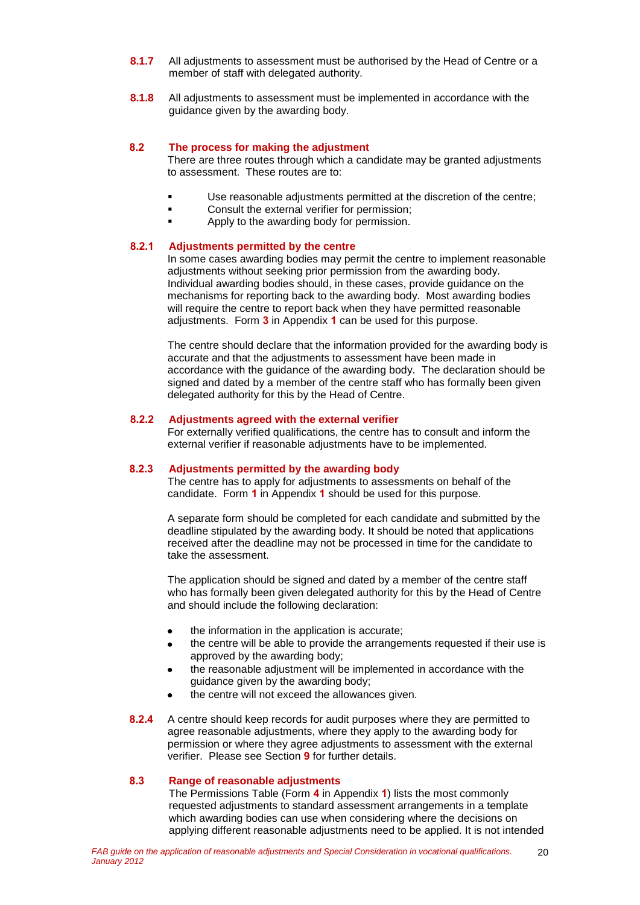**8.1.7** All adjustments to assessment must be authorised by the Head of Centre or a member of staff with delegated authority.

**8.1.8** All adjustments to assessment must be implemented in accordance with the guidance given by the awarding body.

## 8.2 The process for making the adjustment

There are three routes through which a candidate may be granted adjustments to assessment. These routes are to:

- Use reasonable adjustments permitted at the discretion of the centre;
- Consult the external verifier for permission;
- Apply to the awarding body for permission.

### 8.2.1 Adjustments permitted by the centre

In some cases awarding bodies may permit the centre to implement reasonable adjustments without seeking prior permission from the awarding body. Individual awarding bodies should, in these cases, provide guidance on the mechanisms for reporting back to the awarding body. Most awarding bodies will require the centre to report back when they have permitted reasonable adjustments. Form **3** in Appendix **1** can be used for this purpose.

The centre should declare that the information provided for the awarding body is accurate and that the adjustments to assessment have been made in accordance with the guidance of the awarding body. The declaration should be signed and dated by a member of the centre staff who has formally been given delegated authority for this by the Head of Centre.

### 8.2.2 Adjustments agreed with the external verifier

For externally verified qualifications, the centre has to consult and inform the external verifier if reasonable adjustments have to be implemented.

### 8.2.3 Adjustments permitted by the awarding body

The centre has to apply for adjustments to assessments on behalf of the candidate. Form **1** in Appendix **1** should be used for this purpose.

A separate form should be completed for each candidate and submitted by the deadline stipulated by the awarding body. It should be noted that applications received after the deadline may not be processed in time for the candidate to take the assessment.

The application should be signed and dated by a member of the centre staff who has formally been given delegated authority for this by the Head of Centre and should include the following declaration:

- the information in the application is accurate;
- the centre will be able to provide the arrangements requested if their use is approved by the awarding body;
- the reasonable adjustment will be implemented in accordance with the guidance given by the awarding body;
- the centre will not exceed the allowances given.

**8.2.4** A centre should keep records for audit purposes where they are permitted to agree reasonable adjustments, where they apply to the awarding body for permission or where they agree adjustments to assessment with the external verifier. Please see Section **9** for further details.

## 8.3 Range of reasonable adjustments

The Permissions Table (Form **4** in Appendix **1**) lists the most commonly requested adjustments to standard assessment arrangements in a template which awarding bodies can use when considering where the decisions on applying different reasonable adjustments need to be applied. It is not intended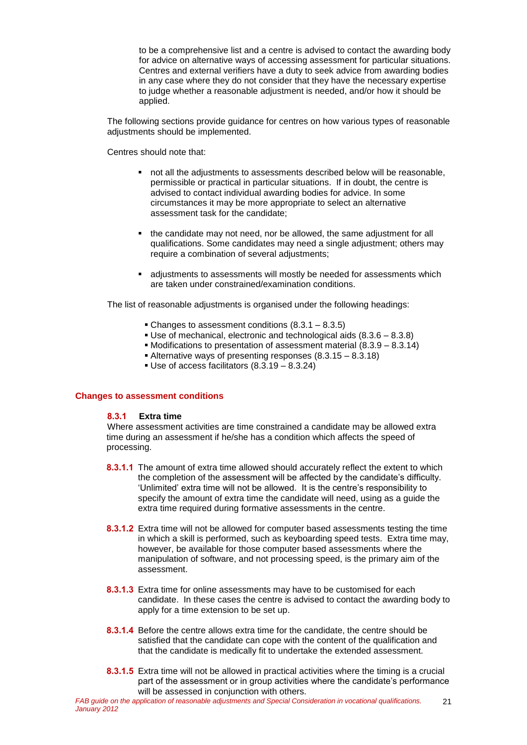to be a comprehensive list and a centre is advised to contact the awarding body for advice on alternative ways of accessing assessment for particular situations. Centres and external verifiers have a duty to seek advice from awarding bodies in any case where they do not consider that they have the necessary expertise to judge whether a reasonable adjustment is needed, and/or how it should be applied.

The following sections provide guidance for centres on how various types of reasonable adjustments should be implemented.

Centres should note that:

- not all the adjustments to assessments described below will be reasonable, permissible or practical in particular situations. If in doubt, the centre is advised to contact individual awarding bodies for advice. In some circumstances it may be more appropriate to select an alternative assessment task for the candidate;
- the candidate may not need, nor be allowed, the same adjustment for all qualifications. Some candidates may need a single adjustment; others may require a combination of several adjustments;
- adjustments to assessments will mostly be needed for assessments which are taken under constrained/examination conditions.

The list of reasonable adjustments is organised under the following headings:

- Changes to assessment conditions (8.3.1 – 8.3.5)
- Use of mechanical, electronic and technological aids (8.3.6 – 8.3.8)
- Modifications to presentation of assessment material (8.3.9 – 8.3.14)
- Alternative ways of presenting responses (8.3.15 – 8.3.18)
- Use of access facilitators (8.3.19 – 8.3.24)

## Changes to assessment conditions

### 8.3.1 Extra time

Where assessment activities are time constrained a candidate may be allowed extra time during an assessment if he/she has a condition which affects the speed of processing.

**8.3.1.1** The amount of extra time allowed should accurately reflect the extent to which the completion of the assessment will be affected by the candidate's difficulty. 'Unlimited' extra time will not be allowed. It is the centre's responsibility to specify the amount of extra time the candidate will need, using as a guide the extra time required during formative assessments in the centre.

**8.3.1.2** Extra time will not be allowed for computer based assessments testing the time in which a skill is performed, such as keyboarding speed tests. Extra time may, however, be available for those computer based assessments where the manipulation of software, and not processing speed, is the primary aim of the assessment.

**8.3.1.3** Extra time for online assessments may have to be customised for each candidate. In these cases the centre is advised to contact the awarding body to apply for a time extension to be set up.

**8.3.1.4** Before the centre allows extra time for the candidate, the centre should be satisfied that the candidate can cope with the content of the qualification and that the candidate is medically fit to undertake the extended assessment.

**8.3.1.5** Extra time will not be allowed in practical activities where the timing is a crucial part of the assessment or in group activities where the candidate's performance will be assessed in conjunction with others.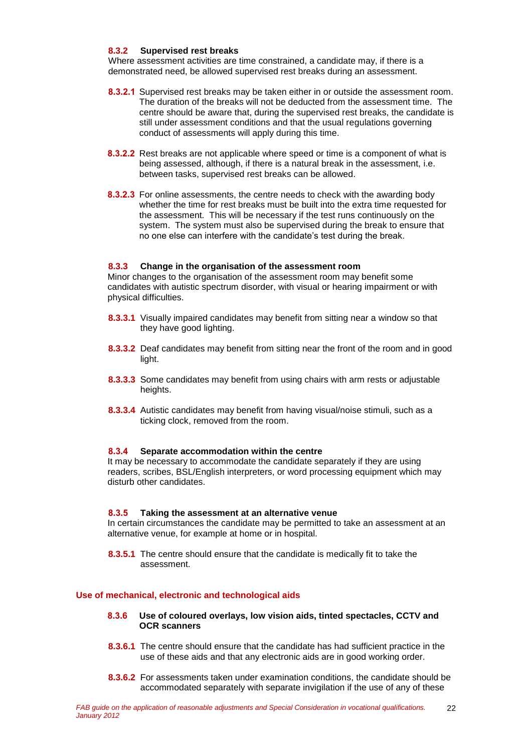#### 8.3.2 Supervised rest breaks

Where assessment activities are time constrained, a candidate may, if there is a demonstrated need, be allowed supervised rest breaks during an assessment.

**8.3.2.1** Supervised rest breaks may be taken either in or outside the assessment room. The duration of the breaks will not be deducted from the assessment time. The centre should be aware that, during the supervised rest breaks, the candidate is still under assessment conditions and that the usual regulations governing conduct of assessments will apply during this time.

**8.3.2.2** Rest breaks are not applicable where speed or time is a component of what is being assessed, although, if there is a natural break in the assessment, i.e. between tasks, supervised rest breaks can be allowed.

**8.3.2.3** For online assessments, the centre needs to check with the awarding body whether the time for rest breaks must be built into the extra time requested for the assessment. This will be necessary if the test runs continuously on the system. The system must also be supervised during the break to ensure that no one else can interfere with the candidate's test during the break.

#### 8.3.3 Change in the organisation of the assessment room

Minor changes to the organisation of the assessment room may benefit some candidates with autistic spectrum disorder, with visual or hearing impairment or with physical difficulties.

**8.3.3.1** Visually impaired candidates may benefit from sitting near a window so that they have good lighting.

**8.3.3.2** Deaf candidates may benefit from sitting near the front of the room and in good light.

**8.3.3.3** Some candidates may benefit from using chairs with arm rests or adjustable heights.

**8.3.3.4** Autistic candidates may benefit from having visual/noise stimuli, such as a ticking clock, removed from the room.

#### 8.3.4 Separate accommodation within the centre

It may be necessary to accommodate the candidate separately if they are using readers, scribes, BSL/English interpreters, or word processing equipment which may disturb other candidates.

#### 8.3.5 Taking the assessment at an alternative venue

In certain circumstances the candidate may be permitted to take an assessment at an alternative venue, for example at home or in hospital.

**8.3.5.1** The centre should ensure that the candidate is medically fit to take the assessment.

### Use of mechanical, electronic and technological aids

#### 8.3.6 Use of coloured overlays, low vision aids, tinted spectacles, CCTV and OCR scanners

**8.3.6.1** The centre should ensure that the candidate has had sufficient practice in the use of these aids and that any electronic aids are in good working order.

**8.3.6.2** For assessments taken under examination conditions, the candidate should be accommodated separately with separate invigilation if the use of any of these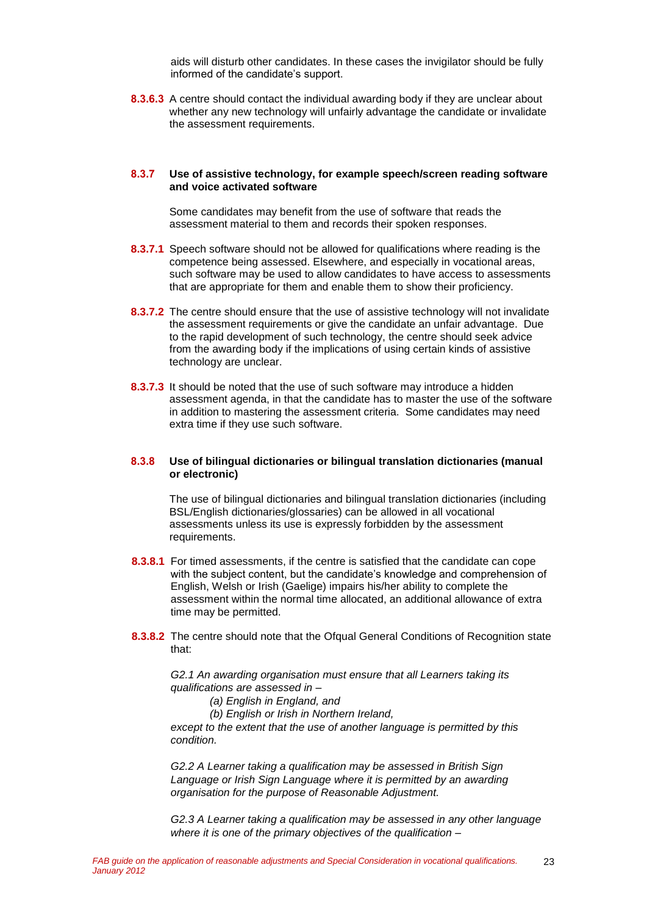aids will disturb other candidates. In these cases the invigilator should be fully informed of the candidate's support.

**8.3.6.3** A centre should contact the individual awarding body if they are unclear about whether any new technology will unfairly advantage the candidate or invalidate the assessment requirements.

### 8.3.7 Use of assistive technology, for example speech/screen reading software and voice activated software

Some candidates may benefit from the use of software that reads the assessment material to them and records their spoken responses.

**8.3.7.1** Speech software should not be allowed for qualifications where reading is the competence being assessed. Elsewhere, and especially in vocational areas, such software may be used to allow candidates to have access to assessments that are appropriate for them and enable them to show their proficiency.

**8.3.7.2** The centre should ensure that the use of assistive technology will not invalidate the assessment requirements or give the candidate an unfair advantage. Due to the rapid development of such technology, the centre should seek advice from the awarding body if the implications of using certain kinds of assistive technology are unclear.

**8.3.7.3** It should be noted that the use of such software may introduce a hidden assessment agenda, in that the candidate has to master the use of the software in addition to mastering the assessment criteria. Some candidates may need extra time if they use such software.

### 8.3.8 Use of bilingual dictionaries or bilingual translation dictionaries (manual or electronic)

The use of bilingual dictionaries and bilingual translation dictionaries (including BSL/English dictionaries/glossaries) can be allowed in all vocational assessments unless its use is expressly forbidden by the assessment requirements.

**8.3.8.1** For timed assessments, if the centre is satisfied that the candidate can cope with the subject content, but the candidate's knowledge and comprehension of English, Welsh or Irish (Gaelige) impairs his/her ability to complete the assessment within the normal time allocated, an additional allowance of extra time may be permitted.

**8.3.8.2** The centre should note that the Ofqual General Conditions of Recognition state that:

*G2.1 An awarding organisation must ensure that all Learners taking its qualifications are assessed in –*

*(a) English in England, and*

*(b) English or Irish in Northern Ireland,*

*except to the extent that the use of another language is permitted by this condition.*

*G2.2 A Learner taking a qualification may be assessed in British Sign Language or Irish Sign Language where it is permitted by an awarding organisation for the purpose of Reasonable Adjustment.*

*G2.3 A Learner taking a qualification may be assessed in any other language where it is one of the primary objectives of the qualification –*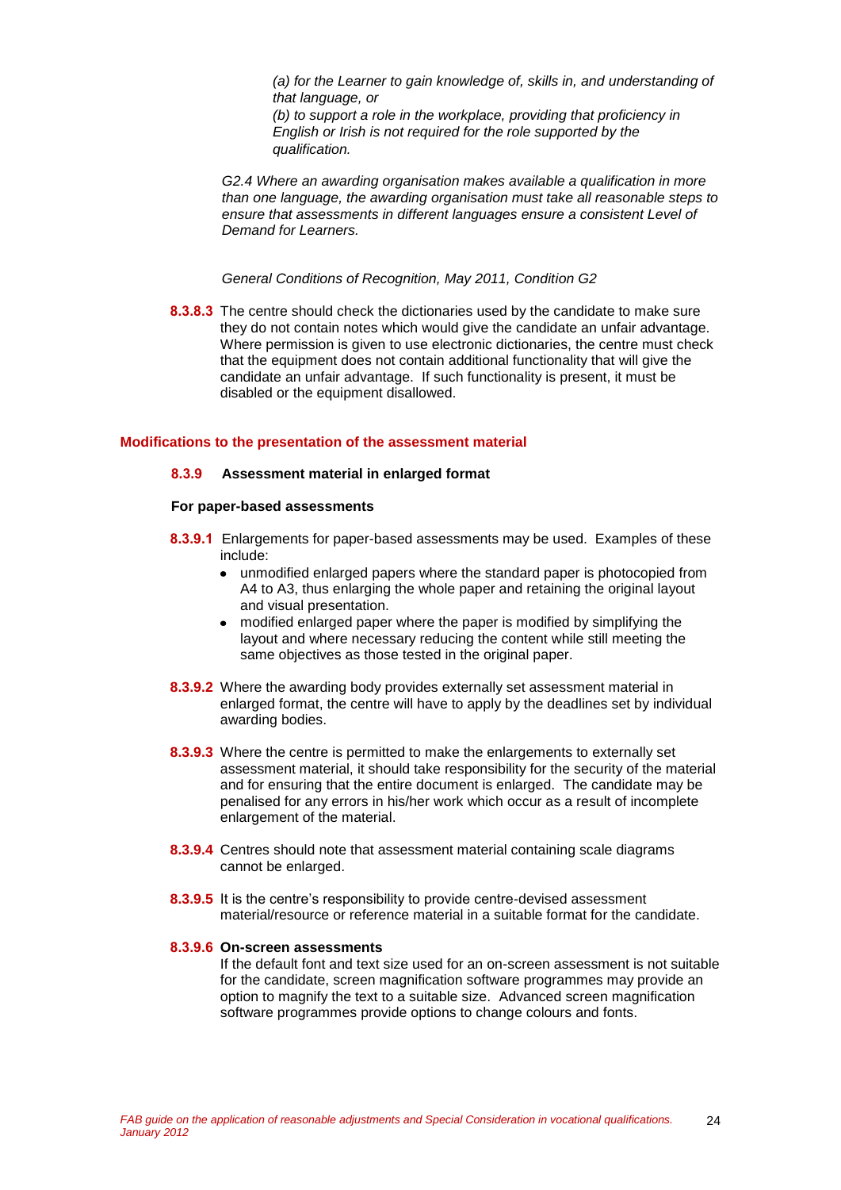*(a) for the Learner to gain knowledge of, skills in, and understanding of that language, or*
*(b) to support a role in the workplace, providing that proficiency in English or Irish is not required for the role supported by the qualification.*

*G2.4 Where an awarding organisation makes available a qualification in more than one language, the awarding organisation must take all reasonable steps to ensure that assessments in different languages ensure a consistent Level of Demand for Learners.*

*General Conditions of Recognition, May 2011, Condition G2*

**8.3.8.3** The centre should check the dictionaries used by the candidate to make sure they do not contain notes which would give the candidate an unfair advantage. Where permission is given to use electronic dictionaries, the centre must check that the equipment does not contain additional functionality that will give the candidate an unfair advantage. If such functionality is present, it must be disabled or the equipment disallowed.

## Modifications to the presentation of the assessment material

### 8.3.9 Assessment material in enlarged format

**For paper-based assessments**

**8.3.9.1** Enlargements for paper-based assessments may be used. Examples of these include:

- unmodified enlarged papers where the standard paper is photocopied from A4 to A3, thus enlarging the whole paper and retaining the original layout and visual presentation.
- modified enlarged paper where the paper is modified by simplifying the layout and where necessary reducing the content while still meeting the same objectives as those tested in the original paper.

**8.3.9.2** Where the awarding body provides externally set assessment material in enlarged format, the centre will have to apply by the deadlines set by individual awarding bodies.

**8.3.9.3** Where the centre is permitted to make the enlargements to externally set assessment material, it should take responsibility for the security of the material and for ensuring that the entire document is enlarged. The candidate may be penalised for any errors in his/her work which occur as a result of incomplete enlargement of the material.

**8.3.9.4** Centres should note that assessment material containing scale diagrams cannot be enlarged.

**8.3.9.5** It is the centre's responsibility to provide centre-devised assessment material/resource or reference material in a suitable format for the candidate.

**8.3.9.6 On-screen assessments**
If the default font and text size used for an on-screen assessment is not suitable for the candidate, screen magnification software programmes may provide an option to magnify the text to a suitable size. Advanced screen magnification software programmes provide options to change colours and fonts.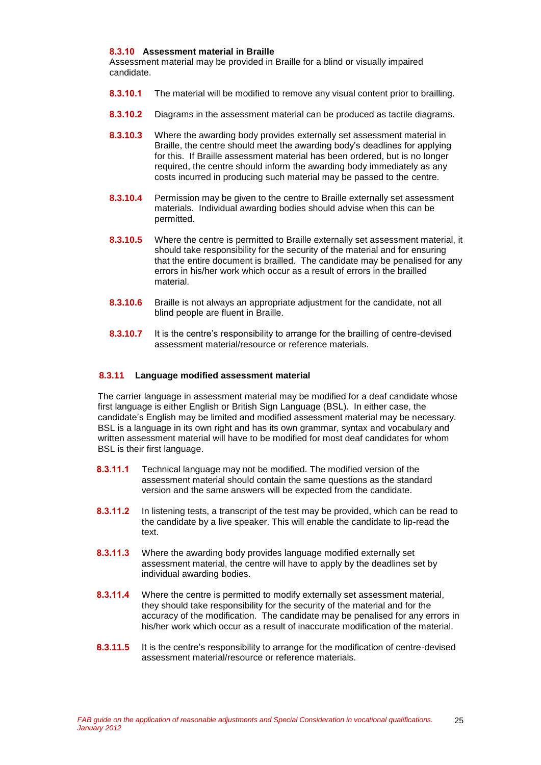### 8.3.10 Assessment material in Braille

Assessment material may be provided in Braille for a blind or visually impaired candidate.

**8.3.10.1** The material will be modified to remove any visual content prior to brailling.

**8.3.10.2** Diagrams in the assessment material can be produced as tactile diagrams.

**8.3.10.3** Where the awarding body provides externally set assessment material in Braille, the centre should meet the awarding body's deadlines for applying for this. If Braille assessment material has been ordered, but is no longer required, the centre should inform the awarding body immediately as any costs incurred in producing such material may be passed to the centre.

**8.3.10.4** Permission may be given to the centre to Braille externally set assessment materials. Individual awarding bodies should advise when this can be permitted.

**8.3.10.5** Where the centre is permitted to Braille externally set assessment material, it should take responsibility for the security of the material and for ensuring that the entire document is brailled. The candidate may be penalised for any errors in his/her work which occur as a result of errors in the brailled material.

**8.3.10.6** Braille is not always an appropriate adjustment for the candidate, not all blind people are fluent in Braille.

**8.3.10.7** It is the centre's responsibility to arrange for the brailling of centre-devised assessment material/resource or reference materials.

### 8.3.11 Language modified assessment material

The carrier language in assessment material may be modified for a deaf candidate whose first language is either English or British Sign Language (BSL). In either case, the candidate's English may be limited and modified assessment material may be necessary. BSL is a language in its own right and has its own grammar, syntax and vocabulary and written assessment material will have to be modified for most deaf candidates for whom BSL is their first language.

**8.3.11.1** Technical language may not be modified. The modified version of the assessment material should contain the same questions as the standard version and the same answers will be expected from the candidate.

**8.3.11.2** In listening tests, a transcript of the test may be provided, which can be read to the candidate by a live speaker. This will enable the candidate to lip-read the text.

**8.3.11.3** Where the awarding body provides language modified externally set assessment material, the centre will have to apply by the deadlines set by individual awarding bodies.

**8.3.11.4** Where the centre is permitted to modify externally set assessment material, they should take responsibility for the security of the material and for the accuracy of the modification. The candidate may be penalised for any errors in his/her work which occur as a result of inaccurate modification of the material.

**8.3.11.5** It is the centre's responsibility to arrange for the modification of centre-devised assessment material/resource or reference materials.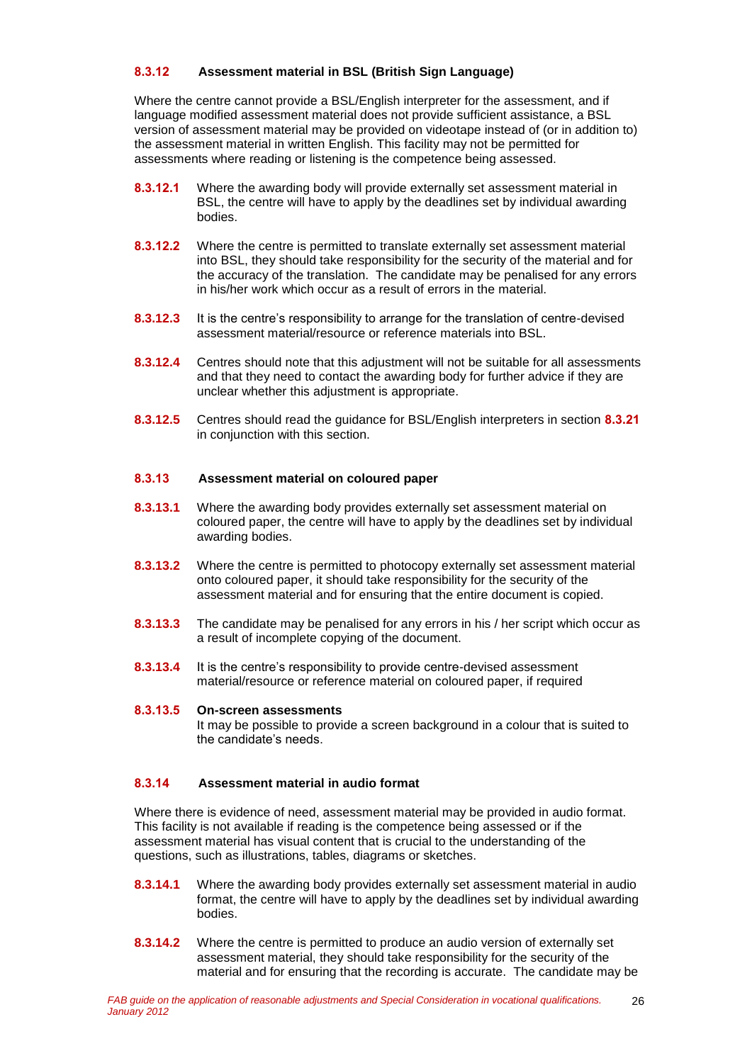### 8.3.12 Assessment material in BSL (British Sign Language)

Where the centre cannot provide a BSL/English interpreter for the assessment, and if language modified assessment material does not provide sufficient assistance, a BSL version of assessment material may be provided on videotape instead of (or in addition to) the assessment material in written English. This facility may not be permitted for assessments where reading or listening is the competence being assessed.

**8.3.12.1** Where the awarding body will provide externally set assessment material in BSL, the centre will have to apply by the deadlines set by individual awarding bodies.

**8.3.12.2** Where the centre is permitted to translate externally set assessment material into BSL, they should take responsibility for the security of the material and for the accuracy of the translation. The candidate may be penalised for any errors in his/her work which occur as a result of errors in the material.

**8.3.12.3** It is the centre's responsibility to arrange for the translation of centre-devised assessment material/resource or reference materials into BSL.

**8.3.12.4** Centres should note that this adjustment will not be suitable for all assessments and that they need to contact the awarding body for further advice if they are unclear whether this adjustment is appropriate.

**8.3.12.5** Centres should read the guidance for BSL/English interpreters in section **8.3.21** in conjunction with this section.

### 8.3.13 Assessment material on coloured paper

**8.3.13.1** Where the awarding body provides externally set assessment material on coloured paper, the centre will have to apply by the deadlines set by individual awarding bodies.

**8.3.13.2** Where the centre is permitted to photocopy externally set assessment material onto coloured paper, it should take responsibility for the security of the assessment material and for ensuring that the entire document is copied.

**8.3.13.3** The candidate may be penalised for any errors in his / her script which occur as a result of incomplete copying of the document.

**8.3.13.4** It is the centre's responsibility to provide centre-devised assessment material/resource or reference material on coloured paper, if required

**8.3.13.5 On-screen assessments**
It may be possible to provide a screen background in a colour that is suited to the candidate's needs.

### 8.3.14 Assessment material in audio format

Where there is evidence of need, assessment material may be provided in audio format. This facility is not available if reading is the competence being assessed or if the assessment material has visual content that is crucial to the understanding of the questions, such as illustrations, tables, diagrams or sketches.

**8.3.14.1** Where the awarding body provides externally set assessment material in audio format, the centre will have to apply by the deadlines set by individual awarding bodies.

**8.3.14.2** Where the centre is permitted to produce an audio version of externally set assessment material, they should take responsibility for the security of the material and for ensuring that the recording is accurate. The candidate may be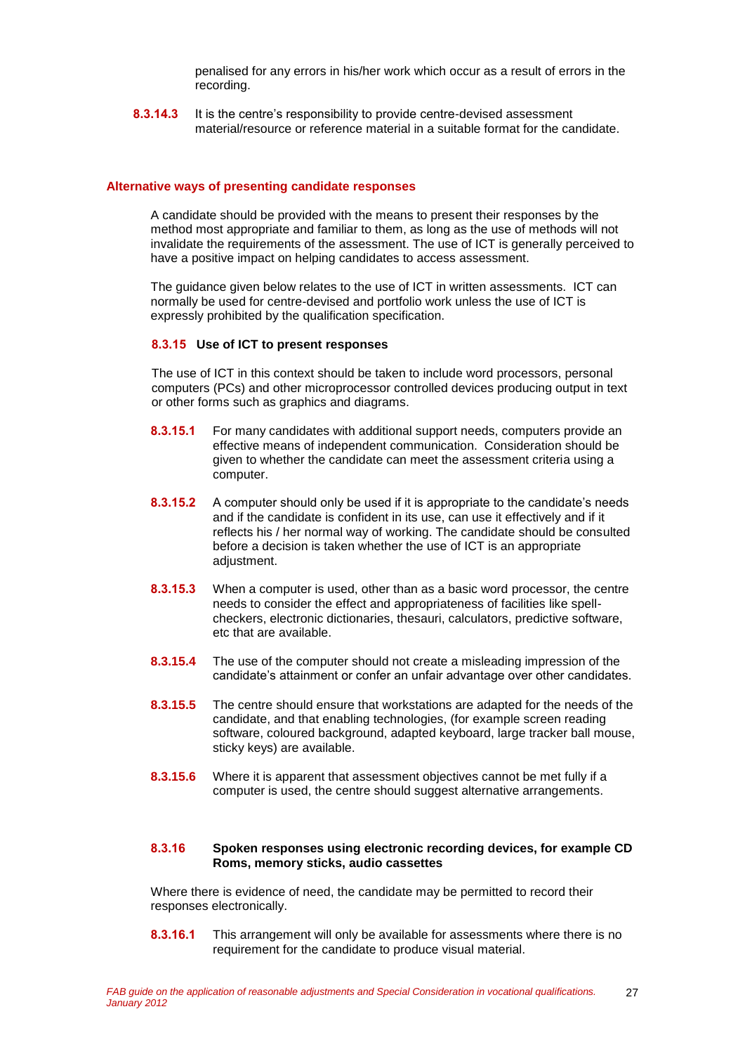penalised for any errors in his/her work which occur as a result of errors in the recording.

**8.3.14.3** It is the centre's responsibility to provide centre-devised assessment material/resource or reference material in a suitable format for the candidate.

## Alternative ways of presenting candidate responses

A candidate should be provided with the means to present their responses by the method most appropriate and familiar to them, as long as the use of methods will not invalidate the requirements of the assessment. The use of ICT is generally perceived to have a positive impact on helping candidates to access assessment.

The guidance given below relates to the use of ICT in written assessments. ICT can normally be used for centre-devised and portfolio work unless the use of ICT is expressly prohibited by the qualification specification.

### 8.3.15 Use of ICT to present responses

The use of ICT in this context should be taken to include word processors, personal computers (PCs) and other microprocessor controlled devices producing output in text or other forms such as graphics and diagrams.

**8.3.15.1** For many candidates with additional support needs, computers provide an effective means of independent communication. Consideration should be given to whether the candidate can meet the assessment criteria using a computer.

**8.3.15.2** A computer should only be used if it is appropriate to the candidate's needs and if the candidate is confident in its use, can use it effectively and if it reflects his / her normal way of working. The candidate should be consulted before a decision is taken whether the use of ICT is an appropriate adjustment.

**8.3.15.3** When a computer is used, other than as a basic word processor, the centre needs to consider the effect and appropriateness of facilities like spell-checkers, electronic dictionaries, thesauri, calculators, predictive software, etc that are available.

**8.3.15.4** The use of the computer should not create a misleading impression of the candidate's attainment or confer an unfair advantage over other candidates.

**8.3.15.5** The centre should ensure that workstations are adapted for the needs of the candidate, and that enabling technologies, (for example screen reading software, coloured background, adapted keyboard, large tracker ball mouse, sticky keys) are available.

**8.3.15.6** Where it is apparent that assessment objectives cannot be met fully if a computer is used, the centre should suggest alternative arrangements.

### 8.3.16 Spoken responses using electronic recording devices, for example CD Roms, memory sticks, audio cassettes

Where there is evidence of need, the candidate may be permitted to record their responses electronically.

**8.3.16.1** This arrangement will only be available for assessments where there is no requirement for the candidate to produce visual material.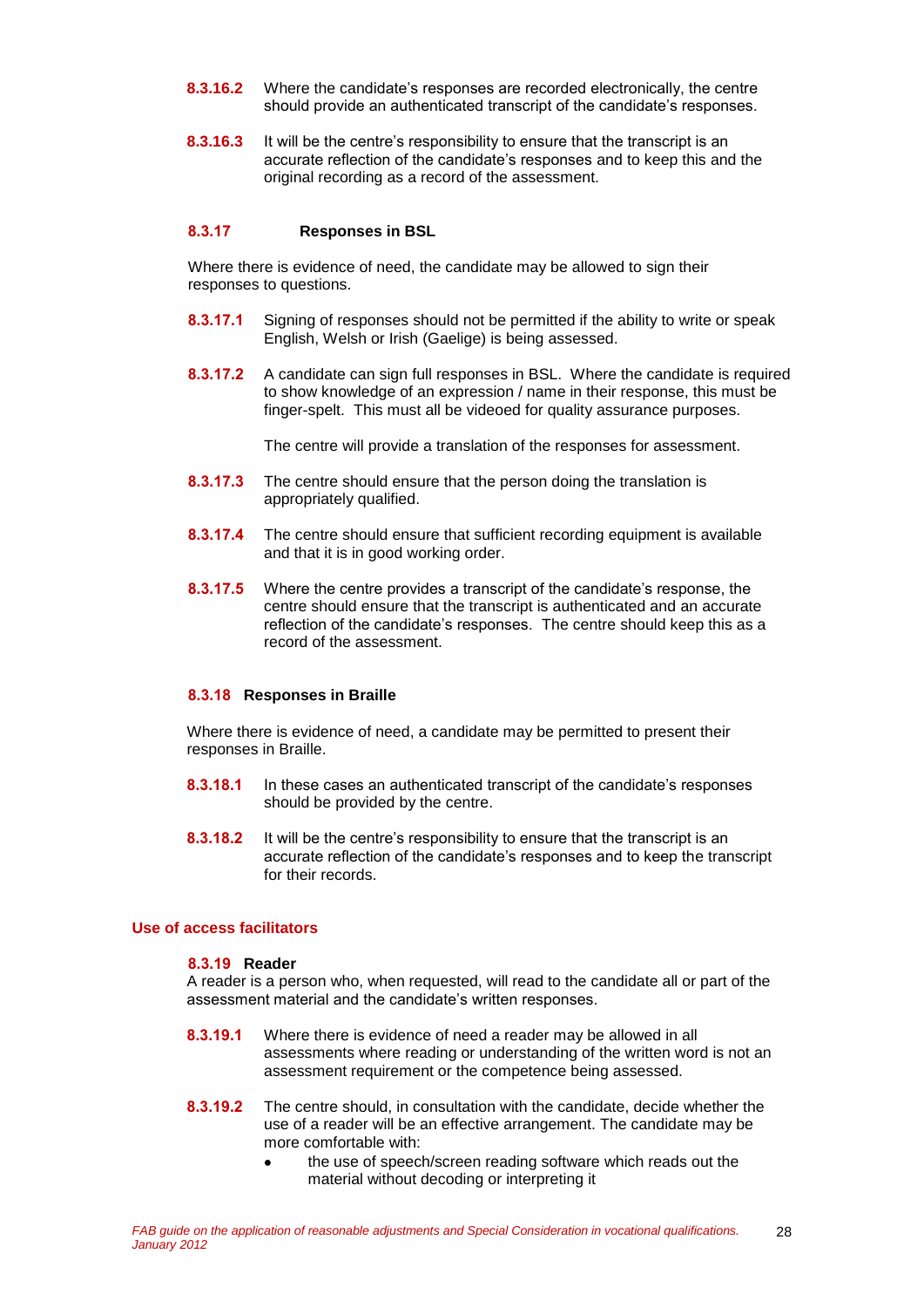**8.3.16.2** Where the candidate's responses are recorded electronically, the centre should provide an authenticated transcript of the candidate's responses.

**8.3.16.3** It will be the centre's responsibility to ensure that the transcript is an accurate reflection of the candidate's responses and to keep this and the original recording as a record of the assessment.

#### 8.3.17 Responses in BSL

Where there is evidence of need, the candidate may be allowed to sign their responses to questions.

**8.3.17.1** Signing of responses should not be permitted if the ability to write or speak English, Welsh or Irish (Gaelige) is being assessed.

**8.3.17.2** A candidate can sign full responses in BSL. Where the candidate is required to show knowledge of an expression / name in their response, this must be finger-spelt. This must all be videoed for quality assurance purposes.

The centre will provide a translation of the responses for assessment.

**8.3.17.3** The centre should ensure that the person doing the translation is appropriately qualified.

**8.3.17.4** The centre should ensure that sufficient recording equipment is available and that it is in good working order.

**8.3.17.5** Where the centre provides a transcript of the candidate's response, the centre should ensure that the transcript is authenticated and an accurate reflection of the candidate's responses. The centre should keep this as a record of the assessment.

#### 8.3.18 Responses in Braille

Where there is evidence of need, a candidate may be permitted to present their responses in Braille.

**8.3.18.1** In these cases an authenticated transcript of the candidate's responses should be provided by the centre.

**8.3.18.2** It will be the centre's responsibility to ensure that the transcript is an accurate reflection of the candidate's responses and to keep the transcript for their records.

### Use of access facilitators

#### 8.3.19 Reader

A reader is a person who, when requested, will read to the candidate all or part of the assessment material and the candidate's written responses.

**8.3.19.1** Where there is evidence of need a reader may be allowed in all assessments where reading or understanding of the written word is not an assessment requirement or the competence being assessed.

**8.3.19.2** The centre should, in consultation with the candidate, decide whether the use of a reader will be an effective arrangement. The candidate may be more comfortable with:

- the use of speech/screen reading software which reads out the material without decoding or interpreting it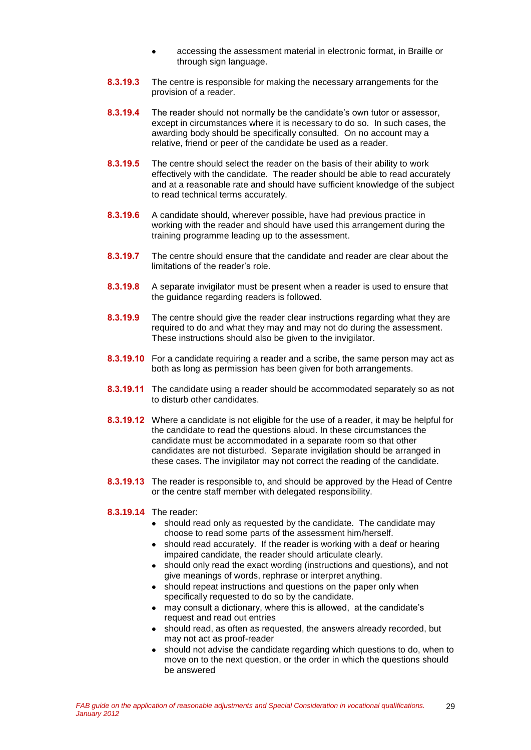- accessing the assessment material in electronic format, in Braille or through sign language.

**8.3.19.3** The centre is responsible for making the necessary arrangements for the provision of a reader.

**8.3.19.4** The reader should not normally be the candidate's own tutor or assessor, except in circumstances where it is necessary to do so. In such cases, the awarding body should be specifically consulted. On no account may a relative, friend or peer of the candidate be used as a reader.

**8.3.19.5** The centre should select the reader on the basis of their ability to work effectively with the candidate. The reader should be able to read accurately and at a reasonable rate and should have sufficient knowledge of the subject to read technical terms accurately.

**8.3.19.6** A candidate should, wherever possible, have had previous practice in working with the reader and should have used this arrangement during the training programme leading up to the assessment.

**8.3.19.7** The centre should ensure that the candidate and reader are clear about the limitations of the reader's role.

**8.3.19.8** A separate invigilator must be present when a reader is used to ensure that the guidance regarding readers is followed.

**8.3.19.9** The centre should give the reader clear instructions regarding what they are required to do and what they may and may not do during the assessment. These instructions should also be given to the invigilator.

**8.3.19.10** For a candidate requiring a reader and a scribe, the same person may act as both as long as permission has been given for both arrangements.

**8.3.19.11** The candidate using a reader should be accommodated separately so as not to disturb other candidates.

**8.3.19.12** Where a candidate is not eligible for the use of a reader, it may be helpful for the candidate to read the questions aloud. In these circumstances the candidate must be accommodated in a separate room so that other candidates are not disturbed. Separate invigilation should be arranged in these cases. The invigilator may not correct the reading of the candidate.

**8.3.19.13** The reader is responsible to, and should be approved by the Head of Centre or the centre staff member with delegated responsibility.

**8.3.19.14** The reader:

- should read only as requested by the candidate. The candidate may choose to read some parts of the assessment him/herself.
- should read accurately. If the reader is working with a deaf or hearing impaired candidate, the reader should articulate clearly.
- should only read the exact wording (instructions and questions), and not give meanings of words, rephrase or interpret anything.
- should repeat instructions and questions on the paper only when specifically requested to do so by the candidate.
- may consult a dictionary, where this is allowed, at the candidate's request and read out entries
- should read, as often as requested, the answers already recorded, but may not act as proof-reader
- should not advise the candidate regarding which questions to do, when to move on to the next question, or the order in which the questions should be answered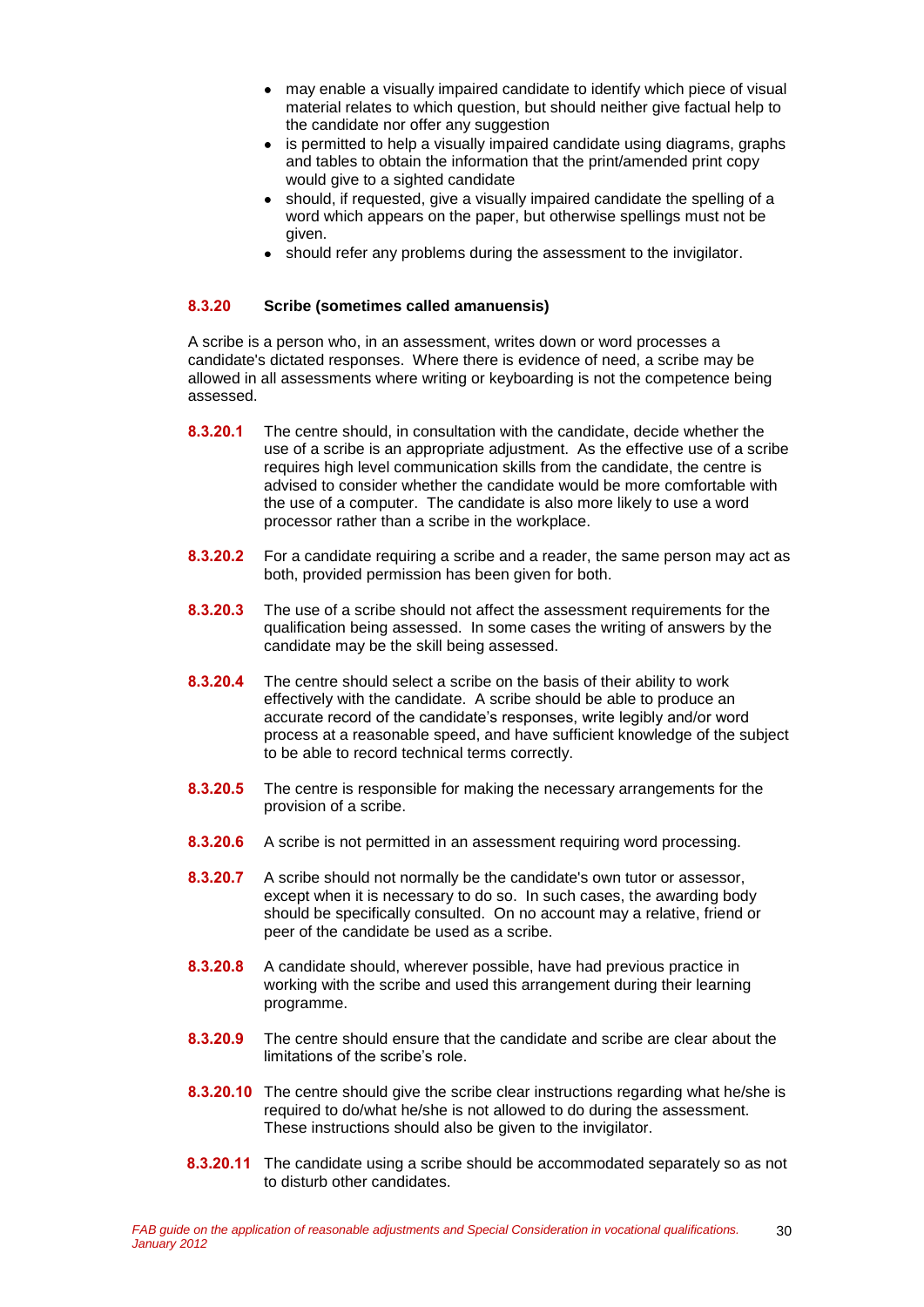- may enable a visually impaired candidate to identify which piece of visual material relates to which question, but should neither give factual help to the candidate nor offer any suggestion
- is permitted to help a visually impaired candidate using diagrams, graphs and tables to obtain the information that the print/amended print copy would give to a sighted candidate
- should, if requested, give a visually impaired candidate the spelling of a word which appears on the paper, but otherwise spellings must not be given.
- should refer any problems during the assessment to the invigilator.

### 8.3.20 Scribe (sometimes called amanuensis)

A scribe is a person who, in an assessment, writes down or word processes a candidate's dictated responses. Where there is evidence of need, a scribe may be allowed in all assessments where writing or keyboarding is not the competence being assessed.

**8.3.20.1** The centre should, in consultation with the candidate, decide whether the use of a scribe is an appropriate adjustment. As the effective use of a scribe requires high level communication skills from the candidate, the centre is advised to consider whether the candidate would be more comfortable with the use of a computer. The candidate is also more likely to use a word processor rather than a scribe in the workplace.

**8.3.20.2** For a candidate requiring a scribe and a reader, the same person may act as both, provided permission has been given for both.

**8.3.20.3** The use of a scribe should not affect the assessment requirements for the qualification being assessed. In some cases the writing of answers by the candidate may be the skill being assessed.

**8.3.20.4** The centre should select a scribe on the basis of their ability to work effectively with the candidate. A scribe should be able to produce an accurate record of the candidate's responses, write legibly and/or word process at a reasonable speed, and have sufficient knowledge of the subject to be able to record technical terms correctly.

**8.3.20.5** The centre is responsible for making the necessary arrangements for the provision of a scribe.

**8.3.20.6** A scribe is not permitted in an assessment requiring word processing.

**8.3.20.7** A scribe should not normally be the candidate's own tutor or assessor, except when it is necessary to do so. In such cases, the awarding body should be specifically consulted. On no account may a relative, friend or peer of the candidate be used as a scribe.

**8.3.20.8** A candidate should, wherever possible, have had previous practice in working with the scribe and used this arrangement during their learning programme.

**8.3.20.9** The centre should ensure that the candidate and scribe are clear about the limitations of the scribe's role.

**8.3.20.10** The centre should give the scribe clear instructions regarding what he/she is required to do/what he/she is not allowed to do during the assessment. These instructions should also be given to the invigilator.

**8.3.20.11** The candidate using a scribe should be accommodated separately so as not to disturb other candidates.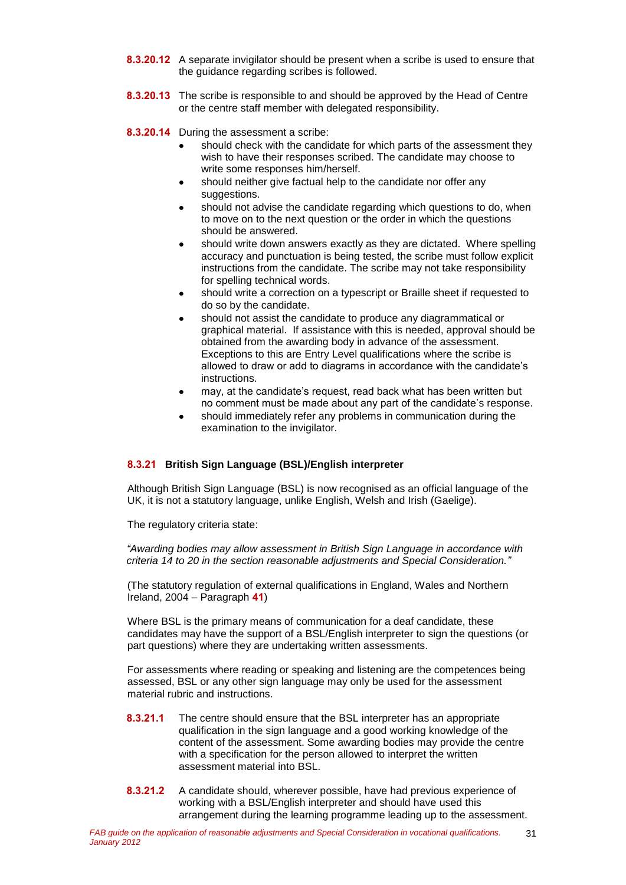**8.3.20.12** A separate invigilator should be present when a scribe is used to ensure that the guidance regarding scribes is followed.

**8.3.20.13** The scribe is responsible to and should be approved by the Head of Centre or the centre staff member with delegated responsibility.

**8.3.20.14** During the assessment a scribe:

- should check with the candidate for which parts of the assessment they wish to have their responses scribed. The candidate may choose to write some responses him/herself.
- should neither give factual help to the candidate nor offer any suggestions.
- should not advise the candidate regarding which questions to do, when to move on to the next question or the order in which the questions should be answered.
- should write down answers exactly as they are dictated. Where spelling accuracy and punctuation is being tested, the scribe must follow explicit instructions from the candidate. The scribe may not take responsibility for spelling technical words.
- should write a correction on a typescript or Braille sheet if requested to do so by the candidate.
- should not assist the candidate to produce any diagrammatical or graphical material. If assistance with this is needed, approval should be obtained from the awarding body in advance of the assessment. Exceptions to this are Entry Level qualifications where the scribe is allowed to draw or add to diagrams in accordance with the candidate's instructions.
- may, at the candidate's request, read back what has been written but no comment must be made about any part of the candidate's response.
- should immediately refer any problems in communication during the examination to the invigilator.

### 8.3.21 British Sign Language (BSL)/English interpreter

Although British Sign Language (BSL) is now recognised as an official language of the UK, it is not a statutory language, unlike English, Welsh and Irish (Gaelige).

The regulatory criteria state:

*"Awarding bodies may allow assessment in British Sign Language in accordance with criteria 14 to 20 in the section reasonable adjustments and Special Consideration."*

(The statutory regulation of external qualifications in England, Wales and Northern Ireland, 2004 – Paragraph **41**)

Where BSL is the primary means of communication for a deaf candidate, these candidates may have the support of a BSL/English interpreter to sign the questions (or part questions) where they are undertaking written assessments.

For assessments where reading or speaking and listening are the competences being assessed, BSL or any other sign language may only be used for the assessment material rubric and instructions.

**8.3.21.1** The centre should ensure that the BSL interpreter has an appropriate qualification in the sign language and a good working knowledge of the content of the assessment. Some awarding bodies may provide the centre with a specification for the person allowed to interpret the written assessment material into BSL.

**8.3.21.2** A candidate should, wherever possible, have had previous experience of working with a BSL/English interpreter and should have used this arrangement during the learning programme leading up to the assessment.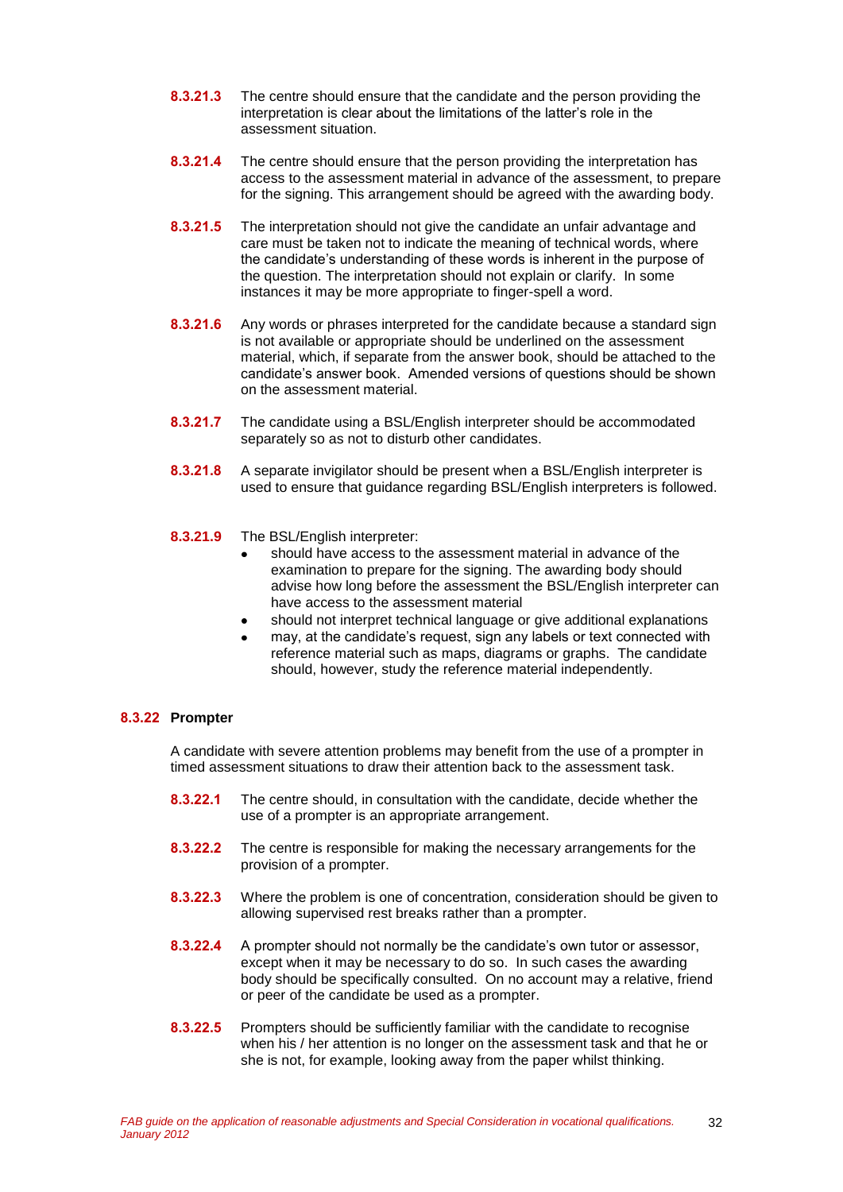**8.3.21.3** The centre should ensure that the candidate and the person providing the interpretation is clear about the limitations of the latter's role in the assessment situation.

**8.3.21.4** The centre should ensure that the person providing the interpretation has access to the assessment material in advance of the assessment, to prepare for the signing. This arrangement should be agreed with the awarding body.

**8.3.21.5** The interpretation should not give the candidate an unfair advantage and care must be taken not to indicate the meaning of technical words, where the candidate's understanding of these words is inherent in the purpose of the question. The interpretation should not explain or clarify. In some instances it may be more appropriate to finger-spell a word.

**8.3.21.6** Any words or phrases interpreted for the candidate because a standard sign is not available or appropriate should be underlined on the assessment material, which, if separate from the answer book, should be attached to the candidate's answer book. Amended versions of questions should be shown on the assessment material.

**8.3.21.7** The candidate using a BSL/English interpreter should be accommodated separately so as not to disturb other candidates.

**8.3.21.8** A separate invigilator should be present when a BSL/English interpreter is used to ensure that guidance regarding BSL/English interpreters is followed.

**8.3.21.9** The BSL/English interpreter:

- should have access to the assessment material in advance of the examination to prepare for the signing. The awarding body should advise how long before the assessment the BSL/English interpreter can have access to the assessment material
- should not interpret technical language or give additional explanations
- may, at the candidate's request, sign any labels or text connected with reference material such as maps, diagrams or graphs. The candidate should, however, study the reference material independently.

### 8.3.22 Prompter

A candidate with severe attention problems may benefit from the use of a prompter in timed assessment situations to draw their attention back to the assessment task.

**8.3.22.1** The centre should, in consultation with the candidate, decide whether the use of a prompter is an appropriate arrangement.

**8.3.22.2** The centre is responsible for making the necessary arrangements for the provision of a prompter.

**8.3.22.3** Where the problem is one of concentration, consideration should be given to allowing supervised rest breaks rather than a prompter.

**8.3.22.4** A prompter should not normally be the candidate's own tutor or assessor, except when it may be necessary to do so. In such cases the awarding body should be specifically consulted. On no account may a relative, friend or peer of the candidate be used as a prompter.

**8.3.22.5** Prompters should be sufficiently familiar with the candidate to recognise when his / her attention is no longer on the assessment task and that he or she is not, for example, looking away from the paper whilst thinking.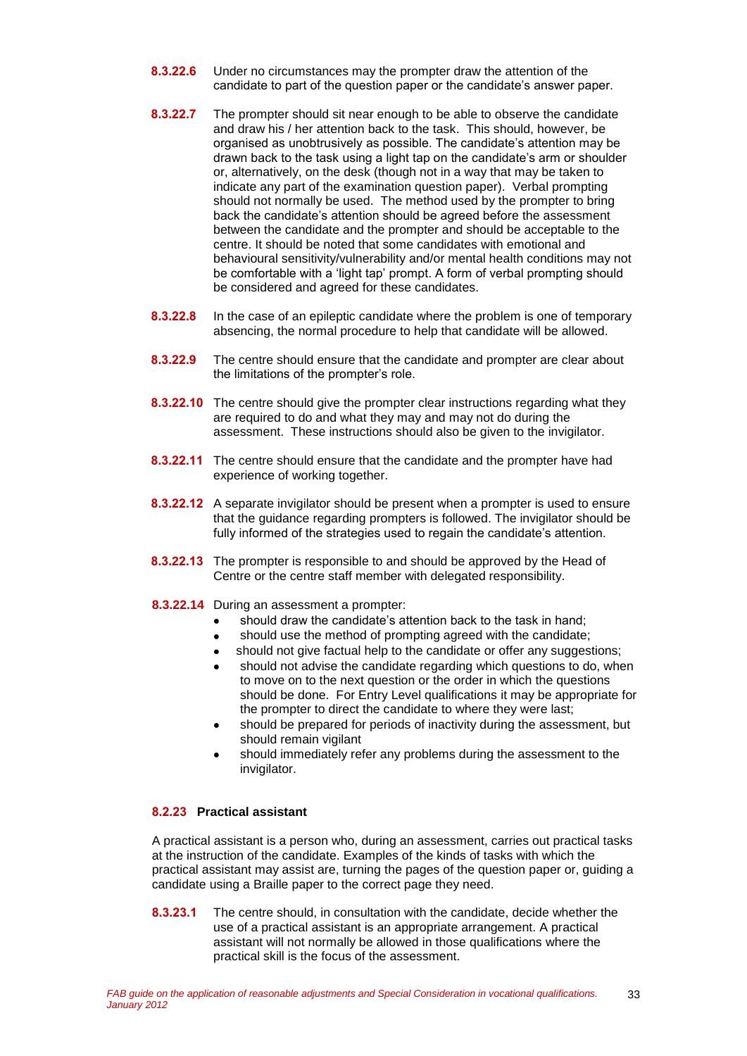**8.3.22.6** Under no circumstances may the prompter draw the attention of the candidate to part of the question paper or the candidate's answer paper.

**8.3.22.7** The prompter should sit near enough to be able to observe the candidate and draw his / her attention back to the task. This should, however, be organised as unobtrusively as possible. The candidate's attention may be drawn back to the task using a light tap on the candidate's arm or shoulder or, alternatively, on the desk (though not in a way that may be taken to indicate any part of the examination question paper). Verbal prompting should not normally be used. The method used by the prompter to bring back the candidate's attention should be agreed before the assessment between the candidate and the prompter and should be acceptable to the centre. It should be noted that some candidates with emotional and behavioural sensitivity/vulnerability and/or mental health conditions may not be comfortable with a 'light tap' prompt. A form of verbal prompting should be considered and agreed for these candidates.

**8.3.22.8** In the case of an epileptic candidate where the problem is one of temporary absencing, the normal procedure to help that candidate will be allowed.

**8.3.22.9** The centre should ensure that the candidate and prompter are clear about the limitations of the prompter's role.

**8.3.22.10** The centre should give the prompter clear instructions regarding what they are required to do and what they may and may not do during the assessment. These instructions should also be given to the invigilator.

**8.3.22.11** The centre should ensure that the candidate and the prompter have had experience of working together.

**8.3.22.12** A separate invigilator should be present when a prompter is used to ensure that the guidance regarding prompters is followed. The invigilator should be fully informed of the strategies used to regain the candidate's attention.

**8.3.22.13** The prompter is responsible to and should be approved by the Head of Centre or the centre staff member with delegated responsibility.

**8.3.22.14** During an assessment a prompter:

- should draw the candidate's attention back to the task in hand;
- should use the method of prompting agreed with the candidate;
- should not give factual help to the candidate or offer any suggestions;
- should not advise the candidate regarding which questions to do, when to move on to the next question or the order in which the questions should be done. For Entry Level qualifications it may be appropriate for the prompter to direct the candidate to where they were last;
- should be prepared for periods of inactivity during the assessment, but should remain vigilant
- should immediately refer any problems during the assessment to the invigilator.

### 8.2.23 Practical assistant

A practical assistant is a person who, during an assessment, carries out practical tasks at the instruction of the candidate. Examples of the kinds of tasks with which the practical assistant may assist are, turning the pages of the question paper or, guiding a candidate using a Braille paper to the correct page they need.

**8.3.23.1** The centre should, in consultation with the candidate, decide whether the use of a practical assistant is an appropriate arrangement. A practical assistant will not normally be allowed in those qualifications where the practical skill is the focus of the assessment.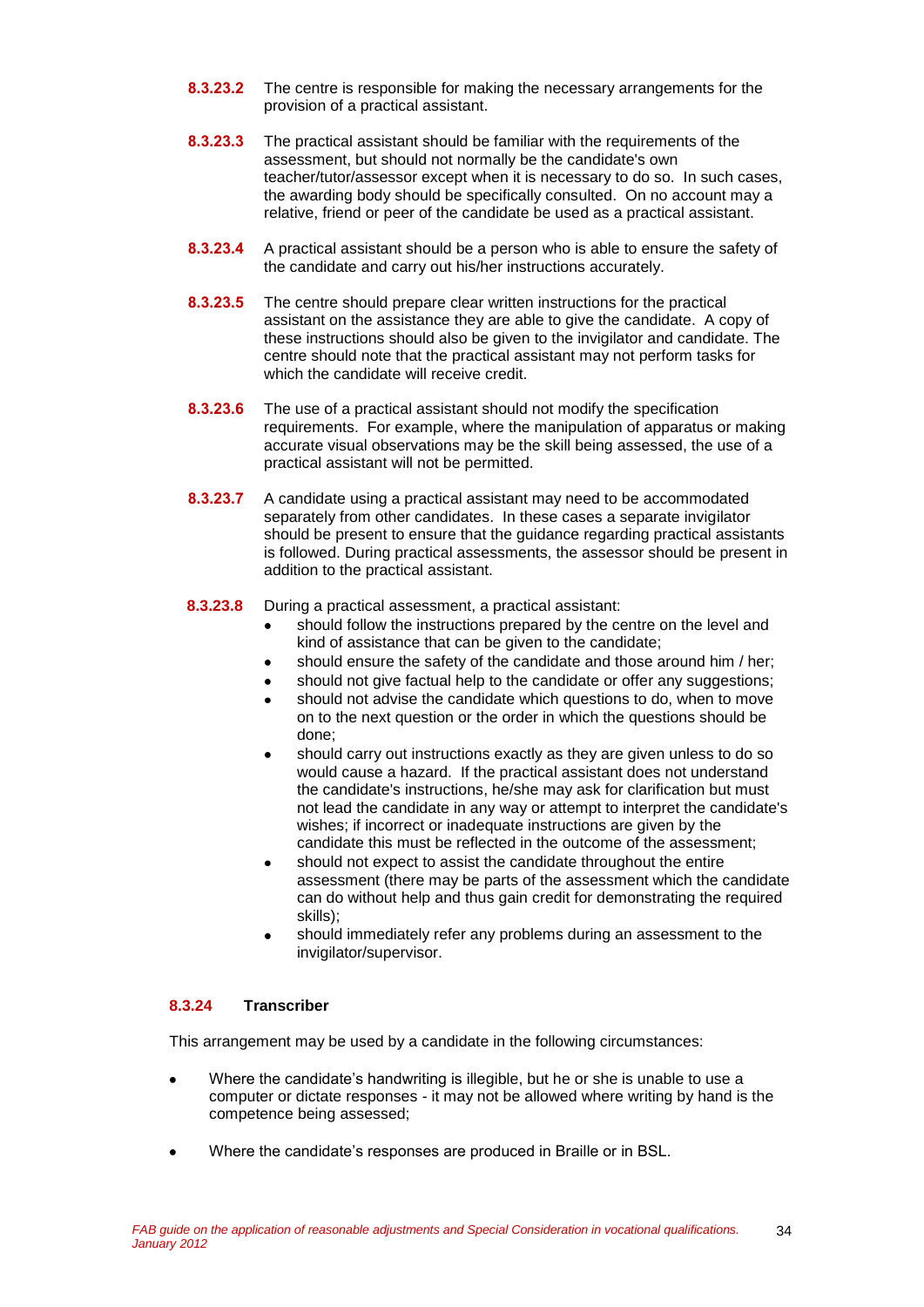**8.3.23.2** The centre is responsible for making the necessary arrangements for the provision of a practical assistant.

**8.3.23.3** The practical assistant should be familiar with the requirements of the assessment, but should not normally be the candidate's own teacher/tutor/assessor except when it is necessary to do so. In such cases, the awarding body should be specifically consulted. On no account may a relative, friend or peer of the candidate be used as a practical assistant.

**8.3.23.4** A practical assistant should be a person who is able to ensure the safety of the candidate and carry out his/her instructions accurately.

**8.3.23.5** The centre should prepare clear written instructions for the practical assistant on the assistance they are able to give the candidate. A copy of these instructions should also be given to the invigilator and candidate. The centre should note that the practical assistant may not perform tasks for which the candidate will receive credit.

**8.3.23.6** The use of a practical assistant should not modify the specification requirements. For example, where the manipulation of apparatus or making accurate visual observations may be the skill being assessed, the use of a practical assistant will not be permitted.

**8.3.23.7** A candidate using a practical assistant may need to be accommodated separately from other candidates. In these cases a separate invigilator should be present to ensure that the guidance regarding practical assistants is followed. During practical assessments, the assessor should be present in addition to the practical assistant.

**8.3.23.8** During a practical assessment, a practical assistant:

- should follow the instructions prepared by the centre on the level and kind of assistance that can be given to the candidate;
- should ensure the safety of the candidate and those around him / her;
- should not give factual help to the candidate or offer any suggestions;
- should not advise the candidate which questions to do, when to move on to the next question or the order in which the questions should be done;
- should carry out instructions exactly as they are given unless to do so would cause a hazard. If the practical assistant does not understand the candidate's instructions, he/she may ask for clarification but must not lead the candidate in any way or attempt to interpret the candidate's wishes; if incorrect or inadequate instructions are given by the candidate this must be reflected in the outcome of the assessment;
- should not expect to assist the candidate throughout the entire assessment (there may be parts of the assessment which the candidate can do without help and thus gain credit for demonstrating the required skills);
- should immediately refer any problems during an assessment to the invigilator/supervisor.

### 8.3.24 Transcriber

This arrangement may be used by a candidate in the following circumstances:

- Where the candidate's handwriting is illegible, but he or she is unable to use a computer or dictate responses - it may not be allowed where writing by hand is the competence being assessed;
- Where the candidate's responses are produced in Braille or in BSL.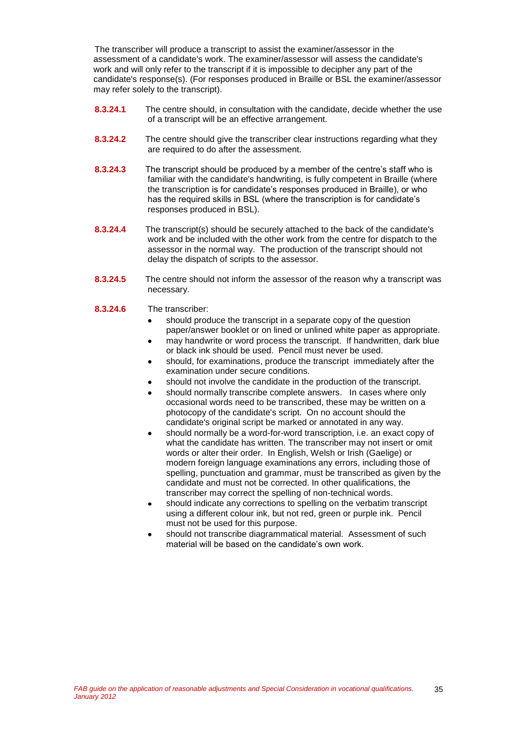The transcriber will produce a transcript to assist the examiner/assessor in the assessment of a candidate's work. The examiner/assessor will assess the candidate's work and will only refer to the transcript if it is impossible to decipher any part of the candidate's response(s). (For responses produced in Braille or BSL the examiner/assessor may refer solely to the transcript).

**8.3.24.1** The centre should, in consultation with the candidate, decide whether the use of a transcript will be an effective arrangement.

**8.3.24.2** The centre should give the transcriber clear instructions regarding what they are required to do after the assessment.

**8.3.24.3** The transcript should be produced by a member of the centre's staff who is familiar with the candidate's handwriting, is fully competent in Braille (where the transcription is for candidate's responses produced in Braille), or who has the required skills in BSL (where the transcription is for candidate's responses produced in BSL).

**8.3.24.4** The transcript(s) should be securely attached to the back of the candidate's work and be included with the other work from the centre for dispatch to the assessor in the normal way. The production of the transcript should not delay the dispatch of scripts to the assessor.

**8.3.24.5** The centre should not inform the assessor of the reason why a transcript was necessary.

**8.3.24.6** The transcriber:

- should produce the transcript in a separate copy of the question paper/answer booklet or on lined or unlined white paper as appropriate.
- may handwrite or word process the transcript. If handwritten, dark blue or black ink should be used. Pencil must never be used.
- should, for examinations, produce the transcript immediately after the examination under secure conditions.
- should not involve the candidate in the production of the transcript.
- should normally transcribe complete answers. In cases where only occasional words need to be transcribed, these may be written on a photocopy of the candidate's script. On no account should the candidate's original script be marked or annotated in any way.
- should normally be a word-for-word transcription, i.e. an exact copy of what the candidate has written. The transcriber may not insert or omit words or alter their order. In English, Welsh or Irish (Gaelige) or modern foreign language examinations any errors, including those of spelling, punctuation and grammar, must be transcribed as given by the candidate and must not be corrected. In other qualifications, the transcriber may correct the spelling of non-technical words.
- should indicate any corrections to spelling on the verbatim transcript using a different colour ink, but not red, green or purple ink. Pencil must not be used for this purpose.
- should not transcribe diagrammatical material. Assessment of such material will be based on the candidate's own work.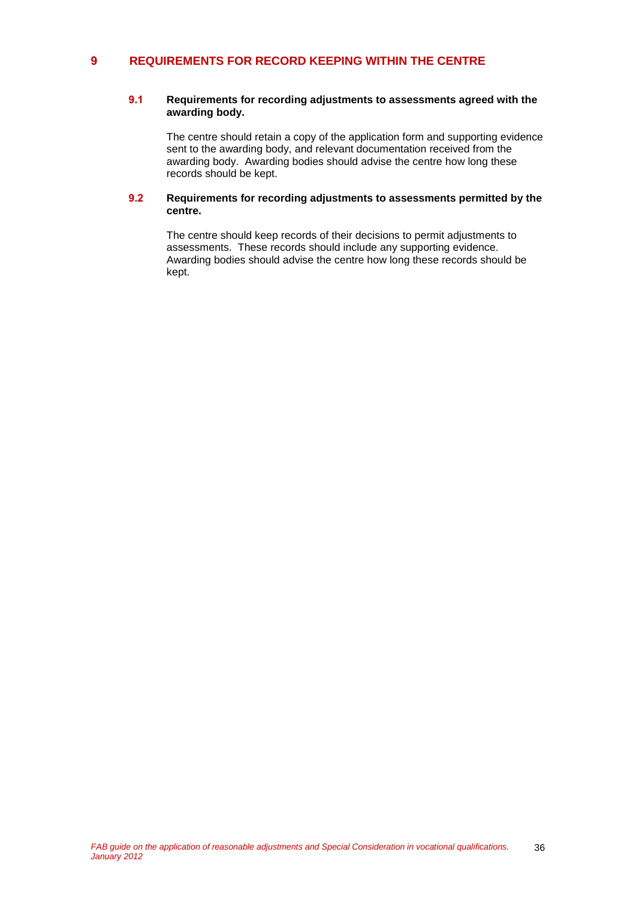# 9 REQUIREMENTS FOR RECORD KEEPING WITHIN THE CENTRE

## 9.1 Requirements for recording adjustments to assessments agreed with the awarding body.

The centre should retain a copy of the application form and supporting evidence sent to the awarding body, and relevant documentation received from the awarding body. Awarding bodies should advise the centre how long these records should be kept.

## 9.2 Requirements for recording adjustments to assessments permitted by the centre.

The centre should keep records of their decisions to permit adjustments to assessments. These records should include any supporting evidence. Awarding bodies should advise the centre how long these records should be kept.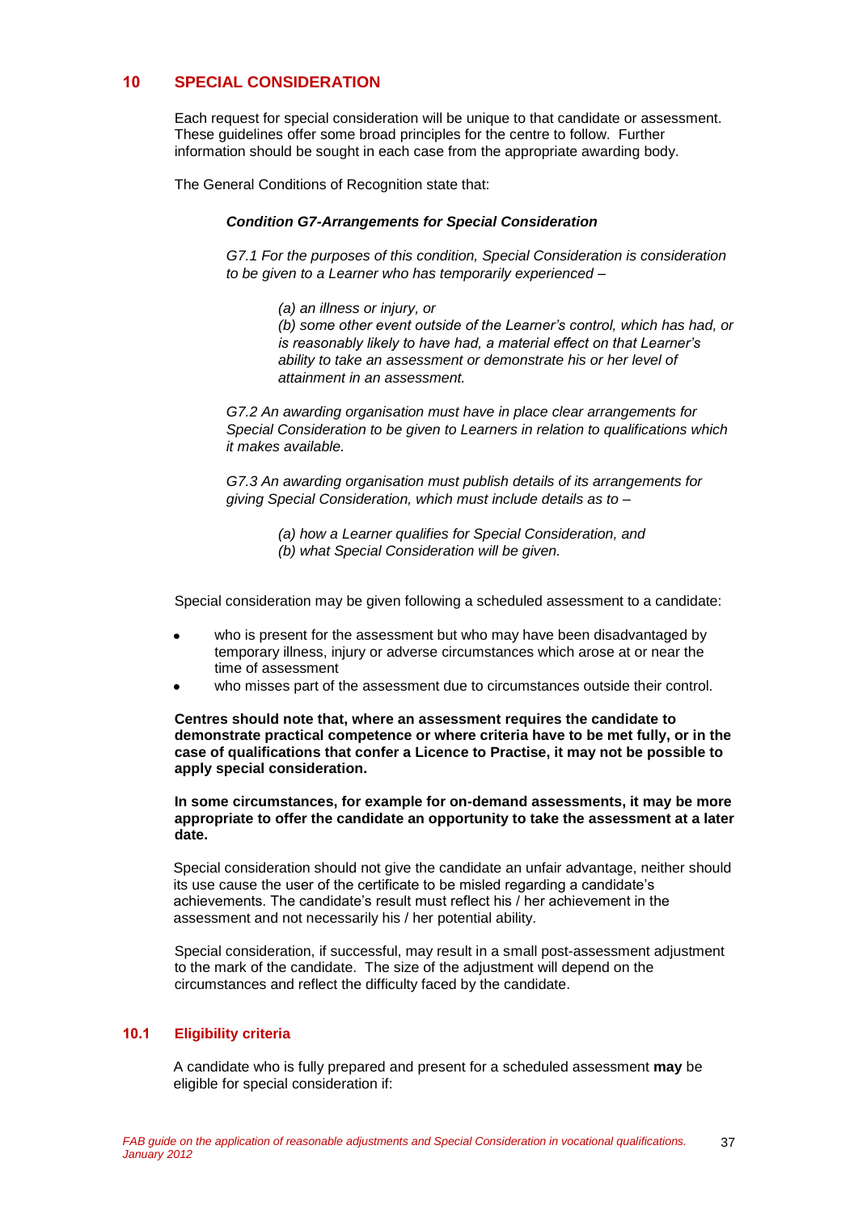## 10 SPECIAL CONSIDERATION

Each request for special consideration will be unique to that candidate or assessment. These guidelines offer some broad principles for the centre to follow. Further information should be sought in each case from the appropriate awarding body.

The General Conditions of Recognition state that:

***Condition G7-Arrangements for Special Consideration***

*G7.1 For the purposes of this condition, Special Consideration is consideration to be given to a Learner who has temporarily experienced –*

> *(a) an illness or injury, or*
> *(b) some other event outside of the Learner's control, which has had, or is reasonably likely to have had, a material effect on that Learner's ability to take an assessment or demonstrate his or her level of attainment in an assessment.*

*G7.2 An awarding organisation must have in place clear arrangements for Special Consideration to be given to Learners in relation to qualifications which it makes available.*

*G7.3 An awarding organisation must publish details of its arrangements for giving Special Consideration, which must include details as to –*

> *(a) how a Learner qualifies for Special Consideration, and*
> *(b) what Special Consideration will be given.*

Special consideration may be given following a scheduled assessment to a candidate:

- who is present for the assessment but who may have been disadvantaged by temporary illness, injury or adverse circumstances which arose at or near the time of assessment
- who misses part of the assessment due to circumstances outside their control.

**Centres should note that, where an assessment requires the candidate to demonstrate practical competence or where criteria have to be met fully, or in the case of qualifications that confer a Licence to Practise, it may not be possible to apply special consideration.**

**In some circumstances, for example for on-demand assessments, it may be more appropriate to offer the candidate an opportunity to take the assessment at a later date.**

Special consideration should not give the candidate an unfair advantage, neither should its use cause the user of the certificate to be misled regarding a candidate's achievements. The candidate's result must reflect his / her achievement in the assessment and not necessarily his / her potential ability.

Special consideration, if successful, may result in a small post-assessment adjustment to the mark of the candidate. The size of the adjustment will depend on the circumstances and reflect the difficulty faced by the candidate.

### 10.1 Eligibility criteria

A candidate who is fully prepared and present for a scheduled assessment **may** be eligible for special consideration if: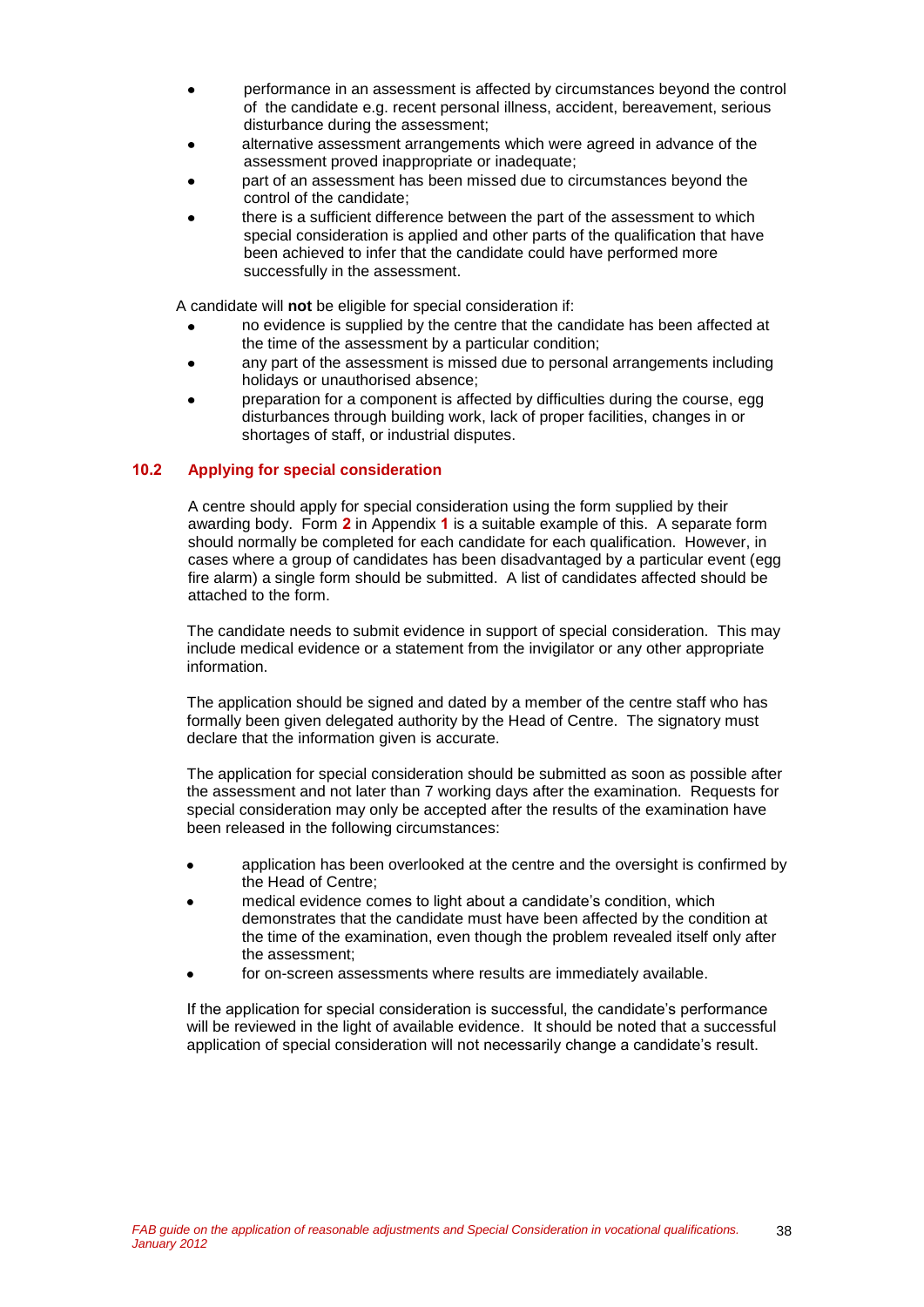- performance in an assessment is affected by circumstances beyond the control of the candidate e.g. recent personal illness, accident, bereavement, serious disturbance during the assessment;
- alternative assessment arrangements which were agreed in advance of the assessment proved inappropriate or inadequate;
- part of an assessment has been missed due to circumstances beyond the control of the candidate;
- there is a sufficient difference between the part of the assessment to which special consideration is applied and other parts of the qualification that have been achieved to infer that the candidate could have performed more successfully in the assessment.

A candidate will **not** be eligible for special consideration if:

- no evidence is supplied by the centre that the candidate has been affected at the time of the assessment by a particular condition;
- any part of the assessment is missed due to personal arrangements including holidays or unauthorised absence;
- preparation for a component is affected by difficulties during the course, egg disturbances through building work, lack of proper facilities, changes in or shortages of staff, or industrial disputes.

### 10.2 Applying for special consideration

A centre should apply for special consideration using the form supplied by their awarding body. Form **2** in Appendix **1** is a suitable example of this. A separate form should normally be completed for each candidate for each qualification. However, in cases where a group of candidates has been disadvantaged by a particular event (egg fire alarm) a single form should be submitted. A list of candidates affected should be attached to the form.

The candidate needs to submit evidence in support of special consideration. This may include medical evidence or a statement from the invigilator or any other appropriate information.

The application should be signed and dated by a member of the centre staff who has formally been given delegated authority by the Head of Centre. The signatory must declare that the information given is accurate.

The application for special consideration should be submitted as soon as possible after the assessment and not later than 7 working days after the examination. Requests for special consideration may only be accepted after the results of the examination have been released in the following circumstances:

- application has been overlooked at the centre and the oversight is confirmed by the Head of Centre;
- medical evidence comes to light about a candidate's condition, which demonstrates that the candidate must have been affected by the condition at the time of the examination, even though the problem revealed itself only after the assessment;
- for on-screen assessments where results are immediately available.

If the application for special consideration is successful, the candidate's performance will be reviewed in the light of available evidence. It should be noted that a successful application of special consideration will not necessarily change a candidate's result.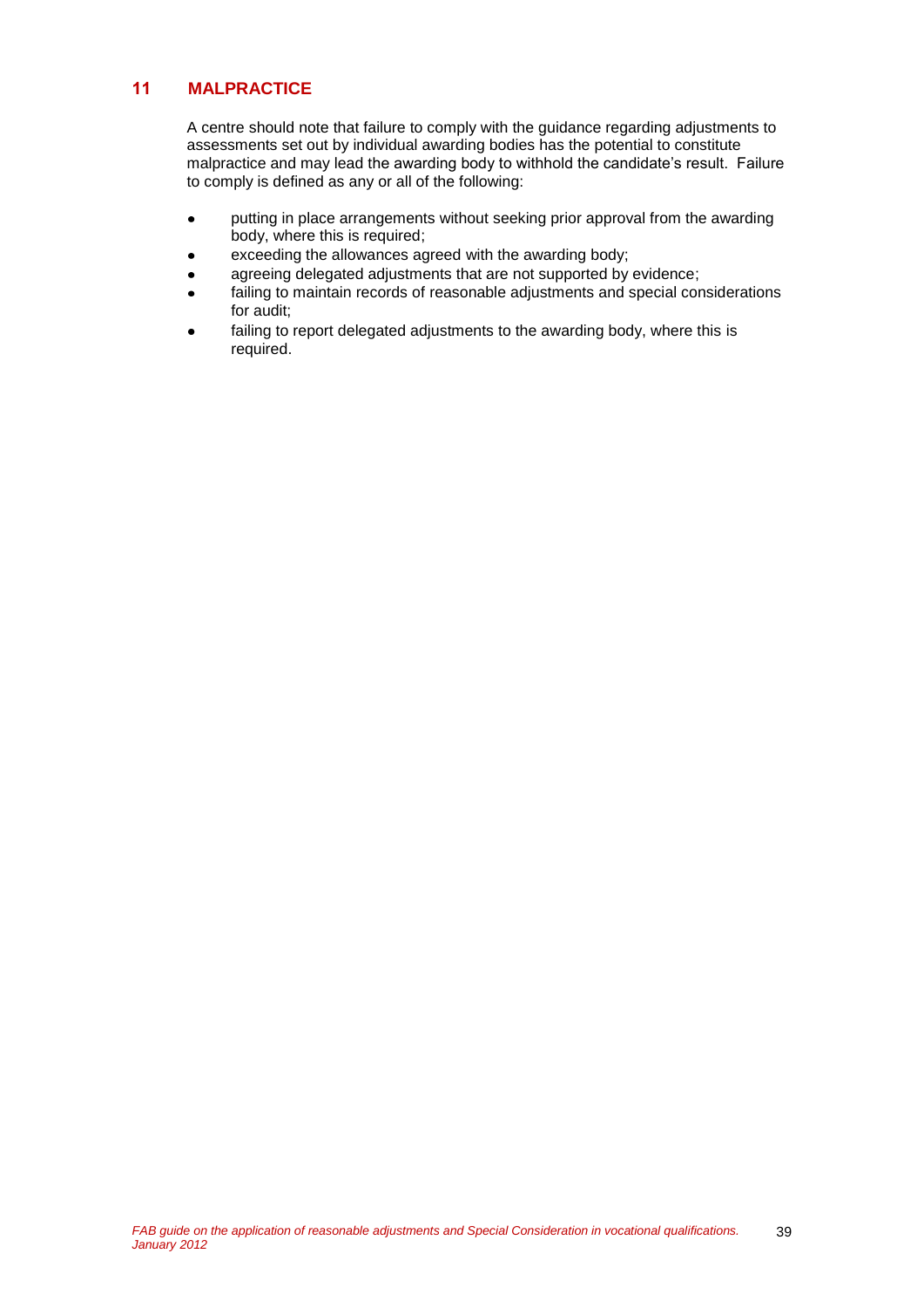## 11 MALPRACTICE

A centre should note that failure to comply with the guidance regarding adjustments to assessments set out by individual awarding bodies has the potential to constitute malpractice and may lead the awarding body to withhold the candidate's result. Failure to comply is defined as any or all of the following:

- putting in place arrangements without seeking prior approval from the awarding body, where this is required;
- exceeding the allowances agreed with the awarding body;
- agreeing delegated adjustments that are not supported by evidence;
- failing to maintain records of reasonable adjustments and special considerations for audit;
- failing to report delegated adjustments to the awarding body, where this is required.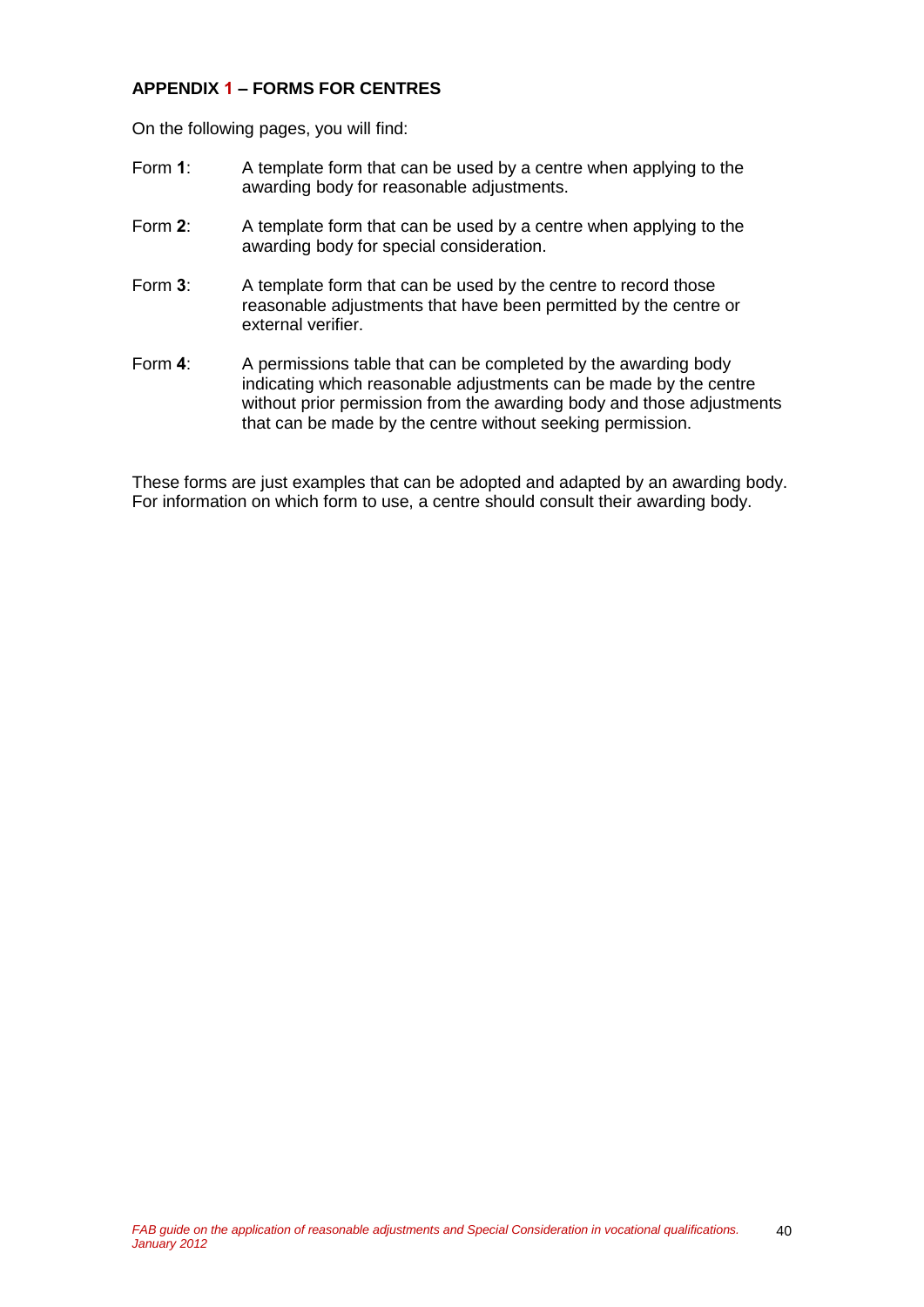## APPENDIX 1 – FORMS FOR CENTRES

On the following pages, you will find:

Form **1**: A template form that can be used by a centre when applying to the awarding body for reasonable adjustments.

Form **2**: A template form that can be used by a centre when applying to the awarding body for special consideration.

Form **3**: A template form that can be used by the centre to record those reasonable adjustments that have been permitted by the centre or external verifier.

Form **4**: A permissions table that can be completed by the awarding body indicating which reasonable adjustments can be made by the centre without prior permission from the awarding body and those adjustments that can be made by the centre without seeking permission.

These forms are just examples that can be adopted and adapted by an awarding body. For information on which form to use, a centre should consult their awarding body.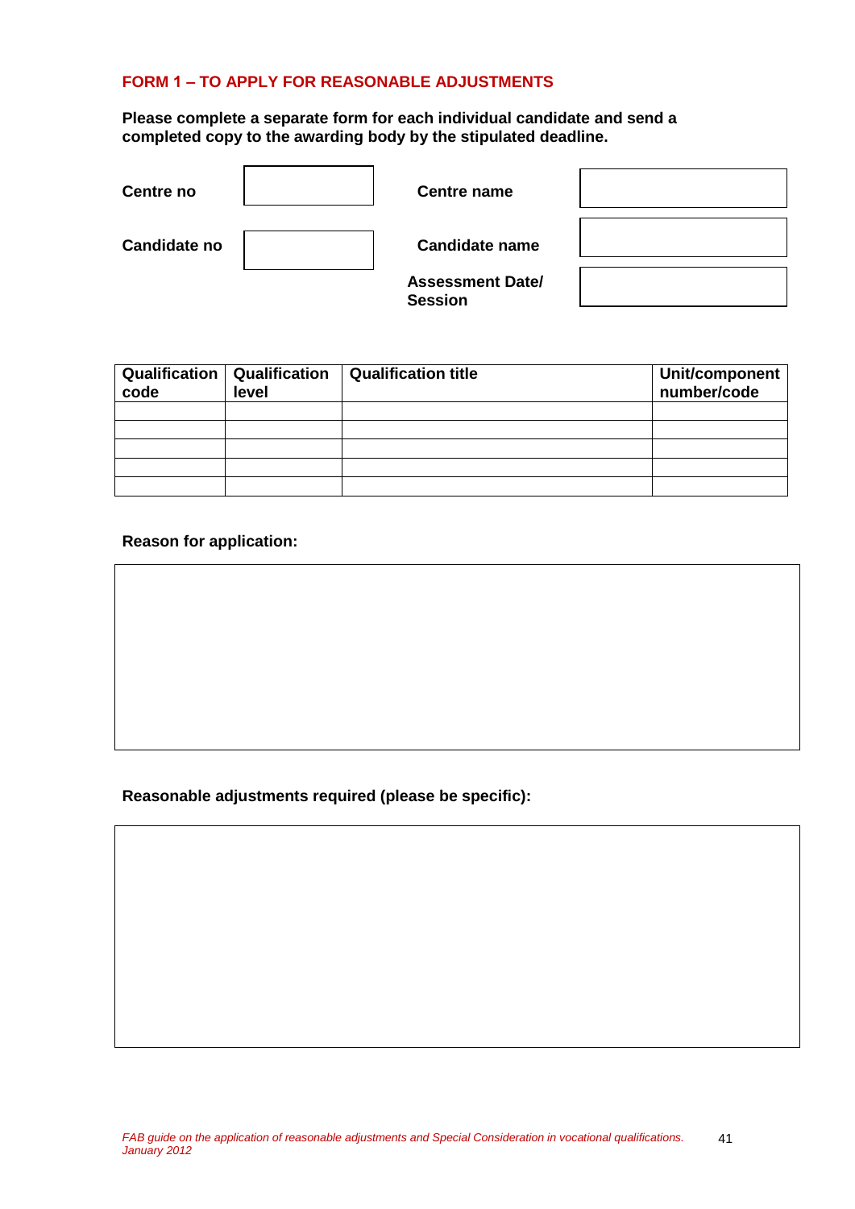## FORM 1 – TO APPLY FOR REASONABLE ADJUSTMENTS

**Please complete a separate form for each individual candidate and send a completed copy to the awarding body by the stipulated deadline.**

| **Centre no** | | **Centre name** | |
|---|---|---|---|
| **Candidate no** | | **Candidate name** | |
| | | **Assessment Date/ Session** | |

| Qualification code | Qualification level | Qualification title | Unit/component number/code |
|---|---|---|---|
| | | | |
| | | | |
| | | | |
| | | | |
| | | | |

**Reason for application:**

| |
|---|
| |

**Reasonable adjustments required (please be specific):**

| |
|---|
| |

*FAB guide on the application of reasonable adjustments and Special Consideration in vocational qualifications. January 2012*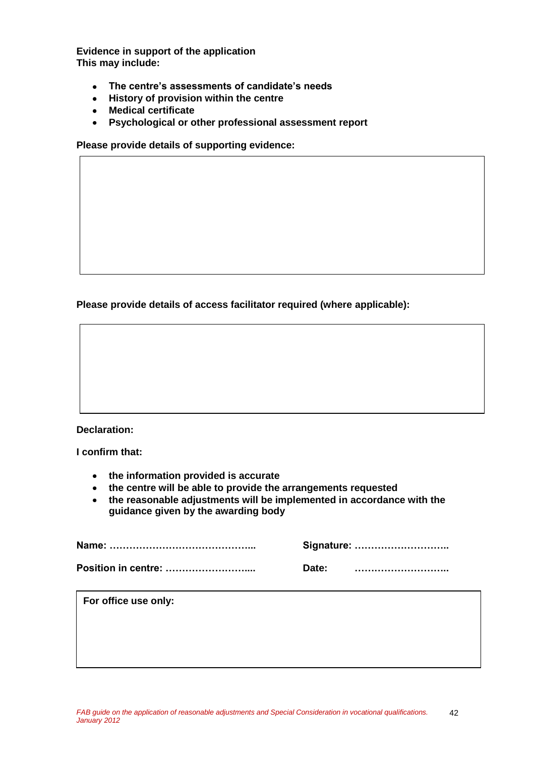**Evidence in support of the application**
**This may include:**

- **The centre's assessments of candidate's needs**
- **History of provision within the centre**
- **Medical certificate**
- **Psychological or other professional assessment report**

**Please provide details of supporting evidence:**

|  |
|---|
|  |

**Please provide details of access facilitator required (where applicable):**

|  |
|---|
|  |

**Declaration:**

**I confirm that:**

- **the information provided is accurate**
- **the centre will be able to provide the arrangements requested**
- **the reasonable adjustments will be implemented in accordance with the guidance given by the awarding body**

**Name: ……………………………………..** **Signature: ………………………..**

**Position in centre: ……………………....** **Date: ………………………..**

| **For office use only:** |
|---|
|  |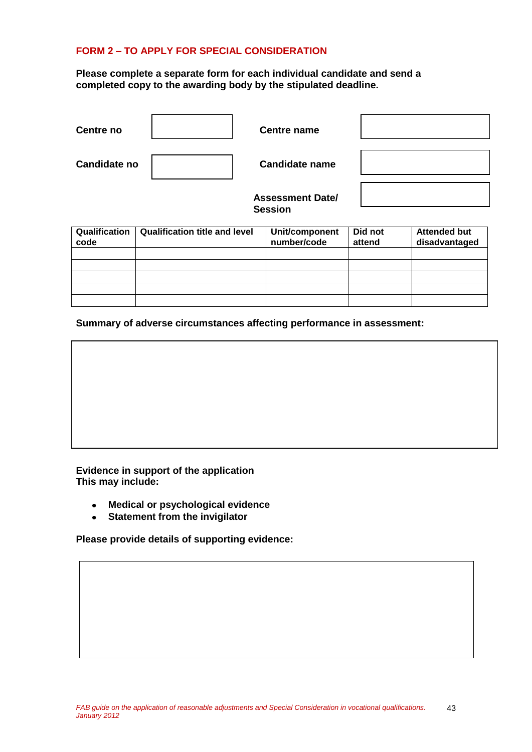## FORM 2 – TO APPLY FOR SPECIAL CONSIDERATION

**Please complete a separate form for each individual candidate and send a completed copy to the awarding body by the stipulated deadline.**

| | | | |
|---|---|---|---|
| **Centre no** | | **Centre name** | |
| **Candidate no** | | **Candidate name** | |
| | | **Assessment Date/ Session** | |

| Qualification code | Qualification title and level | Unit/component number/code | Did not attend | Attended but disadvantaged |
|---|---|---|---|---|
| | | | | |
| | | | | |
| | | | | |
| | | | | |
| | | | | |

**Summary of adverse circumstances affecting performance in assessment:**

| |
|---|
| |

**Evidence in support of the application**
**This may include:**

- **Medical or psychological evidence**
- **Statement from the invigilator**

**Please provide details of supporting evidence:**

| |
|---|
| |

*FAB guide on the application of reasonable adjustments and Special Consideration in vocational qualifications. January 2012*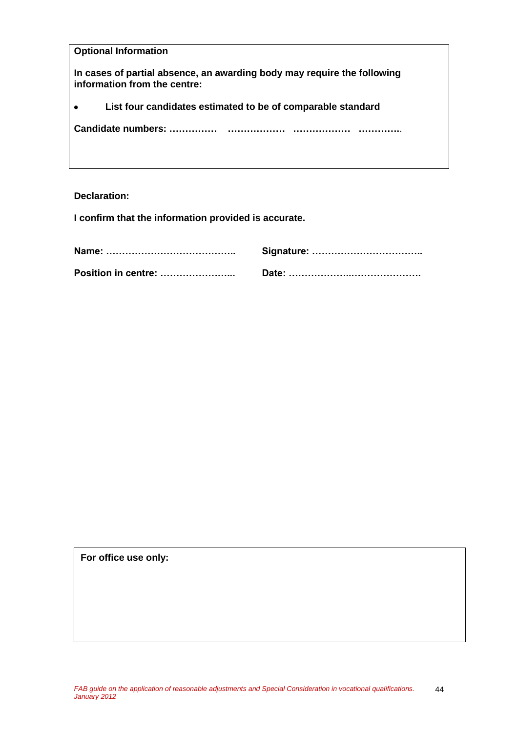**Optional Information**

**In cases of partial absence, an awarding body may require the following information from the centre:**

- **List four candidates estimated to be of comparable standard**

**Candidate numbers: ……………    ………………    ………………    ………….**

**Declaration:**

**I confirm that the information provided is accurate.**

**Name: …………………………………..**    **Signature: ……………………………..**

**Position in centre: …………………...**    **Date: ………………..………………….**

**For office use only:**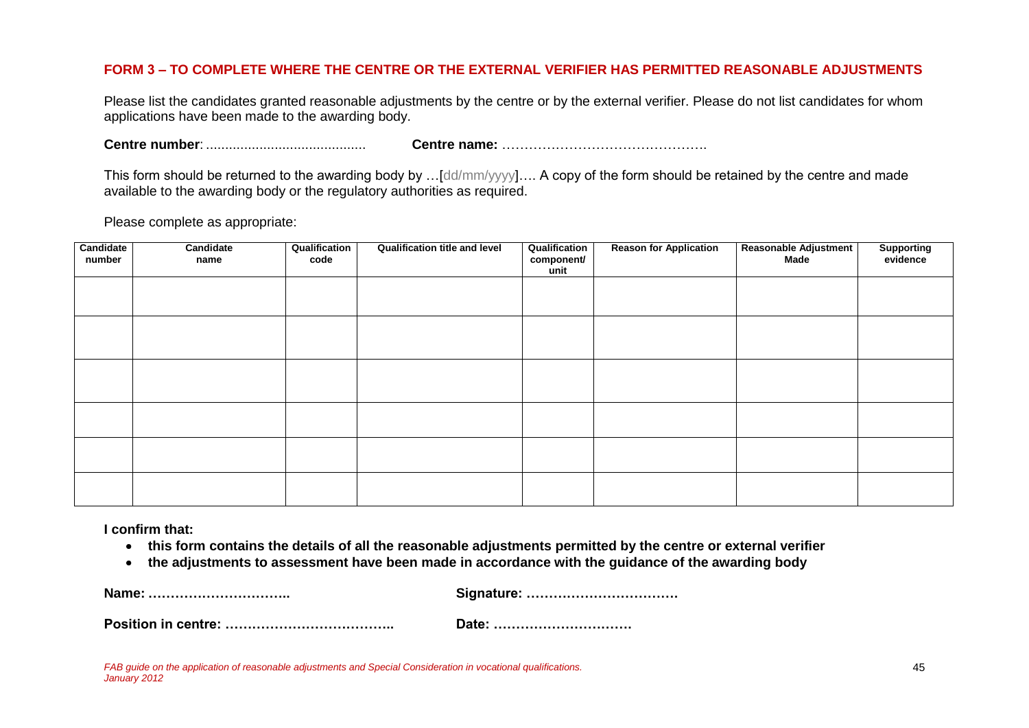## FORM 3 – TO COMPLETE WHERE THE CENTRE OR THE EXTERNAL VERIFIER HAS PERMITTED REASONABLE ADJUSTMENTS

Please list the candidates granted reasonable adjustments by the centre or by the external verifier. Please do not list candidates for whom applications have been made to the awarding body.

**Centre number**: .......................................... **Centre name:** ……………………………………….

This form should be returned to the awarding body by …[dd/mm/yyyy]…. A copy of the form should be retained by the centre and made available to the awarding body or the regulatory authorities as required.

Please complete as appropriate:

| Candidate number | Candidate name | Qualification code | Qualification title and level | Qualification component/ unit | Reason for Application | Reasonable Adjustment Made | Supporting evidence |
|---|---|---|---|---|---|---|---|
| | | | | | | | |
| | | | | | | | |
| | | | | | | | |
| | | | | | | | |
| | | | | | | | |
| | | | | | | | |

**I confirm that:**

- **this form contains the details of all the reasonable adjustments permitted by the centre or external verifier**
- **the adjustments to assessment have been made in accordance with the guidance of the awarding body**

**Name: …………………………..** **Signature: …………………………….**

**Position in centre: ………………………………..** **Date: ………………………….**

*FAB guide on the application of reasonable adjustments and Special Consideration in vocational qualifications. January 2012*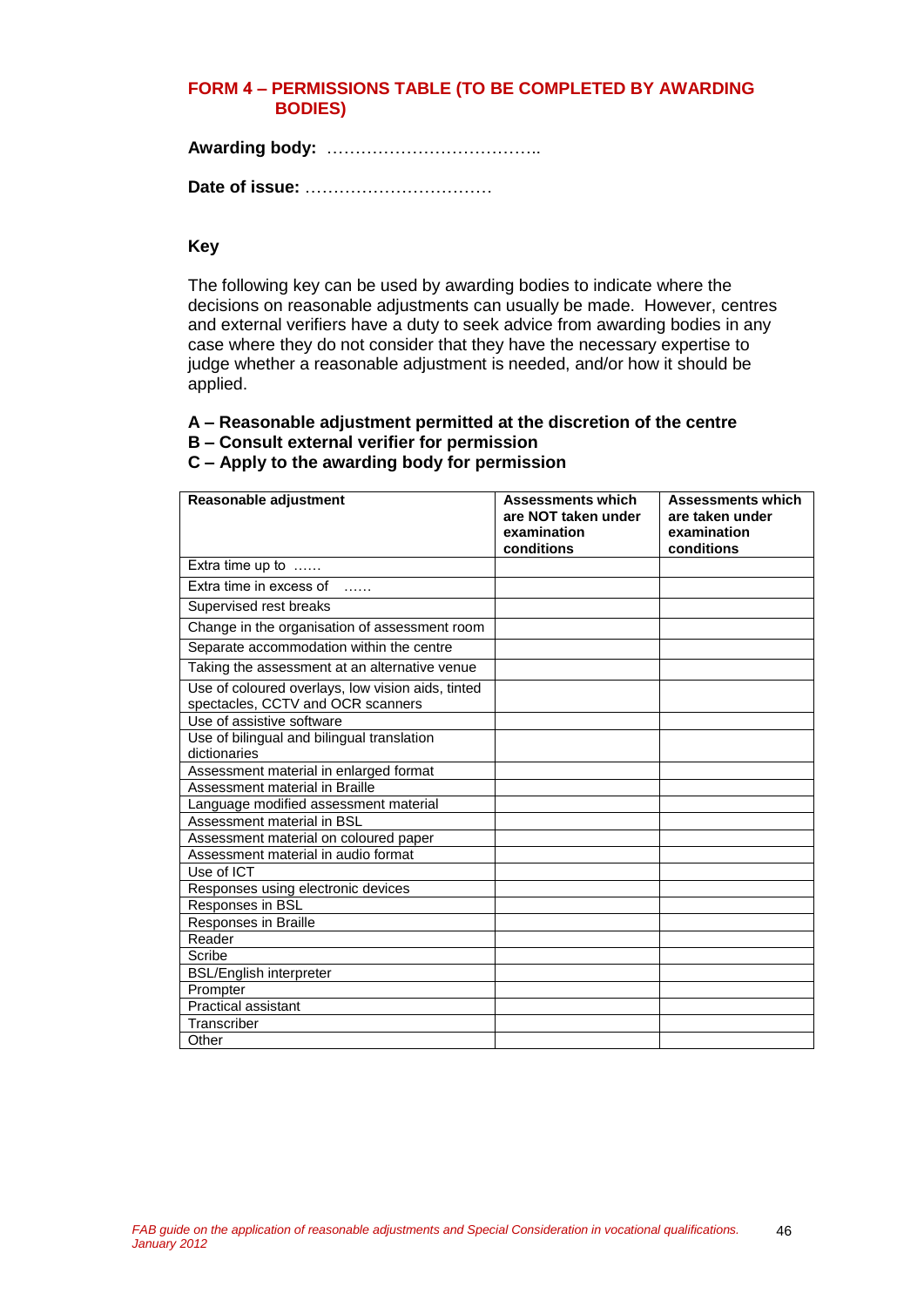## FORM 4 – PERMISSIONS TABLE (TO BE COMPLETED BY AWARDING BODIES)

**Awarding body:** ………………………………..

**Date of issue:** ……………………………

**Key**

The following key can be used by awarding bodies to indicate where the decisions on reasonable adjustments can usually be made. However, centres and external verifiers have a duty to seek advice from awarding bodies in any case where they do not consider that they have the necessary expertise to judge whether a reasonable adjustment is needed, and/or how it should be applied.

**A – Reasonable adjustment permitted at the discretion of the centre**
**B – Consult external verifier for permission**
**C – Apply to the awarding body for permission**

| Reasonable adjustment | Assessments which are NOT taken under examination conditions | Assessments which are taken under examination conditions |
|---|---|---|
| Extra time up to …… | | |
| Extra time in excess of …… | | |
| Supervised rest breaks | | |
| Change in the organisation of assessment room | | |
| Separate accommodation within the centre | | |
| Taking the assessment at an alternative venue | | |
| Use of coloured overlays, low vision aids, tinted spectacles, CCTV and OCR scanners | | |
| Use of assistive software | | |
| Use of bilingual and bilingual translation dictionaries | | |
| Assessment material in enlarged format | | |
| Assessment material in Braille | | |
| Language modified assessment material | | |
| Assessment material in BSL | | |
| Assessment material on coloured paper | | |
| Assessment material in audio format | | |
| Use of ICT | | |
| Responses using electronic devices | | |
| Responses in BSL | | |
| Responses in Braille | | |
| Reader | | |
| Scribe | | |
| BSL/English interpreter | | |
| Prompter | | |
| Practical assistant | | |
| Transcriber | | |
| Other | | |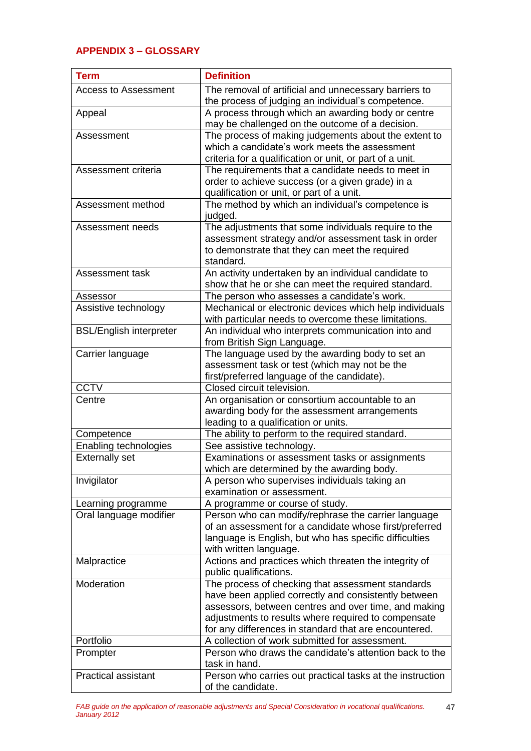## APPENDIX 3 – GLOSSARY

| Term | Definition |
|---|---|
| Access to Assessment | The removal of artificial and unnecessary barriers to the process of judging an individual's competence. |
| Appeal | A process through which an awarding body or centre may be challenged on the outcome of a decision. |
| Assessment | The process of making judgements about the extent to which a candidate's work meets the assessment criteria for a qualification or unit, or part of a unit. |
| Assessment criteria | The requirements that a candidate needs to meet in order to achieve success (or a given grade) in a qualification or unit, or part of a unit. |
| Assessment method | The method by which an individual's competence is judged. |
| Assessment needs | The adjustments that some individuals require to the assessment strategy and/or assessment task in order to demonstrate that they can meet the required standard. |
| Assessment task | An activity undertaken by an individual candidate to show that he or she can meet the required standard. |
| Assessor | The person who assesses a candidate's work. |
| Assistive technology | Mechanical or electronic devices which help individuals with particular needs to overcome these limitations. |
| BSL/English interpreter | An individual who interprets communication into and from British Sign Language. |
| Carrier language | The language used by the awarding body to set an assessment task or test (which may not be the first/preferred language of the candidate). |
| CCTV | Closed circuit television. |
| Centre | An organisation or consortium accountable to an awarding body for the assessment arrangements leading to a qualification or units. |
| Competence | The ability to perform to the required standard. |
| Enabling technologies | See assistive technology. |
| Externally set | Examinations or assessment tasks or assignments which are determined by the awarding body. |
| Invigilator | A person who supervises individuals taking an examination or assessment. |
| Learning programme | A programme or course of study. |
| Oral language modifier | Person who can modify/rephrase the carrier language of an assessment for a candidate whose first/preferred language is English, but who has specific difficulties with written language. |
| Malpractice | Actions and practices which threaten the integrity of public qualifications. |
| Moderation | The process of checking that assessment standards have been applied correctly and consistently between assessors, between centres and over time, and making adjustments to results where required to compensate for any differences in standard that are encountered. |
| Portfolio | A collection of work submitted for assessment. |
| Prompter | Person who draws the candidate's attention back to the task in hand. |
| Practical assistant | Person who carries out practical tasks at the instruction of the candidate. |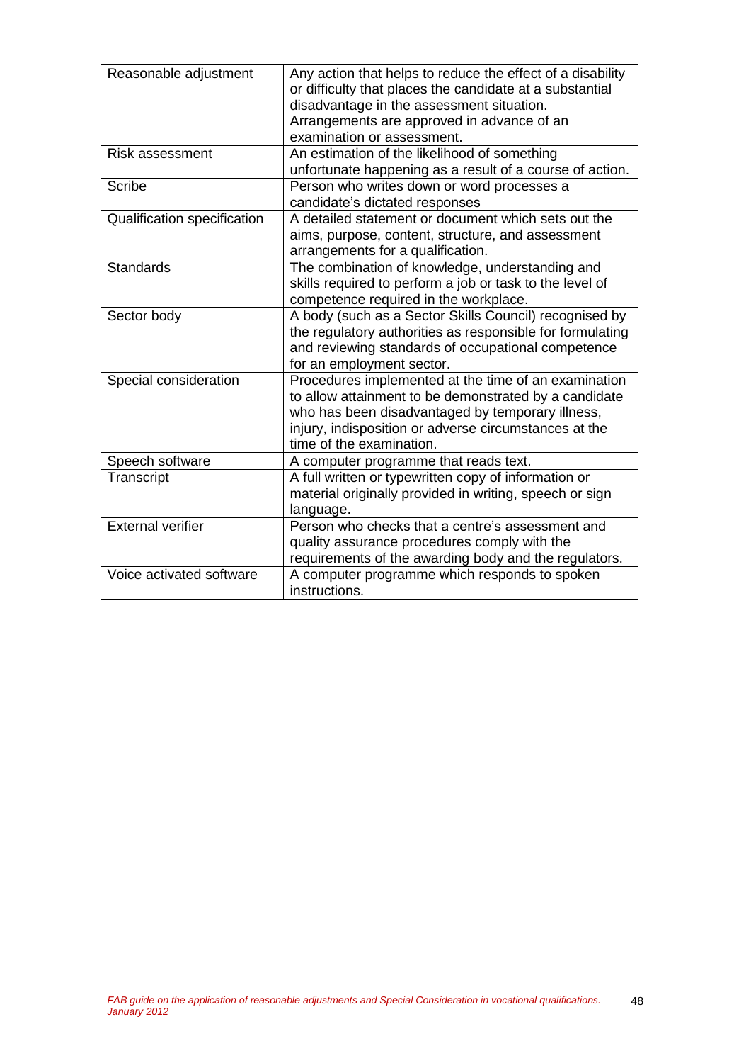| Reasonable adjustment | Any action that helps to reduce the effect of a disability or difficulty that places the candidate at a substantial disadvantage in the assessment situation. Arrangements are approved in advance of an examination or assessment. |
|---|---|
| Risk assessment | An estimation of the likelihood of something unfortunate happening as a result of a course of action. |
| Scribe | Person who writes down or word processes a candidate's dictated responses |
| Qualification specification | A detailed statement or document which sets out the aims, purpose, content, structure, and assessment arrangements for a qualification. |
| Standards | The combination of knowledge, understanding and skills required to perform a job or task to the level of competence required in the workplace. |
| Sector body | A body (such as a Sector Skills Council) recognised by the regulatory authorities as responsible for formulating and reviewing standards of occupational competence for an employment sector. |
| Special consideration | Procedures implemented at the time of an examination to allow attainment to be demonstrated by a candidate who has been disadvantaged by temporary illness, injury, indisposition or adverse circumstances at the time of the examination. |
| Speech software | A computer programme that reads text. |
| Transcript | A full written or typewritten copy of information or material originally provided in writing, speech or sign language. |
| External verifier | Person who checks that a centre's assessment and quality assurance procedures comply with the requirements of the awarding body and the regulators. |
| Voice activated software | A computer programme which responds to spoken instructions. |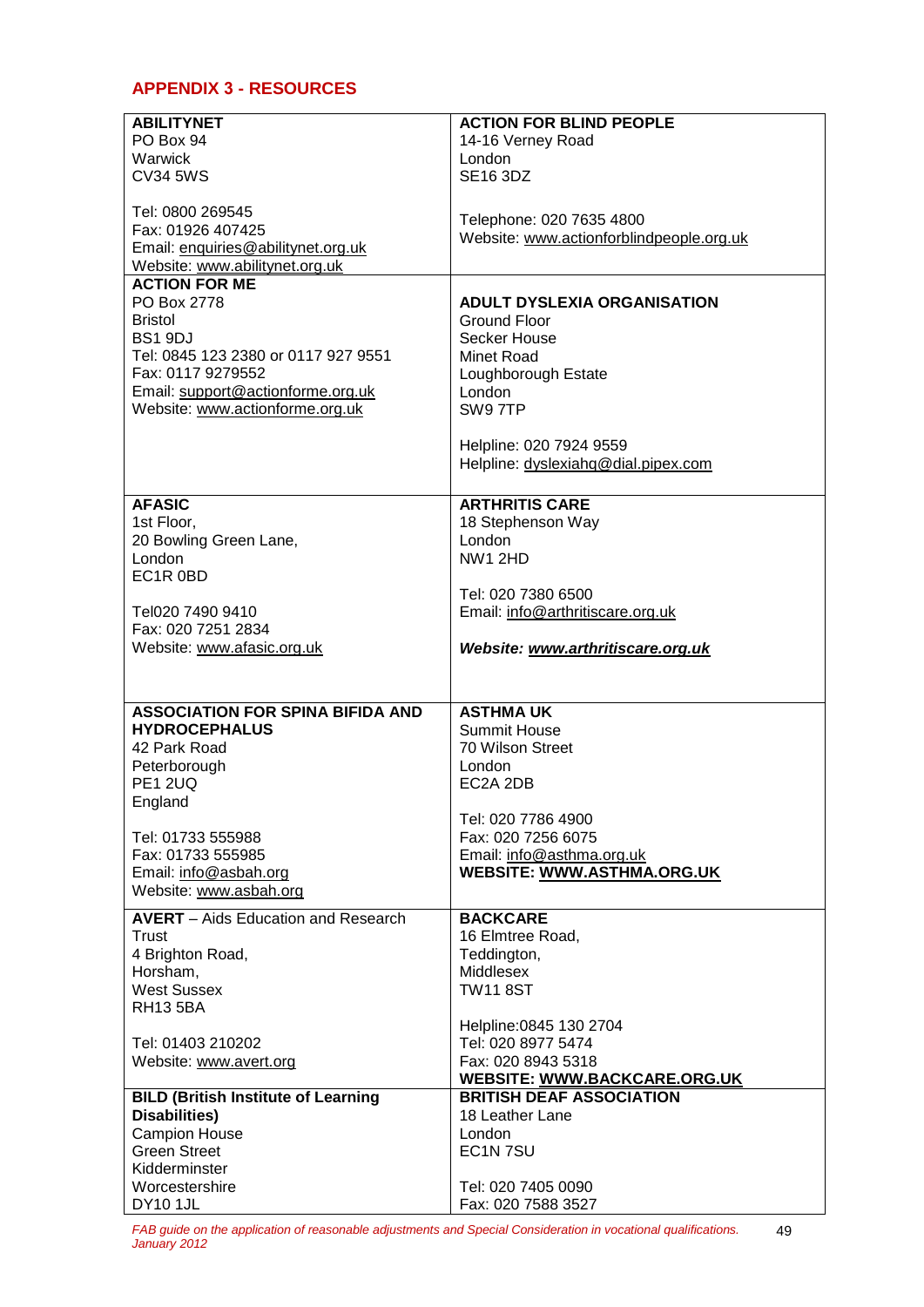## APPENDIX 3 - RESOURCES

| | |
|---|---|
| **ABILITYNET**<br>PO Box 94<br>Warwick<br>CV34 5WS<br><br>Tel: 0800 269545<br>Fax: 01926 407425<br>Email: enquiries@abilitynet.org.uk<br>Website: www.abilitynet.org.uk | **ACTION FOR BLIND PEOPLE**<br>14-16 Verney Road<br>London<br>SE16 3DZ<br><br>Telephone: 020 7635 4800<br>Website: www.actionforblindpeople.org.uk |
| **ACTION FOR ME**<br>PO Box 2778<br>Bristol<br>BS1 9DJ<br>Tel: 0845 123 2380 or 0117 927 9551<br>Fax: 0117 9279552<br>Email: support@actionforme.org.uk<br>Website: www.actionforme.org.uk | **ADULT DYSLEXIA ORGANISATION**<br>Ground Floor<br>Secker House<br>Minet Road<br>Loughborough Estate<br>London<br>SW9 7TP<br><br>Helpline: 020 7924 9559<br>Helpline: dyslexiahq@dial.pipex.com |
| **AFASIC**<br>1st Floor,<br>20 Bowling Green Lane,<br>London<br>EC1R 0BD<br><br>Tel020 7490 9410<br>Fax: 020 7251 2834<br>Website: www.afasic.org.uk | **ARTHRITIS CARE**<br>18 Stephenson Way<br>London<br>NW1 2HD<br><br>Tel: 020 7380 6500<br>Email: info@arthritiscare.org.uk<br><br>***Website: www.arthritiscare.org.uk*** |
| **ASSOCIATION FOR SPINA BIFIDA AND HYDROCEPHALUS**<br>42 Park Road<br>Peterborough<br>PE1 2UQ<br>England<br><br>Tel: 01733 555988<br>Fax: 01733 555985<br>Email: info@asbah.org<br>Website: www.asbah.org | **ASTHMA UK**<br>Summit House<br>70 Wilson Street<br>London<br>EC2A 2DB<br><br>Tel: 020 7786 4900<br>Fax: 020 7256 6075<br>Email: info@asthma.org.uk<br>**WEBSITE: WWW.ASTHMA.ORG.UK** |
| **AVERT** – Aids Education and Research Trust<br>4 Brighton Road,<br>Horsham,<br>West Sussex<br>RH13 5BA<br><br>Tel: 01403 210202<br>Website: www.avert.org | **BACKCARE**<br>16 Elmtree Road,<br>Teddington,<br>Middlesex<br>TW11 8ST<br><br>Helpline:0845 130 2704<br>Tel: 020 8977 5474<br>Fax: 020 8943 5318<br>**WEBSITE: WWW.BACKCARE.ORG.UK** |
| **BILD (British Institute of Learning Disabilities)**<br>Campion House<br>Green Street<br>Kidderminster<br>Worcestershire<br>DY10 1JL | **BRITISH DEAF ASSOCIATION**<br>18 Leather Lane<br>London<br>EC1N 7SU<br><br>Tel: 020 7405 0090<br>Fax: 020 7588 3527 |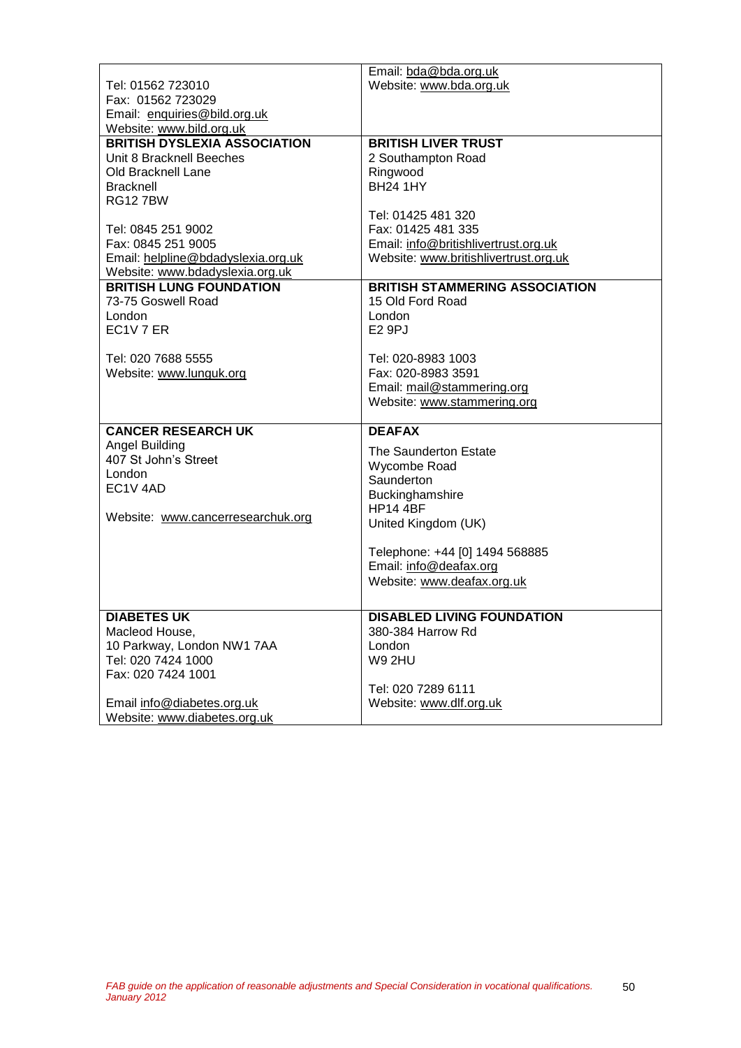| | |
|---|---|
| Tel: 01562 723010<br>Fax: 01562 723029<br>Email: enquiries@bild.org.uk<br>Website: www.bild.org.uk | Email: bda@bda.org.uk<br>Website: www.bda.org.uk |
| **BRITISH DYSLEXIA ASSOCIATION**<br>Unit 8 Bracknell Beeches<br>Old Bracknell Lane<br>Bracknell<br>RG12 7BW<br><br>Tel: 0845 251 9002<br>Fax: 0845 251 9005<br>Email: helpline@bdadyslexia.org.uk<br>Website: www.bdadyslexia.org.uk | **BRITISH LIVER TRUST**<br>2 Southampton Road<br>Ringwood<br>BH24 1HY<br><br>Tel: 01425 481 320<br>Fax: 01425 481 335<br>Email: info@britishlivertrust.org.uk<br>Website: www.britishlivertrust.org.uk |
| **BRITISH LUNG FOUNDATION**<br>73-75 Goswell Road<br>London<br>EC1V 7 ER<br><br>Tel: 020 7688 5555<br>Website: www.lunguk.org | **BRITISH STAMMERING ASSOCIATION**<br>15 Old Ford Road<br>London<br>E2 9PJ<br><br>Tel: 020-8983 1003<br>Fax: 020-8983 3591<br>Email: mail@stammering.org<br>Website: www.stammering.org |
| **CANCER RESEARCH UK**<br>Angel Building<br>407 St John's Street<br>London<br>EC1V 4AD<br><br>Website: www.cancerresearchuk.org | **DEAFAX**<br>The Saunderton Estate<br>Wycombe Road<br>Saunderton<br>Buckinghamshire<br>HP14 4BF<br>United Kingdom (UK)<br><br>Telephone: +44 [0] 1494 568885<br>Email: info@deafax.org<br>Website: www.deafax.org.uk |
| **DIABETES UK**<br>Macleod House,<br>10 Parkway, London NW1 7AA<br>Tel: 020 7424 1000<br>Fax: 020 7424 1001<br><br>Email info@diabetes.org.uk<br>Website: www.diabetes.org.uk | **DISABLED LIVING FOUNDATION**<br>380-384 Harrow Rd<br>London<br>W9 2HU<br><br>Tel: 020 7289 6111<br>Website: www.dlf.org.uk |

*FAB guide on the application of reasonable adjustments and Special Consideration in vocational qualifications. January 2012*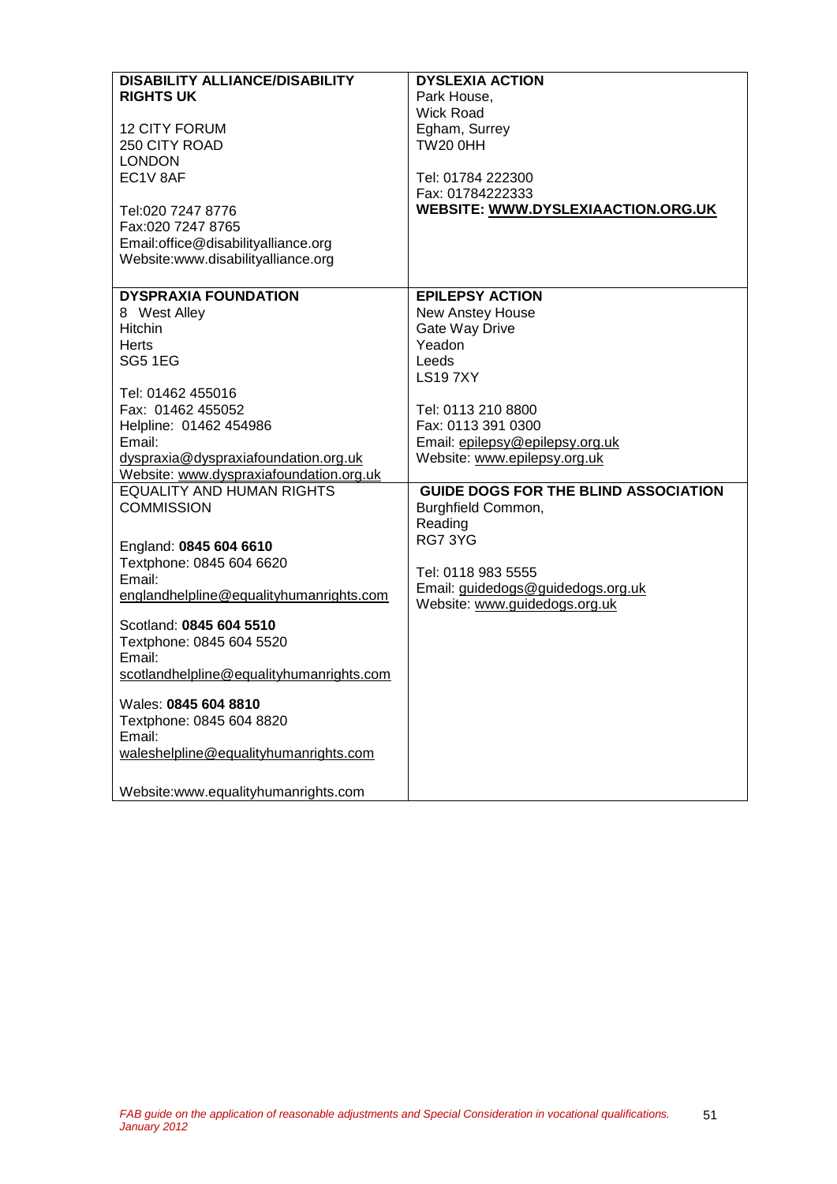| **DISABILITY ALLIANCE/DISABILITY RIGHTS UK**<br><br>12 CITY FORUM<br>250 CITY ROAD<br>LONDON<br>EC1V 8AF<br><br>Tel:020 7247 8776<br>Fax:020 7247 8765<br>Email:office@disabilityalliance.org<br>Website:www.disabilityalliance.org | **DYSLEXIA ACTION**<br>Park House,<br>Wick Road<br>Egham, Surrey<br>TW20 0HH<br><br>Tel: 01784 222300<br>Fax: 01784222333<br>**WEBSITE: WWW.DYSLEXIAACTION.ORG.UK** |
|---|---|
| **DYSPRAXIA FOUNDATION**<br>8 West Alley<br>Hitchin<br>Herts<br>SG5 1EG<br><br>Tel: 01462 455016<br>Fax: 01462 455052<br>Helpline: 01462 454986<br>Email:<br>dyspraxia@dyspraxiafoundation.org.uk<br>Website: www.dyspraxiafoundation.org.uk | **EPILEPSY ACTION**<br>New Anstey House<br>Gate Way Drive<br>Yeadon<br>Leeds<br>LS19 7XY<br><br>Tel: 0113 210 8800<br>Fax: 0113 391 0300<br>Email: epilepsy@epilepsy.org.uk<br>Website: www.epilepsy.org.uk |
| EQUALITY AND HUMAN RIGHTS COMMISSION<br><br>England: **0845 604 6610**<br>Textphone: 0845 604 6620<br>Email:<br>englandhelpline@equalityhumanrights.com<br><br>Scotland: **0845 604 5510**<br>Textphone: 0845 604 5520<br>Email:<br>scotlandhelpline@equalityhumanrights.com<br><br>Wales: **0845 604 8810**<br>Textphone: 0845 604 8820<br>Email:<br>waleshelpline@equalityhumanrights.com<br><br>Website:www.equalityhumanrights.com | **GUIDE DOGS FOR THE BLIND ASSOCIATION**<br>Burghfield Common,<br>Reading<br>RG7 3YG<br><br>Tel: 0118 983 5555<br>Email: guidedogs@guidedogs.org.uk<br>Website: www.guidedogs.org.uk |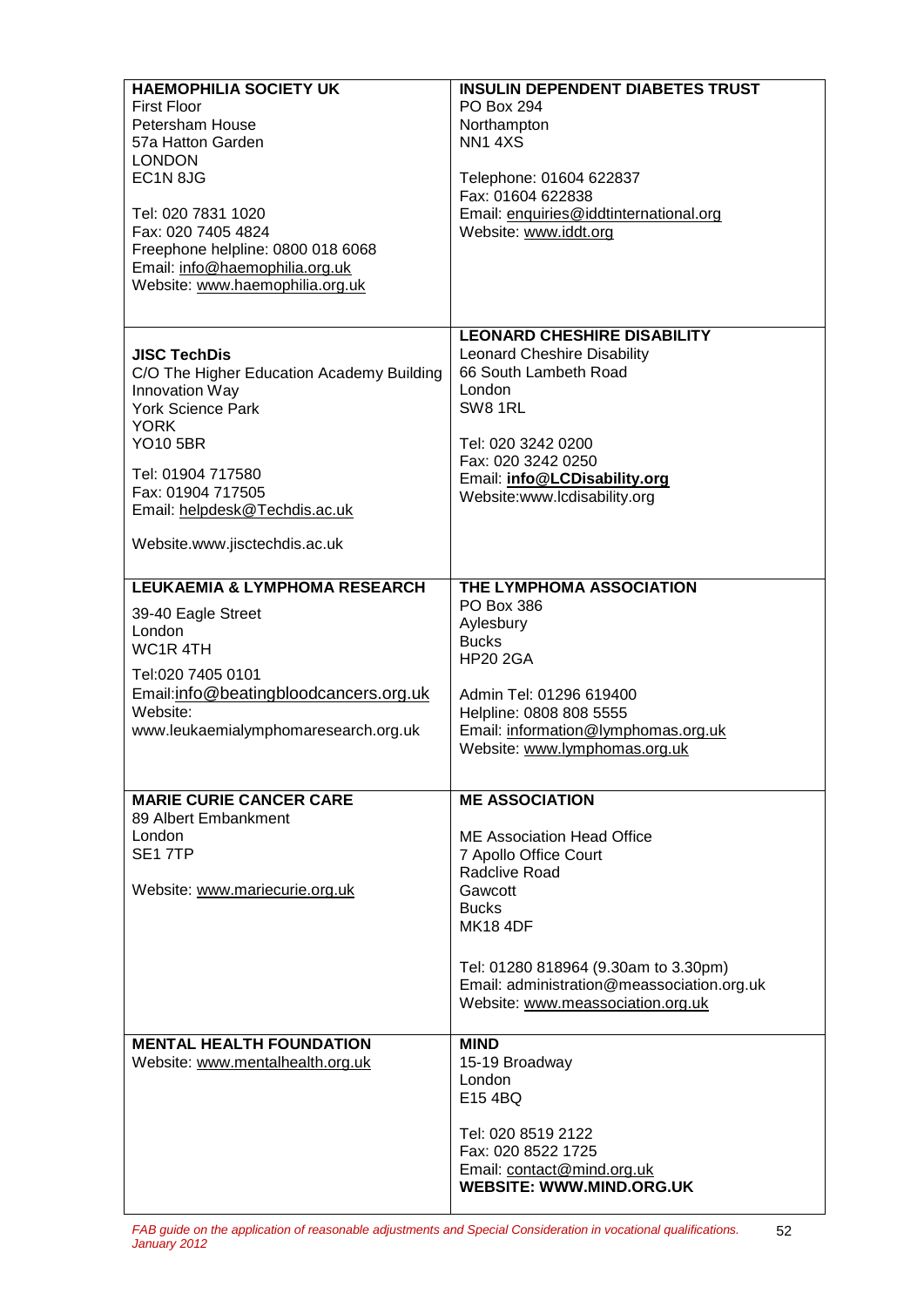| | |
|---|---|
| **HAEMOPHILIA SOCIETY UK**<br>First Floor<br>Petersham House<br>57a Hatton Garden<br>LONDON<br>EC1N 8JG<br><br>Tel: 020 7831 1020<br>Fax: 020 7405 4824<br>Freephone helpline: 0800 018 6068<br>Email: info@haemophilia.org.uk<br>Website: www.haemophilia.org.uk | **INSULIN DEPENDENT DIABETES TRUST**<br>PO Box 294<br>Northampton<br>NN1 4XS<br><br>Telephone: 01604 622837<br>Fax: 01604 622838<br>Email: enquiries@iddtinternational.org<br>Website: www.iddt.org |
| **JISC TechDis**<br>C/O The Higher Education Academy Building<br>Innovation Way<br>York Science Park<br>YORK<br>YO10 5BR<br><br>Tel: 01904 717580<br>Fax: 01904 717505<br>Email: helpdesk@Techdis.ac.uk<br><br>Website.www.jisctechdis.ac.uk | **LEONARD CHESHIRE DISABILITY**<br>Leonard Cheshire Disability<br>66 South Lambeth Road<br>London<br>SW8 1RL<br><br>Tel: 020 3242 0200<br>Fax: 020 3242 0250<br>Email: **info@LCDisability.org**<br>Website:www.lcdisability.org |
| **LEUKAEMIA & LYMPHOMA RESEARCH**<br>39-40 Eagle Street<br>London<br>WC1R 4TH<br><br>Tel:020 7405 0101<br>Email:info@beatingbloodcancers.org.uk<br>Website:<br>www.leukaemialymphomaresearch.org.uk | **THE LYMPHOMA ASSOCIATION**<br>PO Box 386<br>Aylesbury<br>Bucks<br>HP20 2GA<br><br>Admin Tel: 01296 619400<br>Helpline: 0808 808 5555<br>Email: information@lymphomas.org.uk<br>Website: www.lymphomas.org.uk |
| **MARIE CURIE CANCER CARE**<br>89 Albert Embankment<br>London<br>SE1 7TP<br><br>Website: www.mariecurie.org.uk | **ME ASSOCIATION**<br><br>ME Association Head Office<br>7 Apollo Office Court<br>Radclive Road<br>Gawcott<br>Bucks<br>MK18 4DF<br><br>Tel: 01280 818964 (9.30am to 3.30pm)<br>Email: administration@meassociation.org.uk<br>Website: www.meassociation.org.uk |
| **MENTAL HEALTH FOUNDATION**<br>Website: www.mentalhealth.org.uk | **MIND**<br>15-19 Broadway<br>London<br>E15 4BQ<br><br>Tel: 020 8519 2122<br>Fax: 020 8522 1725<br>Email: contact@mind.org.uk<br>**WEBSITE: WWW.MIND.ORG.UK** |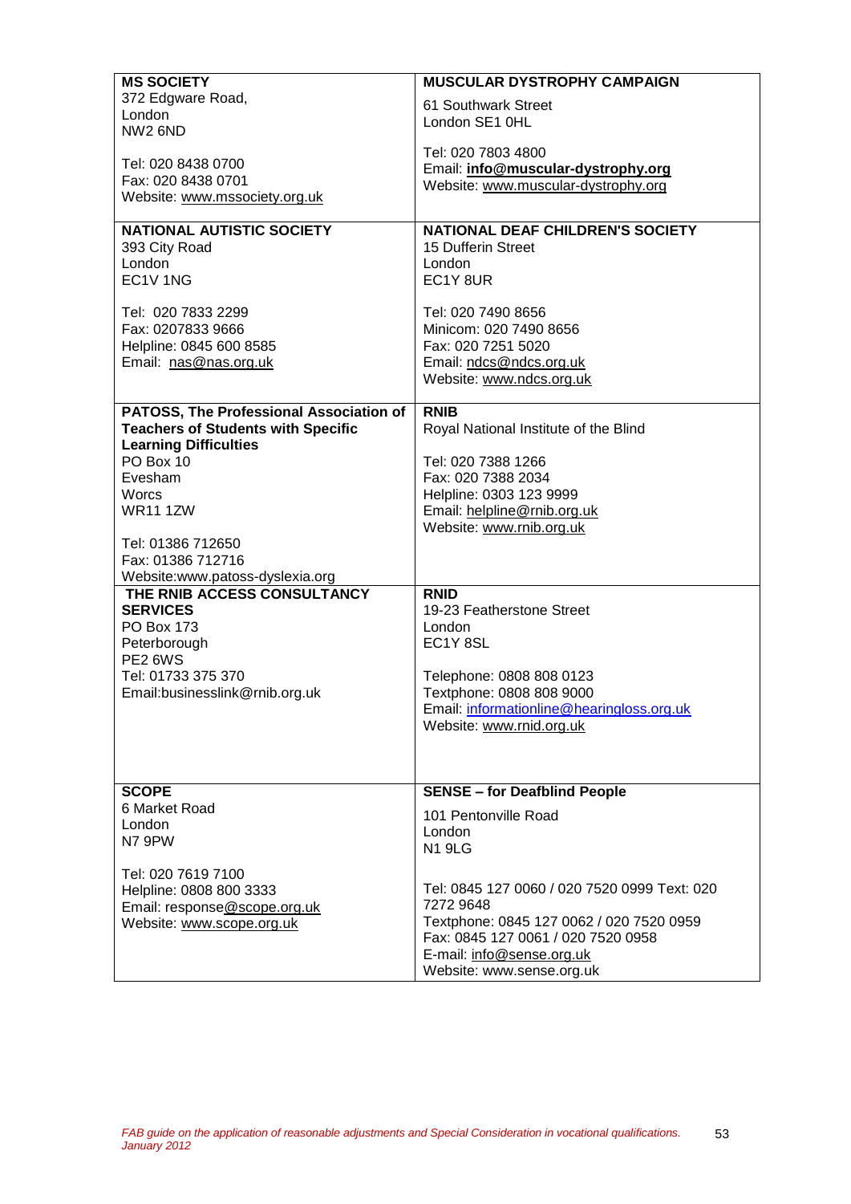| | |
|---|---|
| **MS SOCIETY**<br>372 Edgware Road,<br>London<br>NW2 6ND<br><br>Tel: 020 8438 0700<br>Fax: 020 8438 0701<br>Website: www.mssociety.org.uk | **MUSCULAR DYSTROPHY CAMPAIGN**<br>61 Southwark Street<br>London SE1 0HL<br><br>Tel: 020 7803 4800<br>Email: **info@muscular-dystrophy.org**<br>Website: www.muscular-dystrophy.org |
| **NATIONAL AUTISTIC SOCIETY**<br>393 City Road<br>London<br>EC1V 1NG<br><br>Tel: 020 7833 2299<br>Fax: 0207833 9666<br>Helpline: 0845 600 8585<br>Email: nas@nas.org.uk | **NATIONAL DEAF CHILDREN'S SOCIETY**<br>15 Dufferin Street<br>London<br>EC1Y 8UR<br><br>Tel: 020 7490 8656<br>Minicom: 020 7490 8656<br>Fax: 020 7251 5020<br>Email: ndcs@ndcs.org.uk<br>Website: www.ndcs.org.uk |
| **PATOSS, The Professional Association of Teachers of Students with Specific Learning Difficulties**<br>PO Box 10<br>Evesham<br>Worcs<br>WR11 1ZW<br><br>Tel: 01386 712650<br>Fax: 01386 712716<br>Website:www.patoss-dyslexia.org | **RNIB**<br>Royal National Institute of the Blind<br><br>Tel: 020 7388 1266<br>Fax: 020 7388 2034<br>Helpline: 0303 123 9999<br>Email: helpline@rnib.org.uk<br>Website: www.rnib.org.uk |
| **THE RNIB ACCESS CONSULTANCY SERVICES**<br>PO Box 173<br>Peterborough<br>PE2 6WS<br>Tel: 01733 375 370<br>Email:businesslink@rnib.org.uk | **RNID**<br>19-23 Featherstone Street<br>London<br>EC1Y 8SL<br><br>Telephone: 0808 808 0123<br>Textphone: 0808 808 9000<br>Email: informationline@hearingloss.org.uk<br>Website: www.rnid.org.uk |
| **SCOPE**<br>6 Market Road<br>London<br>N7 9PW<br><br>Tel: 020 7619 7100<br>Helpline: 0808 800 3333<br>Email: response@scope.org.uk<br>Website: www.scope.org.uk | **SENSE – for Deafblind People**<br>101 Pentonville Road<br>London<br>N1 9LG<br><br>Tel: 0845 127 0060 / 020 7520 0999 Text: 020 7272 9648<br>Textphone: 0845 127 0062 / 020 7520 0959<br>Fax: 0845 127 0061 / 020 7520 0958<br>E-mail: info@sense.org.uk<br>Website: www.sense.org.uk |